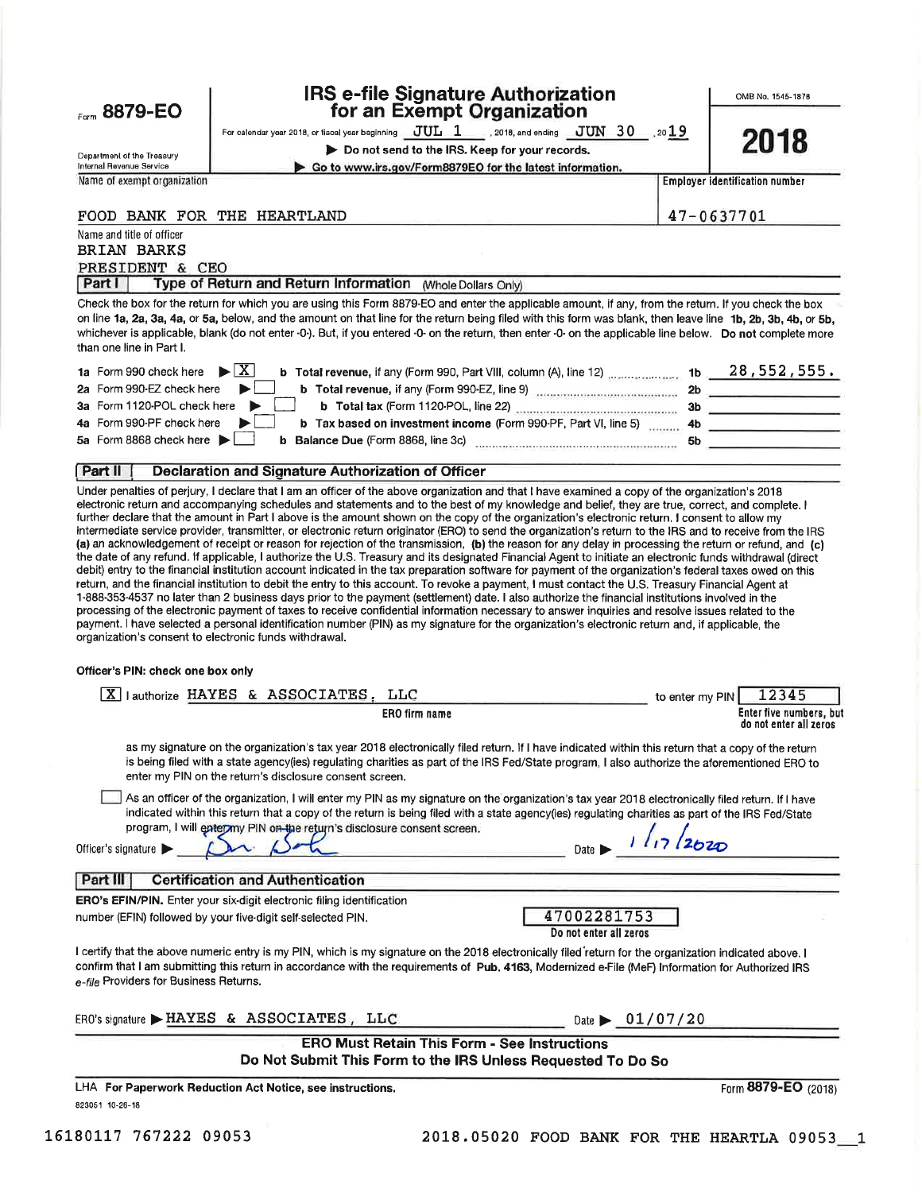Form **8879-EO**

Department of the Treasury
Internal Revenue Service

# IRS e-file Signature Authorization for an Exempt Organization

For calendar year 2018, or fiscal year beginning JUL 1, 2018, and ending JUN 30, 2019

▶ Do not send to the IRS. Keep for your records.

▶ Go to www.irs.gov/Form8879EO for the latest information.

OMB No. 1545-1878

**2018**

| Name of exempt organization | Employer identification number |
|---|---|
| FOOD BANK FOR THE HEARTLAND | 47-0637701 |

Name and title of officer
BRIAN BARKS
PRESIDENT & CEO

## Part I — Type of Return and Return Information (Whole Dollars Only)

Check the box for the return for which you are using this Form 8879-EO and enter the applicable amount, if any, from the return. If you check the box on line **1a, 2a, 3a, 4a,** or **5a,** below, and the amount on that line for the return being filed with this form was blank, then leave line **1b, 2b, 3b, 4b,** or **5b,** whichever is applicable, blank (do not enter -0-). But, if you entered -0- on the return, then enter -0- on the applicable line below. **Do not** complete more than one line in Part I.

| | | | |
|---|---|---|---|
| **1a** Form 990 check here ▶ [X] | **b** **Total revenue,** if any (Form 990, Part VIII, column (A), line 12) | **1b** | 28,552,555. |
| **2a** Form 990-EZ check here ▶ [ ] | **b** **Total revenue,** if any (Form 990-EZ, line 9) | **2b** | |
| **3a** Form 1120-POL check here ▶ [ ] | **b** **Total tax** (Form 1120-POL, line 22) | **3b** | |
| **4a** Form 990-PF check here ▶ [ ] | **b** **Tax based on investment income** (Form 990-PF, Part VI, line 5) | **4b** | |
| **5a** Form 8868 check here ▶ [ ] | **b** **Balance Due** (Form 8868, line 3c) | **5b** | |

## Part II — Declaration and Signature Authorization of Officer

Under penalties of perjury, I declare that I am an officer of the above organization and that I have examined a copy of the organization's 2018 electronic return and accompanying schedules and statements and to the best of my knowledge and belief, they are true, correct, and complete. I further declare that the amount in Part I above is the amount shown on the copy of the organization's electronic return. I consent to allow my intermediate service provider, transmitter, or electronic return originator (ERO) to send the organization's return to the IRS and to receive from the IRS **(a)** an acknowledgement of receipt or reason for rejection of the transmission, **(b)** the reason for any delay in processing the return or refund, and **(c)** the date of any refund. If applicable, I authorize the U.S. Treasury and its designated Financial Agent to initiate an electronic funds withdrawal (direct debit) entry to the financial institution account indicated in the tax preparation software for payment of the organization's federal taxes owed on this return, and the financial institution to debit the entry to this account. To revoke a payment, I must contact the U.S. Treasury Financial Agent at 1-888-353-4537 no later than 2 business days prior to the payment (settlement) date. I also authorize the financial institutions involved in the processing of the electronic payment of taxes to receive confidential information necessary to answer inquiries and resolve issues related to the payment. I have selected a personal identification number (PIN) as my signature for the organization's electronic return and, if applicable, the organization's consent to electronic funds withdrawal.

**Officer's PIN: check one box only**

[X] I authorize HAYES & ASSOCIATES, LLC (ERO firm name) to enter my PIN 12345 (Enter five numbers, but do not enter all zeros)

as my signature on the organization's tax year 2018 electronically filed return. If I have indicated within this return that a copy of the return is being filed with a state agency(ies) regulating charities as part of the IRS Fed/State program, I also authorize the aforementioned ERO to enter my PIN on the return's disclosure consent screen.

[ ] As an officer of the organization, I will enter my PIN as my signature on the organization's tax year 2018 electronically filed return. If I have indicated within this return that a copy of the return is being filed with a state agency(ies) regulating charities as part of the IRS Fed/State program, I will enter my PIN on the return's disclosure consent screen.

Officer's signature ▶ *[signature]* Date ▶ 1/17/2020

## Part III — Certification and Authentication

**ERO's EFIN/PIN.** Enter your six-digit electronic filing identification number (EFIN) followed by your five-digit self-selected PIN. 47002281753 (Do not enter all zeros)

I certify that the above numeric entry is my PIN, which is my signature on the 2018 electronically filed return for the organization indicated above. I confirm that I am submitting this return in accordance with the requirements of **Pub. 4163,** Modernized e-File (MeF) Information for Authorized IRS *e-file* Providers for Business Returns.

ERO's signature ▶ HAYES & ASSOCIATES, LLC Date ▶ 01/07/20

**ERO Must Retain This Form - See Instructions**
**Do Not Submit This Form to the IRS Unless Requested To Do So**

LHA **For Paperwork Reduction Act Notice, see instructions.** Form **8879-EO** (2018)

823051 10-26-18

16180117 767222 09053 2018.05020 FOOD BANK FOR THE HEARTLA 09053__1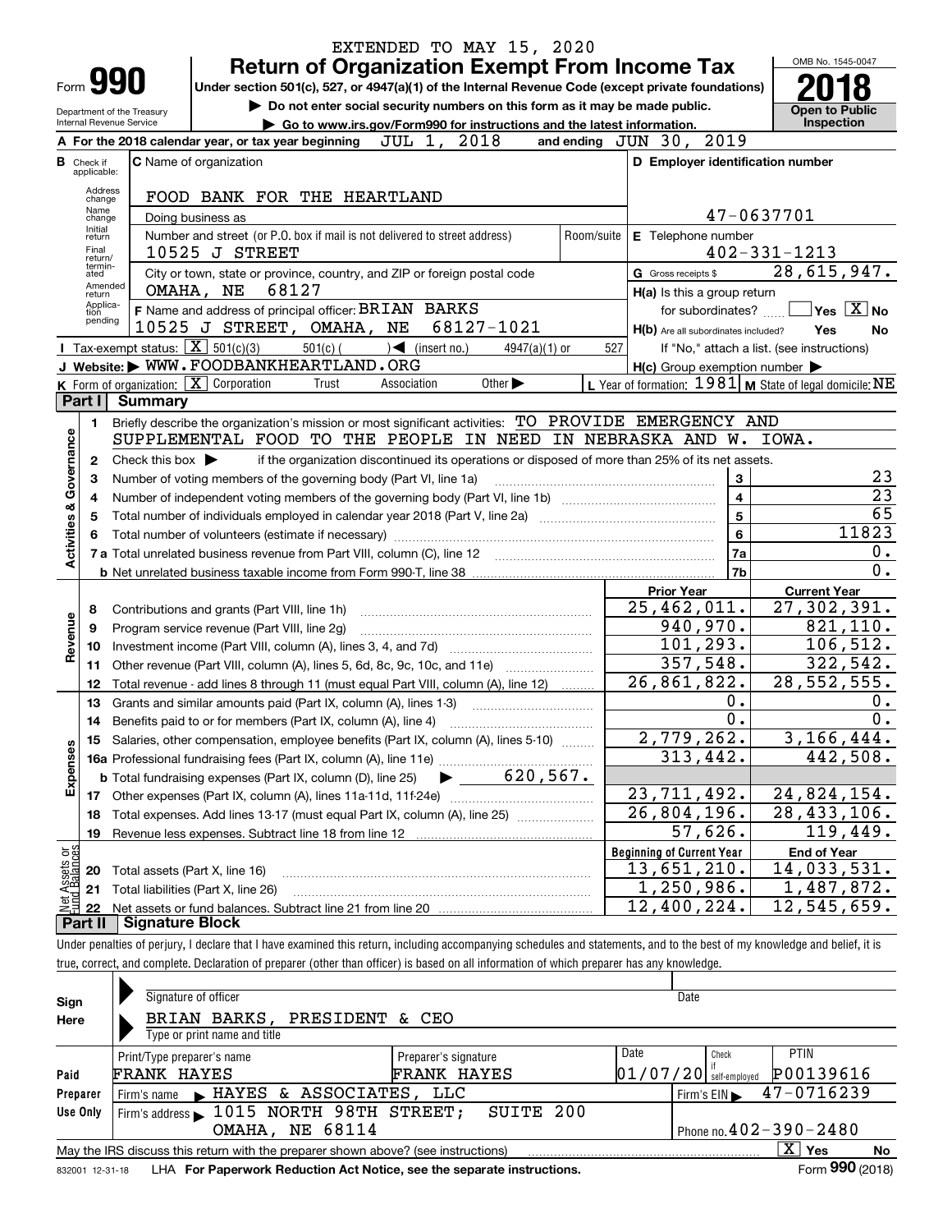EXTENDED TO MAY 15, 2020

# Form 990 — Return of Organization Exempt From Income Tax (2018)

Under section 501(c), 527, or 4947(a)(1) of the Internal Revenue Code (except private foundations)

▶ Do not enter social security numbers on this form as it may be made public.

▶ Go to www.irs.gov/Form990 for instructions and the latest information.

Department of the Treasury, Internal Revenue Service

OMB No. 1545-0047 — **Open to Public Inspection**

**A** For the 2018 calendar year, or tax year beginning JUL 1, 2018 and ending JUN 30, 2019

**B** Check if applicable: Address change; Name change; Initial return; Final return/terminated; Amended return; Application pending

**C** Name of organization: FOOD BANK FOR THE HEARTLAND

Doing business as

Number and street (or P.O. box if mail is not delivered to street address): 10525 J STREET — Room/suite

City or town, state or province, country, and ZIP or foreign postal code: OMAHA, NE 68127

**D** Employer identification number: 47-0637701

**E** Telephone number: 402-331-1213

**G** Gross receipts $ 28,615,947.

**F** Name and address of principal officer: BRIAN BARKS, 10525 J STREET, OMAHA, NE 68127-1021

**H(a)** Is this a group return for subordinates? Yes [ ] No [X]

**H(b)** Are all subordinates included? Yes No — If "No," attach a list. (see instructions)

**H(c)** Group exemption number ▶

**I** Tax-exempt status: [X] 501(c)(3) 501(c) ( ) ◀ (insert no.) 4947(a)(1) or 527

**J** Website: ▶ WWW.FOODBANKHEARTLAND.ORG

**K** Form of organization: [X] Corporation Trust Association Other ▶

**L** Year of formation: 1981 **M** State of legal domicile: NE

## Part I Summary

**Activities & Governance**

1. Briefly describe the organization's mission or most significant activities: TO PROVIDE EMERGENCY AND SUPPLEMENTAL FOOD TO THE PEOPLE IN NEED IN NEBRASKA AND W. IOWA.
2. Check this box ▶ if the organization discontinued its operations or disposed of more than 25% of its net assets.

| Line | Description | No. | Value |
|---|---|---|---|
| 3 | Number of voting members of the governing body (Part VI, line 1a) | 3 | 23 |
| 4 | Number of independent voting members of the governing body (Part VI, line 1b) | 4 | 23 |
| 5 | Total number of individuals employed in calendar year 2018 (Part V, line 2a) | 5 | 65 |
| 6 | Total number of volunteers (estimate if necessary) | 6 | 11823 |
| 7a | Total unrelated business revenue from Part VIII, column (C), line 12 | 7a | 0. |
| 7b | Net unrelated business taxable income from Form 990-T, line 38 | 7b | 0. |

| Line | Description | Prior Year | Current Year |
|---|---|---|---|
| **Revenue** | | | |
| 8 | Contributions and grants (Part VIII, line 1h) | 25,462,011. | 27,302,391. |
| 9 | Program service revenue (Part VIII, line 2g) | 940,970. | 821,110. |
| 10 | Investment income (Part VIII, column (A), lines 3, 4, and 7d) | 101,293. | 106,512. |
| 11 | Other revenue (Part VIII, column (A), lines 5, 6d, 8c, 9c, 10c, and 11e) | 357,548. | 322,542. |
| 12 | Total revenue - add lines 8 through 11 (must equal Part VIII, column (A), line 12) | 26,861,822. | 28,552,555. |
| **Expenses** | | | |
| 13 | Grants and similar amounts paid (Part IX, column (A), lines 1-3) | 0. | 0. |
| 14 | Benefits paid to or for members (Part IX, column (A), line 4) | 0. | 0. |
| 15 | Salaries, other compensation, employee benefits (Part IX, column (A), lines 5-10) | 2,779,262. | 3,166,444. |
| 16a | Professional fundraising fees (Part IX, column (A), line 11e) | 313,442. | 442,508. |
| b | Total fundraising expenses (Part IX, column (D), line 25) ▶ 620,567. | | |
| 17 | Other expenses (Part IX, column (A), lines 11a-11d, 11f-24e) | 23,711,492. | 24,824,154. |
| 18 | Total expenses. Add lines 13-17 (must equal Part IX, column (A), line 25) | 26,804,196. | 28,433,106. |
| 19 | Revenue less expenses. Subtract line 18 from line 12 | 57,626. | 119,449. |

| Line | Net Assets or Fund Balances | Beginning of Current Year | End of Year |
|---|---|---|---|
| 20 | Total assets (Part X, line 16) | 13,651,210. | 14,033,531. |
| 21 | Total liabilities (Part X, line 26) | 1,250,986. | 1,487,872. |
| 22 | Net assets or fund balances. Subtract line 21 from line 20 | 12,400,224. | 12,545,659. |

## Part II Signature Block

Under penalties of perjury, I declare that I have examined this return, including accompanying schedules and statements, and to the best of my knowledge and belief, it is true, correct, and complete. Declaration of preparer (other than officer) is based on all information of which preparer has any knowledge.

**Sign Here**

Signature of officer — Date

BRIAN BARKS, PRESIDENT & CEO

Type or print name and title

**Paid Preparer Use Only**

| Print/Type preparer's name | Preparer's signature | Date | Check if self-employed | PTIN |
|---|---|---|---|---|
| FRANK HAYES | FRANK HAYES | 01/07/20 | | P00139616 |

Firm's name ▶ HAYES & ASSOCIATES, LLC — Firm's EIN ▶ 47-0716239

Firm's address ▶ 1015 NORTH 98TH STREET; SUITE 200, OMAHA, NE 68114 — Phone no. 402-390-2480

May the IRS discuss this return with the preparer shown above? (see instructions) [X] Yes No

832001 12-31-18 LHA For Paperwork Reduction Act Notice, see the separate instructions. Form **990** (2018)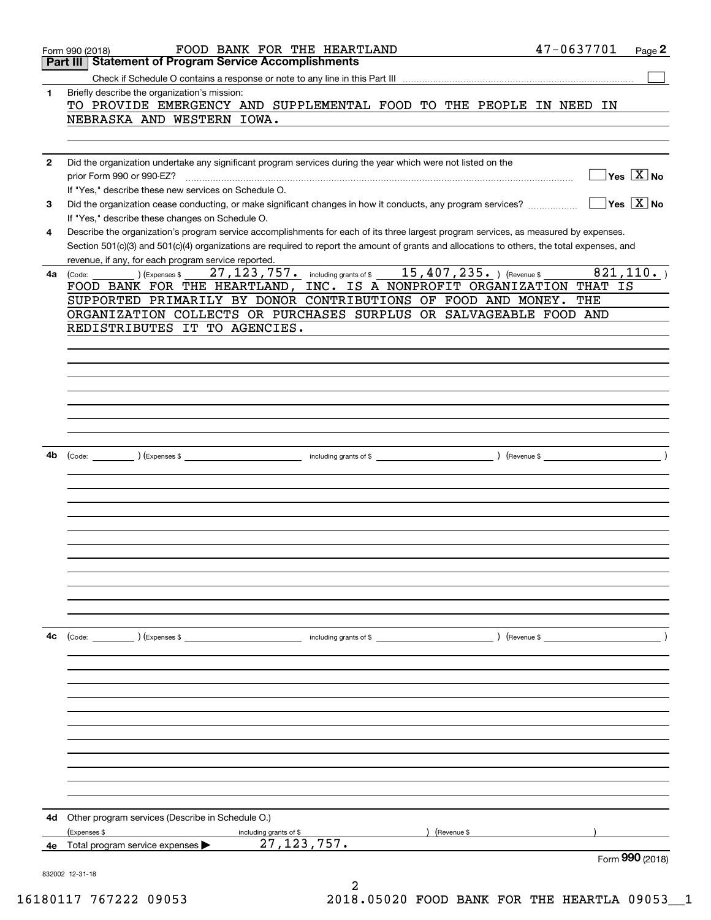Form 990 (2018) FOOD BANK FOR THE HEARTLAND 47-0637701

## Part III Statement of Program Service Accomplishments

Check if Schedule O contains a response or note to any line in this Part III ☐

**1** Briefly describe the organization's mission:

TO PROVIDE EMERGENCY AND SUPPLEMENTAL FOOD TO THE PEOPLE IN NEED IN NEBRASKA AND WESTERN IOWA.

**2** Did the organization undertake any significant program services during the year which were not listed on the prior Form 990 or 990-EZ? ☐ Yes ☒ No

If "Yes," describe these new services on Schedule O.

**3** Did the organization cease conducting, or make significant changes in how it conducts, any program services? ☐ Yes ☒ No

If "Yes," describe these changes on Schedule O.

**4** Describe the organization's program service accomplishments for each of its three largest program services, as measured by expenses. Section 501(c)(3) and 501(c)(4) organizations are required to report the amount of grants and allocations to others, the total expenses, and revenue, if any, for each program service reported.

**4a** (Code: ) (Expenses $ 27,123,757. including grants of $ 15,407,235. ) (Revenue $ 821,110. )

FOOD BANK FOR THE HEARTLAND, INC. IS A NONPROFIT ORGANIZATION THAT IS SUPPORTED PRIMARILY BY DONOR CONTRIBUTIONS OF FOOD AND MONEY. THE ORGANIZATION COLLECTS OR PURCHASES SURPLUS OR SALVAGEABLE FOOD AND REDISTRIBUTES IT TO AGENCIES.

**4b** (Code: ) (Expenses $ including grants of $ ) (Revenue $ )

**4c** (Code: ) (Expenses $ including grants of $ ) (Revenue $ )

**4d** Other program services (Describe in Schedule O.)

(Expenses $ including grants of $ ) (Revenue $ )

**4e** Total program service expenses ▶ 27,123,757.

Form **990** (2018)

832002 12-31-18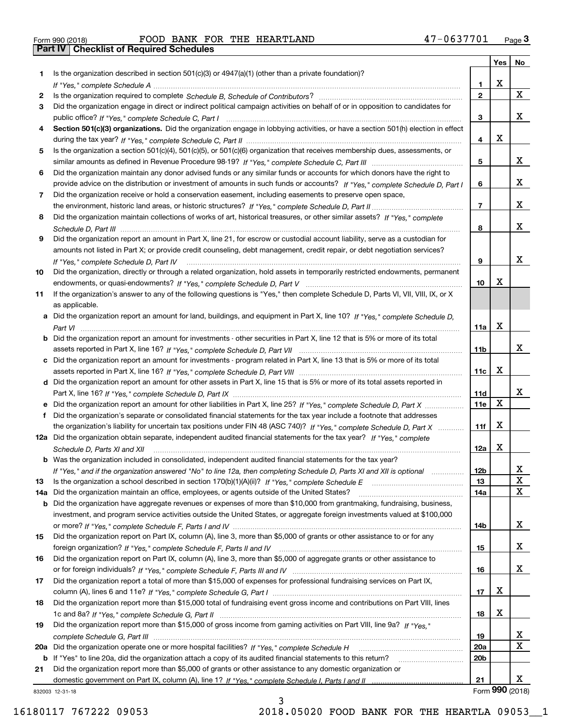Form 990 (2018) FOOD BANK FOR THE HEARTLAND 47-0637701 Page 3

## Part IV Checklist of Required Schedules

| | | | Yes | No |
|---|---|---|---|---|
| 1 | Is the organization described in section 501(c)(3) or 4947(a)(1) (other than a private foundation)? *If "Yes," complete Schedule A* | 1 | X | |
| 2 | Is the organization required to complete *Schedule B, Schedule of Contributors*? | 2 | | X |
| 3 | Did the organization engage in direct or indirect political campaign activities on behalf of or in opposition to candidates for public office? *If "Yes," complete Schedule C, Part I* | 3 | | X |
| 4 | **Section 501(c)(3) organizations.** Did the organization engage in lobbying activities, or have a section 501(h) election in effect during the tax year? *If "Yes," complete Schedule C, Part II* | 4 | X | |
| 5 | Is the organization a section 501(c)(4), 501(c)(5), or 501(c)(6) organization that receives membership dues, assessments, or similar amounts as defined in Revenue Procedure 98-19? *If "Yes," complete Schedule C, Part III* | 5 | | X |
| 6 | Did the organization maintain any donor advised funds or any similar funds or accounts for which donors have the right to provide advice on the distribution or investment of amounts in such funds or accounts? *If "Yes," complete Schedule D, Part I* | 6 | | X |
| 7 | Did the organization receive or hold a conservation easement, including easements to preserve open space, the environment, historic land areas, or historic structures? *If "Yes," complete Schedule D, Part II* | 7 | | X |
| 8 | Did the organization maintain collections of works of art, historical treasures, or other similar assets? *If "Yes," complete Schedule D, Part III* | 8 | | X |
| 9 | Did the organization report an amount in Part X, line 21, for escrow or custodial account liability, serve as a custodian for amounts not listed in Part X; or provide credit counseling, debt management, credit repair, or debt negotiation services? *If "Yes," complete Schedule D, Part IV* | 9 | | X |
| 10 | Did the organization, directly or through a related organization, hold assets in temporarily restricted endowments, permanent endowments, or quasi-endowments? *If "Yes," complete Schedule D, Part V* | 10 | X | |
| 11 | If the organization's answer to any of the following questions is "Yes," then complete Schedule D, Parts VI, VII, VIII, IX, or X as applicable. | | | |
| a | Did the organization report an amount for land, buildings, and equipment in Part X, line 10? *If "Yes," complete Schedule D, Part VI* | 11a | X | |
| b | Did the organization report an amount for investments - other securities in Part X, line 12 that is 5% or more of its total assets reported in Part X, line 16? *If "Yes," complete Schedule D, Part VII* | 11b | | X |
| c | Did the organization report an amount for investments - program related in Part X, line 13 that is 5% or more of its total assets reported in Part X, line 16? *If "Yes," complete Schedule D, Part VIII* | 11c | X | |
| d | Did the organization report an amount for other assets in Part X, line 15 that is 5% or more of its total assets reported in Part X, line 16? *If "Yes," complete Schedule D, Part IX* | 11d | | X |
| e | Did the organization report an amount for other liabilities in Part X, line 25? *If "Yes," complete Schedule D, Part X* | 11e | X | |
| f | Did the organization's separate or consolidated financial statements for the tax year include a footnote that addresses the organization's liability for uncertain tax positions under FIN 48 (ASC 740)? *If "Yes," complete Schedule D, Part X* | 11f | X | |
| 12a | Did the organization obtain separate, independent audited financial statements for the tax year? *If "Yes," complete Schedule D, Parts XI and XII* | 12a | X | |
| b | Was the organization included in consolidated, independent audited financial statements for the tax year? *If "Yes," and if the organization answered "No" to line 12a, then completing Schedule D, Parts XI and XII is optional* | 12b | | X |
| 13 | Is the organization a school described in section 170(b)(1)(A)(ii)? *If "Yes," complete Schedule E* | 13 | | X |
| 14a | Did the organization maintain an office, employees, or agents outside of the United States? | 14a | | X |
| b | Did the organization have aggregate revenues or expenses of more than $10,000 from grantmaking, fundraising, business, investment, and program service activities outside the United States, or aggregate foreign investments valued at $100,000 or more? *If "Yes," complete Schedule F, Parts I and IV* | 14b | | X |
| 15 | Did the organization report on Part IX, column (A), line 3, more than $5,000 of grants or other assistance to or for any foreign organization? *If "Yes," complete Schedule F, Parts II and IV* | 15 | | X |
| 16 | Did the organization report on Part IX, column (A), line 3, more than $5,000 of aggregate grants or other assistance to or for foreign individuals? *If "Yes," complete Schedule F, Parts III and IV* | 16 | | X |
| 17 | Did the organization report a total of more than $15,000 of expenses for professional fundraising services on Part IX, column (A), lines 6 and 11e? *If "Yes," complete Schedule G, Part I* | 17 | X | |
| 18 | Did the organization report more than $15,000 total of fundraising event gross income and contributions on Part VIII, lines 1c and 8a? *If "Yes," complete Schedule G, Part II* | 18 | X | |
| 19 | Did the organization report more than $15,000 of gross income from gaming activities on Part VIII, line 9a? *If "Yes," complete Schedule G, Part III* | 19 | | X |
| 20a | Did the organization operate one or more hospital facilities? *If "Yes," complete Schedule H* | 20a | | X |
| b | If "Yes" to line 20a, did the organization attach a copy of its audited financial statements to this return? | 20b | | |
| 21 | Did the organization report more than $5,000 of grants or other assistance to any domestic organization or domestic government on Part IX, column (A), line 1? *If "Yes," complete Schedule I, Parts I and II* | 21 | | X |

832003 12-31-18 Form 990 (2018)

16180117 767222 09053 2018.05020 FOOD BANK FOR THE HEARTLA 09053__1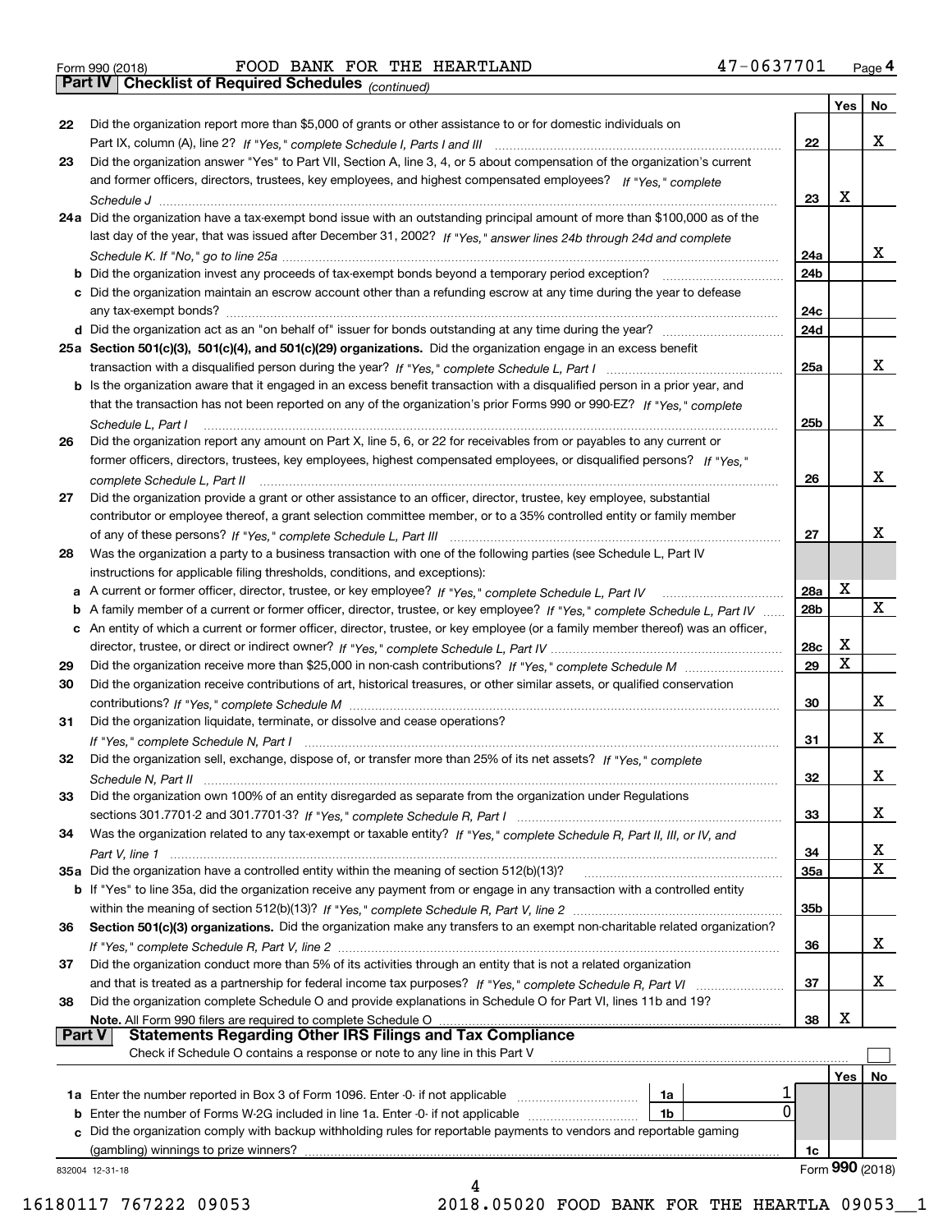Form 990 (2018) FOOD BANK FOR THE HEARTLAND 47-0637701 Page 4

**Part IV | Checklist of Required Schedules** *(continued)*

| | | | Yes | No |
|---|---|---|---|---|
| 22 | Did the organization report more than $5,000 of grants or other assistance to or for domestic individuals on Part IX, column (A), line 2? *If "Yes," complete Schedule I, Parts I and III* | 22 | | X |
| 23 | Did the organization answer "Yes" to Part VII, Section A, line 3, 4, or 5 about compensation of the organization's current and former officers, directors, trustees, key employees, and highest compensated employees? *If "Yes," complete Schedule J* | 23 | X | |
| 24a | Did the organization have a tax-exempt bond issue with an outstanding principal amount of more than $100,000 as of the last day of the year, that was issued after December 31, 2002? *If "Yes," answer lines 24b through 24d and complete Schedule K. If "No," go to line 25a* | 24a | | X |
| b | Did the organization invest any proceeds of tax-exempt bonds beyond a temporary period exception? | 24b | | |
| c | Did the organization maintain an escrow account other than a refunding escrow at any time during the year to defease any tax-exempt bonds? | 24c | | |
| d | Did the organization act as an "on behalf of" issuer for bonds outstanding at any time during the year? | 24d | | |
| 25a | **Section 501(c)(3), 501(c)(4), and 501(c)(29) organizations.** Did the organization engage in an excess benefit transaction with a disqualified person during the year? *If "Yes," complete Schedule L, Part I* | 25a | | X |
| b | Is the organization aware that it engaged in an excess benefit transaction with a disqualified person in a prior year, and that the transaction has not been reported on any of the organization's prior Forms 990 or 990-EZ? *If "Yes," complete Schedule L, Part I* | 25b | | X |
| 26 | Did the organization report any amount on Part X, line 5, 6, or 22 for receivables from or payables to any current or former officers, directors, trustees, key employees, highest compensated employees, or disqualified persons? *If "Yes," complete Schedule L, Part II* | 26 | | X |
| 27 | Did the organization provide a grant or other assistance to an officer, director, trustee, key employee, substantial contributor or employee thereof, a grant selection committee member, or to a 35% controlled entity or family member of any of these persons? *If "Yes," complete Schedule L, Part III* | 27 | | X |
| 28 | Was the organization a party to a business transaction with one of the following parties (see Schedule L, Part IV instructions for applicable filing thresholds, conditions, and exceptions): | | | |
| a | A current or former officer, director, trustee, or key employee? *If "Yes," complete Schedule L, Part IV* | 28a | X | |
| b | A family member of a current or former officer, director, trustee, or key employee? *If "Yes," complete Schedule L, Part IV* | 28b | | X |
| c | An entity of which a current or former officer, director, trustee, or key employee (or a family member thereof) was an officer, director, trustee, or direct or indirect owner? *If "Yes," complete Schedule L, Part IV* | 28c | X | |
| 29 | Did the organization receive more than $25,000 in non-cash contributions? *If "Yes," complete Schedule M* | 29 | X | |
| 30 | Did the organization receive contributions of art, historical treasures, or other similar assets, or qualified conservation contributions? *If "Yes," complete Schedule M* | 30 | | X |
| 31 | Did the organization liquidate, terminate, or dissolve and cease operations? *If "Yes," complete Schedule N, Part I* | 31 | | X |
| 32 | Did the organization sell, exchange, dispose of, or transfer more than 25% of its net assets? *If "Yes," complete Schedule N, Part II* | 32 | | X |
| 33 | Did the organization own 100% of an entity disregarded as separate from the organization under Regulations sections 301.7701-2 and 301.7701-3? *If "Yes," complete Schedule R, Part I* | 33 | | X |
| 34 | Was the organization related to any tax-exempt or taxable entity? *If "Yes," complete Schedule R, Part II, III, or IV, and Part V, line 1* | 34 | | X |
| 35a | Did the organization have a controlled entity within the meaning of section 512(b)(13)? | 35a | | X |
| b | If "Yes" to line 35a, did the organization receive any payment from or engage in any transaction with a controlled entity within the meaning of section 512(b)(13)? *If "Yes," complete Schedule R, Part V, line 2* | 35b | | |
| 36 | **Section 501(c)(3) organizations.** Did the organization make any transfers to an exempt non-charitable related organization? *If "Yes," complete Schedule R, Part V, line 2* | 36 | | X |
| 37 | Did the organization conduct more than 5% of its activities through an entity that is not a related organization and that is treated as a partnership for federal income tax purposes? *If "Yes," complete Schedule R, Part VI* | 37 | | X |
| 38 | Did the organization complete Schedule O and provide explanations in Schedule O for Part VI, lines 11b and 19? **Note.** All Form 990 filers are required to complete Schedule O | 38 | X | |

**Part V | Statements Regarding Other IRS Filings and Tax Compliance**

Check if Schedule O contains a response or note to any line in this Part V ☐

| | | | | | Yes | No |
|---|---|---|---|---|---|---|
| 1a | Enter the number reported in Box 3 of Form 1096. Enter -0- if not applicable | 1a | 1 | | | |
| b | Enter the number of Forms W-2G included in line 1a. Enter -0- if not applicable | 1b | 0 | | | |
| c | Did the organization comply with backup withholding rules for reportable payments to vendors and reportable gaming (gambling) winnings to prize winners? | | | 1c | | |

832004 12-31-18 Form **990** (2018)

16180117 767222 09053 2018.05020 FOOD BANK FOR THE HEARTLA 09053__1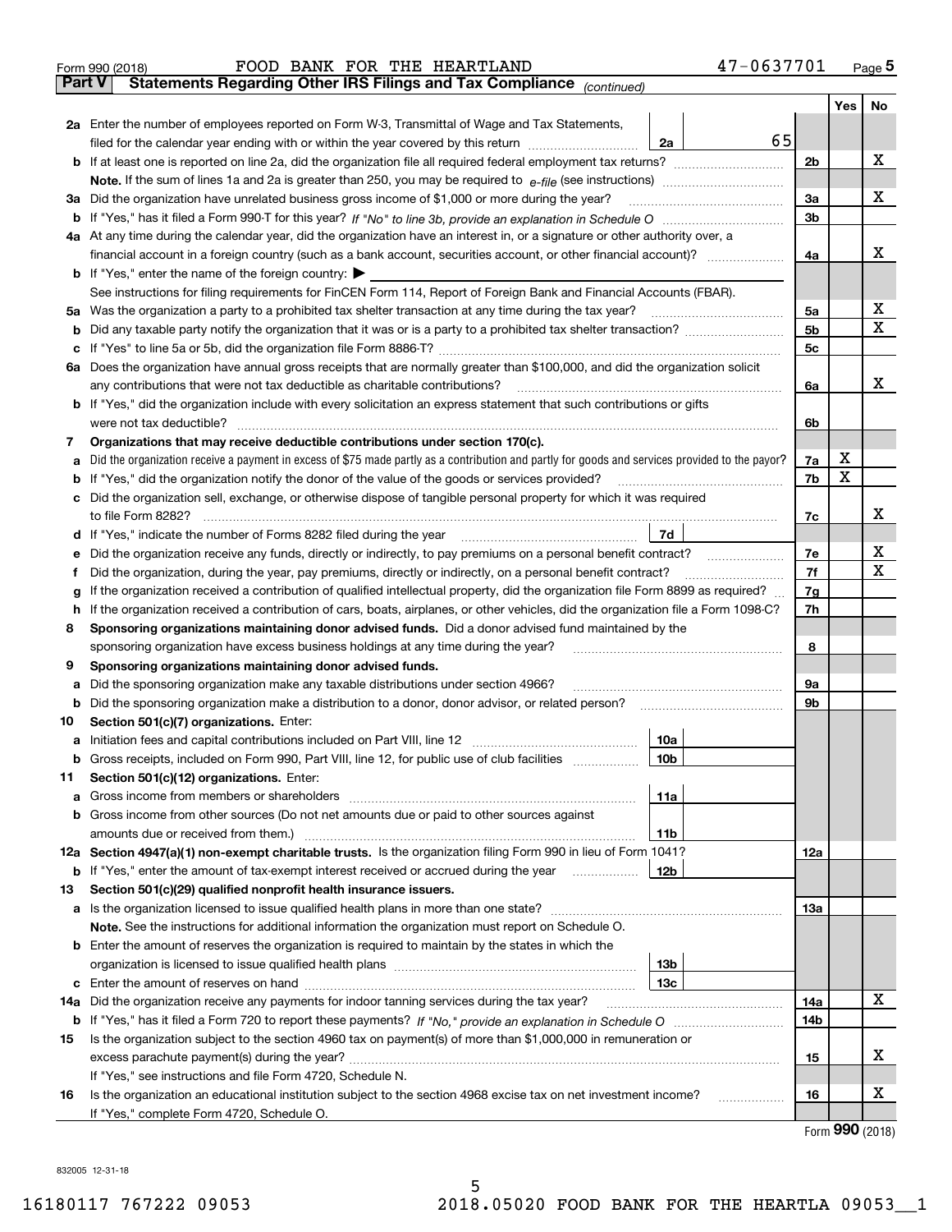Form 990 (2018) FOOD BANK FOR THE HEARTLAND 47-0637701 Page **5**

**Part V** **Statements Regarding Other IRS Filings and Tax Compliance** *(continued)*

| | | | | Yes | No |
|---|---|---|---|---|---|
| **2a** | Enter the number of employees reported on Form W-3, Transmittal of Wage and Tax Statements, filed for the calendar year ending with or within the year covered by this return | 2a | 65 | | |
| **b** | If at least one is reported on line 2a, did the organization file all required federal employment tax returns? | | 2b | | X |
| | **Note.** If the sum of lines 1a and 2a is greater than 250, you may be required to *e-file* (see instructions) | | | | |
| **3a** | Did the organization have unrelated business gross income of $1,000 or more during the year? | | 3a | | X |
| **b** | If "Yes," has it filed a Form 990-T for this year? *If "No" to line 3b, provide an explanation in Schedule O* | | 3b | | |
| **4a** | At any time during the calendar year, did the organization have an interest in, or a signature or other authority over, a financial account in a foreign country (such as a bank account, securities account, or other financial account)? | | 4a | | X |
| **b** | If "Yes," enter the name of the foreign country: ▶ | | | | |
| | See instructions for filing requirements for FinCEN Form 114, Report of Foreign Bank and Financial Accounts (FBAR). | | | | |
| **5a** | Was the organization a party to a prohibited tax shelter transaction at any time during the tax year? | | 5a | | X |
| **b** | Did any taxable party notify the organization that it was or is a party to a prohibited tax shelter transaction? | | 5b | | X |
| **c** | If "Yes" to line 5a or 5b, did the organization file Form 8886-T? | | 5c | | |
| **6a** | Does the organization have annual gross receipts that are normally greater than $100,000, and did the organization solicit any contributions that were not tax deductible as charitable contributions? | | 6a | | X |
| **b** | If "Yes," did the organization include with every solicitation an express statement that such contributions or gifts were not tax deductible? | | 6b | | |
| **7** | **Organizations that may receive deductible contributions under section 170(c).** | | | | |
| **a** | Did the organization receive a payment in excess of $75 made partly as a contribution and partly for goods and services provided to the payor? | | 7a | X | |
| **b** | If "Yes," did the organization notify the donor of the value of the goods or services provided? | | 7b | X | |
| **c** | Did the organization sell, exchange, or otherwise dispose of tangible personal property for which it was required to file Form 8282? | | 7c | | X |
| **d** | If "Yes," indicate the number of Forms 8282 filed during the year | 7d | | | |
| **e** | Did the organization receive any funds, directly or indirectly, to pay premiums on a personal benefit contract? | | 7e | | X |
| **f** | Did the organization, during the year, pay premiums, directly or indirectly, on a personal benefit contract? | | 7f | | X |
| **g** | If the organization received a contribution of qualified intellectual property, did the organization file Form 8899 as required? | | 7g | | |
| **h** | If the organization received a contribution of cars, boats, airplanes, or other vehicles, did the organization file a Form 1098-C? | | 7h | | |
| **8** | **Sponsoring organizations maintaining donor advised funds.** Did a donor advised fund maintained by the sponsoring organization have excess business holdings at any time during the year? | | 8 | | |
| **9** | **Sponsoring organizations maintaining donor advised funds.** | | | | |
| **a** | Did the sponsoring organization make any taxable distributions under section 4966? | | 9a | | |
| **b** | Did the sponsoring organization make a distribution to a donor, donor advisor, or related person? | | 9b | | |
| **10** | **Section 501(c)(7) organizations.** Enter: | | | | |
| **a** | Initiation fees and capital contributions included on Part VIII, line 12 | 10a | | | |
| **b** | Gross receipts, included on Form 990, Part VIII, line 12, for public use of club facilities | 10b | | | |
| **11** | **Section 501(c)(12) organizations.** Enter: | | | | |
| **a** | Gross income from members or shareholders | 11a | | | |
| **b** | Gross income from other sources (Do not net amounts due or paid to other sources against amounts due or received from them.) | 11b | | | |
| **12a** | **Section 4947(a)(1) non-exempt charitable trusts.** Is the organization filing Form 990 in lieu of Form 1041? | | 12a | | |
| **b** | If "Yes," enter the amount of tax-exempt interest received or accrued during the year | 12b | | | |
| **13** | **Section 501(c)(29) qualified nonprofit health insurance issuers.** | | | | |
| **a** | Is the organization licensed to issue qualified health plans in more than one state? | | 13a | | |
| | **Note.** See the instructions for additional information the organization must report on Schedule O. | | | | |
| **b** | Enter the amount of reserves the organization is required to maintain by the states in which the organization is licensed to issue qualified health plans | 13b | | | |
| **c** | Enter the amount of reserves on hand | 13c | | | |
| **14a** | Did the organization receive any payments for indoor tanning services during the tax year? | | 14a | | X |
| **b** | If "Yes," has it filed a Form 720 to report these payments? *If "No," provide an explanation in Schedule O* | | 14b | | |
| **15** | Is the organization subject to the section 4960 tax on payment(s) of more than $1,000,000 in remuneration or excess parachute payment(s) during the year? | | 15 | | X |
| | If "Yes," see instructions and file Form 4720, Schedule N. | | | | |
| **16** | Is the organization an educational institution subject to the section 4968 excise tax on net investment income? | | 16 | | X |
| | If "Yes," complete Form 4720, Schedule O. | | | | |

Form **990** (2018)

832005 12-31-18

16180117 767222 09053 2018.05020 FOOD BANK FOR THE HEARTLA 09053__1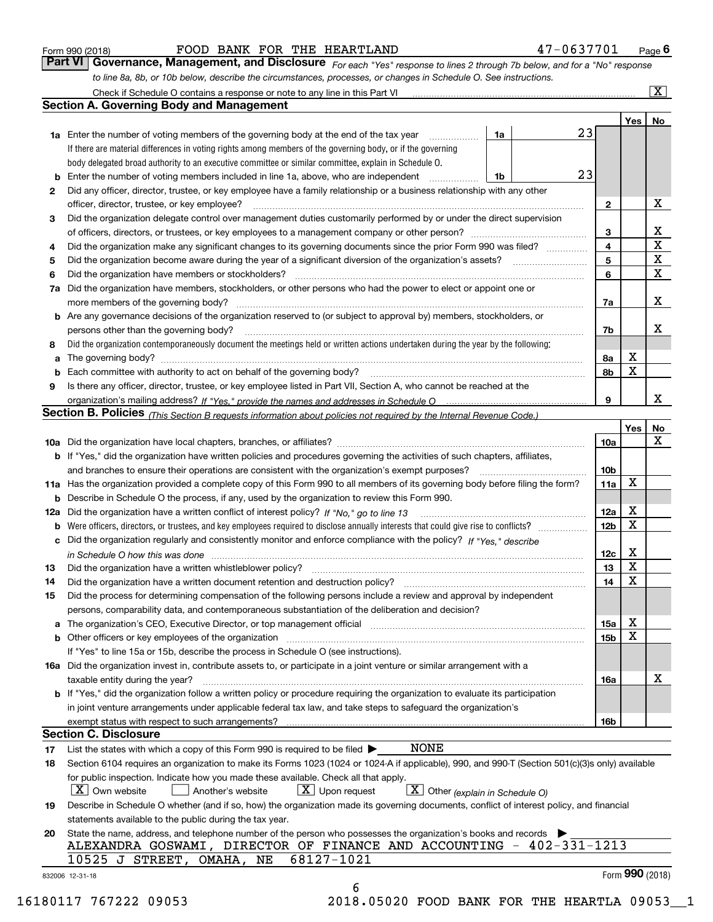Form 990 (2018) FOOD BANK FOR THE HEARTLAND 47-0637701 Page 6

## Part VI Governance, Management, and Disclosure

*For each "Yes" response to lines 2 through 7b below, and for a "No" response to line 8a, 8b, or 10b below, describe the circumstances, processes, or changes in Schedule O. See instructions.*

Check if Schedule O contains a response or note to any line in this Part VI [X]

### Section A. Governing Body and Management

| | | | Yes | No |
|---|---|---|---|---|
| **1a** | Enter the number of voting members of the governing body at the end of the tax year — 1a: 23. If there are material differences in voting rights among members of the governing body, or if the governing body delegated broad authority to an executive committee or similar committee, explain in Schedule O. | | | |
| **b** | Enter the number of voting members included in line 1a, above, who are independent — 1b: 23 | | | |
| **2** | Did any officer, director, trustee, or key employee have a family relationship or a business relationship with any other officer, director, trustee, or key employee? | 2 | | X |
| **3** | Did the organization delegate control over management duties customarily performed by or under the direct supervision of officers, directors, or trustees, or key employees to a management company or other person? | 3 | | X |
| **4** | Did the organization make any significant changes to its governing documents since the prior Form 990 was filed? | 4 | | X |
| **5** | Did the organization become aware during the year of a significant diversion of the organization's assets? | 5 | | X |
| **6** | Did the organization have members or stockholders? | 6 | | X |
| **7a** | Did the organization have members, stockholders, or other persons who had the power to elect or appoint one or more members of the governing body? | 7a | | X |
| **b** | Are any governance decisions of the organization reserved to (or subject to approval by) members, stockholders, or persons other than the governing body? | 7b | | X |
| **8** | Did the organization contemporaneously document the meetings held or written actions undertaken during the year by the following: | | | |
| **a** | The governing body? | 8a | X | |
| **b** | Each committee with authority to act on behalf of the governing body? | 8b | X | |
| **9** | Is there any officer, director, trustee, or key employee listed in Part VII, Section A, who cannot be reached at the organization's mailing address? *If "Yes," provide the names and addresses in Schedule O* | 9 | | X |

### Section B. Policies *(This Section B requests information about policies not required by the Internal Revenue Code.)*

| | | | Yes | No |
|---|---|---|---|---|
| **10a** | Did the organization have local chapters, branches, or affiliates? | 10a | | X |
| **b** | If "Yes," did the organization have written policies and procedures governing the activities of such chapters, affiliates, and branches to ensure their operations are consistent with the organization's exempt purposes? | 10b | | |
| **11a** | Has the organization provided a complete copy of this Form 990 to all members of its governing body before filing the form? | 11a | X | |
| **b** | Describe in Schedule O the process, if any, used by the organization to review this Form 990. | | | |
| **12a** | Did the organization have a written conflict of interest policy? *If "No," go to line 13* | 12a | X | |
| **b** | Were officers, directors, or trustees, and key employees required to disclose annually interests that could give rise to conflicts? | 12b | X | |
| **c** | Did the organization regularly and consistently monitor and enforce compliance with the policy? *If "Yes," describe in Schedule O how this was done* | 12c | X | |
| **13** | Did the organization have a written whistleblower policy? | 13 | X | |
| **14** | Did the organization have a written document retention and destruction policy? | 14 | X | |
| **15** | Did the process for determining compensation of the following persons include a review and approval by independent persons, comparability data, and contemporaneous substantiation of the deliberation and decision? | | | |
| **a** | The organization's CEO, Executive Director, or top management official | 15a | X | |
| **b** | Other officers or key employees of the organization | 15b | X | |
| | If "Yes" to line 15a or 15b, describe the process in Schedule O (see instructions). | | | |
| **16a** | Did the organization invest in, contribute assets to, or participate in a joint venture or similar arrangement with a taxable entity during the year? | 16a | | X |
| **b** | If "Yes," did the organization follow a written policy or procedure requiring the organization to evaluate its participation in joint venture arrangements under applicable federal tax law, and take steps to safeguard the organization's exempt status with respect to such arrangements? | 16b | | |

### Section C. Disclosure

**17** List the states with which a copy of this Form 990 is required to be filed ▶ NONE

**18** Section 6104 requires an organization to make its Forms 1023 (1024 or 1024-A if applicable), 990, and 990-T (Section 501(c)(3)s only) available for public inspection. Indicate how you made these available. Check all that apply.

[X] Own website [ ] Another's website [X] Upon request [X] Other *(explain in Schedule O)*

**19** Describe in Schedule O whether (and if so, how) the organization made its governing documents, conflict of interest policy, and financial statements available to the public during the tax year.

**20** State the name, address, and telephone number of the person who possesses the organization's books and records ▶

ALEXANDRA GOSWAMI, DIRECTOR OF FINANCE AND ACCOUNTING - 402-331-1213
10525 J STREET, OMAHA, NE 68127-1021

832006 12-31-18 Form 990 (2018)

16180117 767222 09053 2018.05020 FOOD BANK FOR THE HEARTLA 09053__1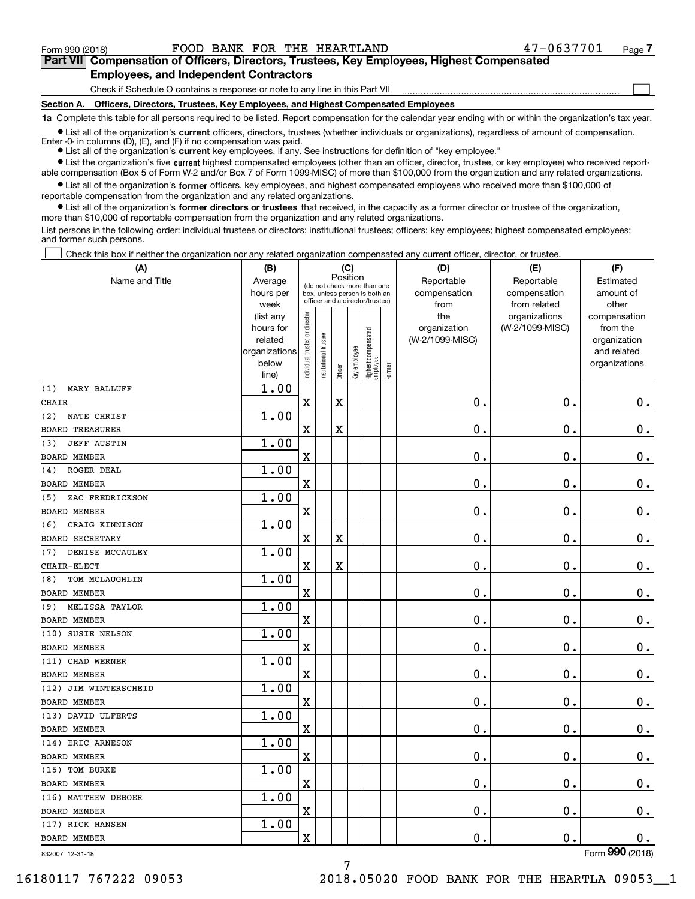Form 990 (2018) FOOD BANK FOR THE HEARTLAND 47-0637701 Page 7

## Part VII Compensation of Officers, Directors, Trustees, Key Employees, Highest Compensated Employees, and Independent Contractors

Check if Schedule O contains a response or note to any line in this Part VII ☐

### Section A. Officers, Directors, Trustees, Key Employees, and Highest Compensated Employees

**1a** Complete this table for all persons required to be listed. Report compensation for the calendar year ending with or within the organization's tax year.

- List all of the organization's **current** officers, directors, trustees (whether individuals or organizations), regardless of amount of compensation. Enter -0- in columns (D), (E), and (F) if no compensation was paid.
- List all of the organization's **current** key employees, if any. See instructions for definition of "key employee."
- List the organization's five **current** highest compensated employees (other than an officer, director, trustee, or key employee) who received reportable compensation (Box 5 of Form W-2 and/or Box 7 of Form 1099-MISC) of more than $100,000 from the organization and any related organizations.
- List all of the organization's **former** officers, key employees, and highest compensated employees who received more than $100,000 of reportable compensation from the organization and any related organizations.
- List all of the organization's **former directors or trustees** that received, in the capacity as a former director or trustee of the organization, more than $10,000 of reportable compensation from the organization and any related organizations.

List persons in the following order: individual trustees or directors; institutional trustees; officers; key employees; highest compensated employees; and former such persons.

☐ Check this box if neither the organization nor any related organization compensated any current officer, director, or trustee.

| (A) Name and Title | (B) Average hours per week (list any hours for related organizations below line) | (C) Position: Individual trustee or director | Institutional trustee | Officer | Key employee | Highest compensated employee | Former | (D) Reportable compensation from the organization (W-2/1099-MISC) | (E) Reportable compensation from related organizations (W-2/1099-MISC) | (F) Estimated amount of other compensation from the organization and related organizations |
|---|---|---|---|---|---|---|---|---|---|---|
| (1) MARY BALLUFF<br>CHAIR | 1.00 | X | | X | | | | 0. | 0. | 0. |
| (2) NATE CHRIST<br>BOARD TREASURER | 1.00 | X | | X | | | | 0. | 0. | 0. |
| (3) JEFF AUSTIN<br>BOARD MEMBER | 1.00 | X | | | | | | 0. | 0. | 0. |
| (4) ROGER DEAL<br>BOARD MEMBER | 1.00 | X | | | | | | 0. | 0. | 0. |
| (5) ZAC FREDRICKSON<br>BOARD MEMBER | 1.00 | X | | | | | | 0. | 0. | 0. |
| (6) CRAIG KINNISON<br>BOARD SECRETARY | 1.00 | X | | X | | | | 0. | 0. | 0. |
| (7) DENISE MCCAULEY<br>CHAIR-ELECT | 1.00 | X | | X | | | | 0. | 0. | 0. |
| (8) TOM MCLAUGHLIN<br>BOARD MEMBER | 1.00 | X | | | | | | 0. | 0. | 0. |
| (9) MELISSA TAYLOR<br>BOARD MEMBER | 1.00 | X | | | | | | 0. | 0. | 0. |
| (10) SUSIE NELSON<br>BOARD MEMBER | 1.00 | X | | | | | | 0. | 0. | 0. |
| (11) CHAD WERNER<br>BOARD MEMBER | 1.00 | X | | | | | | 0. | 0. | 0. |
| (12) JIM WINTERSCHEID<br>BOARD MEMBER | 1.00 | X | | | | | | 0. | 0. | 0. |
| (13) DAVID ULFERTS<br>BOARD MEMBER | 1.00 | X | | | | | | 0. | 0. | 0. |
| (14) ERIC ARNESON<br>BOARD MEMBER | 1.00 | X | | | | | | 0. | 0. | 0. |
| (15) TOM BURKE<br>BOARD MEMBER | 1.00 | X | | | | | | 0. | 0. | 0. |
| (16) MATTHEW DEBOER<br>BOARD MEMBER | 1.00 | X | | | | | | 0. | 0. | 0. |
| (17) RICK HANSEN<br>BOARD MEMBER | 1.00 | X | | | | | | 0. | 0. | 0. |

832007 12-31-18 Form 990 (2018)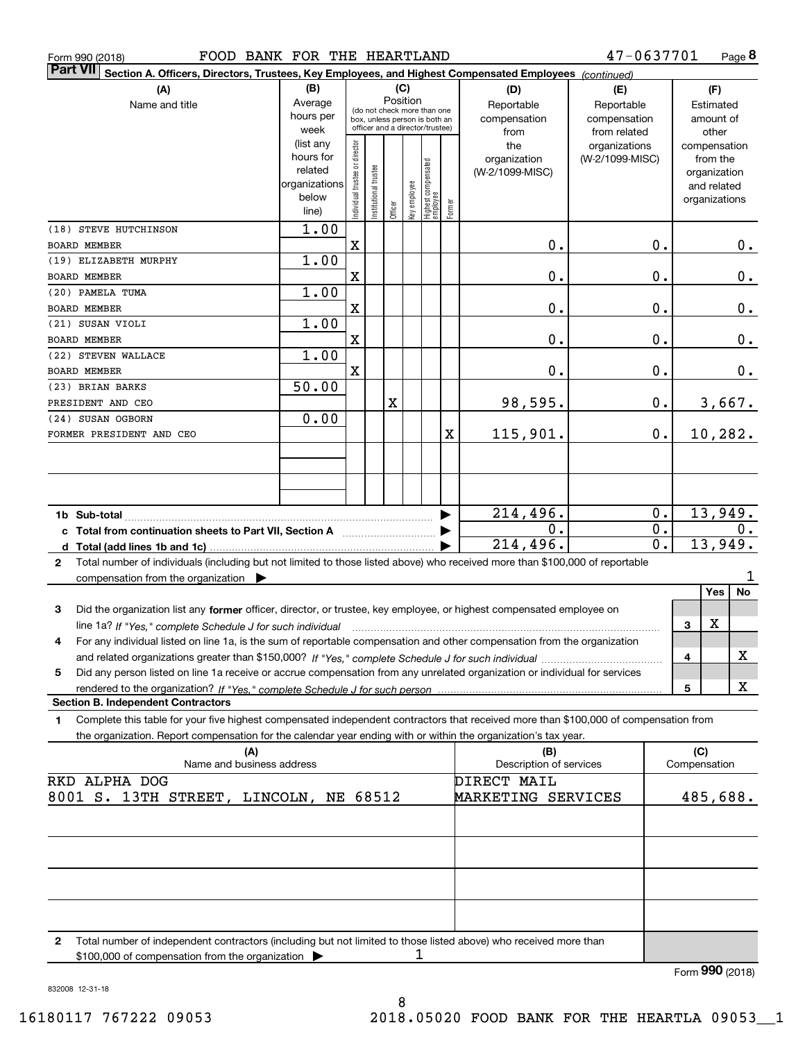Form 990 (2018) FOOD BANK FOR THE HEARTLAND 47-0637701 Page **8**

**Part VII Section A. Officers, Directors, Trustees, Key Employees, and Highest Compensated Employees** *(continued)*

| (A) Name and title | (B) Average hours per week (list any hours for related organizations below line) | (C) Position: Individual trustee or director | Institutional trustee | Officer | Key employee | Highest compensated employee | Former | (D) Reportable compensation from the organization (W-2/1099-MISC) | (E) Reportable compensation from related organizations (W-2/1099-MISC) | (F) Estimated amount of other compensation from the organization and related organizations |
|---|---|---|---|---|---|---|---|---|---|---|
| (18) STEVE HUTCHINSON<br>BOARD MEMBER | 1.00 | X | | | | | | 0. | 0. | 0. |
| (19) ELIZABETH MURPHY<br>BOARD MEMBER | 1.00 | X | | | | | | 0. | 0. | 0. |
| (20) PAMELA TUMA<br>BOARD MEMBER | 1.00 | X | | | | | | 0. | 0. | 0. |
| (21) SUSAN VIOLI<br>BOARD MEMBER | 1.00 | X | | | | | | 0. | 0. | 0. |
| (22) STEVEN WALLACE<br>BOARD MEMBER | 1.00 | X | | | | | | 0. | 0. | 0. |
| (23) BRIAN BARKS<br>PRESIDENT AND CEO | 50.00 | | | X | | | | 98,595. | 0. | 3,667. |
| (24) SUSAN OGBORN<br>FORMER PRESIDENT AND CEO | 0.00 | | | | | | X | 115,901. | 0. | 10,282. |
| **1b Sub-total** | | | | | | | | 214,496. | 0. | 13,949. |
| **c Total from continuation sheets to Part VII, Section A** | | | | | | | | 0. | 0. | 0. |
| **d Total (add lines 1b and 1c)** | | | | | | | | 214,496. | 0. | 13,949. |

**2** Total number of individuals (including but not limited to those listed above) who received more than $100,000 of reportable compensation from the organization ▶ 1

| | | | Yes | No |
|---|---|---|---|---|
| **3** | Did the organization list any **former** officer, director, or trustee, key employee, or highest compensated employee on line 1a? *If "Yes," complete Schedule J for such individual* | 3 | X | |
| **4** | For any individual listed on line 1a, is the sum of reportable compensation and other compensation from the organization and related organizations greater than $150,000? *If "Yes," complete Schedule J for such individual* | 4 | | X |
| **5** | Did any person listed on line 1a receive or accrue compensation from any unrelated organization or individual for services rendered to the organization? *If "Yes," complete Schedule J for such person* | 5 | | X |

**Section B. Independent Contractors**

**1** Complete this table for your five highest compensated independent contractors that received more than $100,000 of compensation from the organization. Report compensation for the calendar year ending with or within the organization's tax year.

| (A) Name and business address | (B) Description of services | (C) Compensation |
|---|---|---|
| RKD ALPHA DOG<br>8001 S. 13TH STREET, LINCOLN, NE 68512 | DIRECT MAIL MARKETING SERVICES | 485,688. |
| | | |
| | | |
| | | |
| | | |

**2** Total number of independent contractors (including but not limited to those listed above) who received more than $100,000 of compensation from the organization ▶ 1

Form **990** (2018)

832008 12-31-18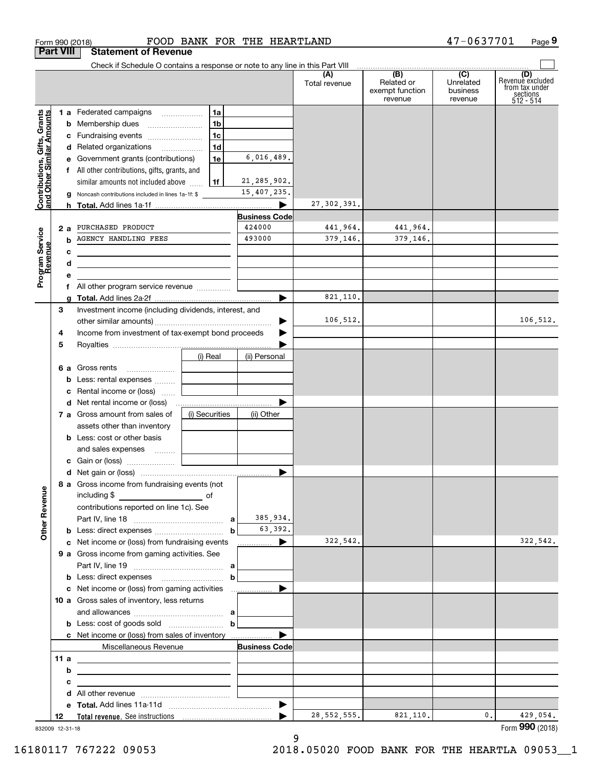Form 990 (2018) FOOD BANK FOR THE HEARTLAND 47-0637701 Page 9

## Part VIII Statement of Revenue

Check if Schedule O contains a response or note to any line in this Part VIII

| | | | | (A) Total revenue | (B) Related or exempt function revenue | (C) Unrelated business revenue | (D) Revenue excluded from tax under sections 512 - 514 |
|---|---|---|---|---|---|---|---|
| **Contributions, Gifts, Grants and Other Similar Amounts** | 1 a Federated campaigns | 1a | | | | | |
| | b Membership dues | 1b | | | | | |
| | c Fundraising events | 1c | | | | | |
| | d Related organizations | 1d | | | | | |
| | e Government grants (contributions) | 1e | 6,016,489. | | | | |
| | f All other contributions, gifts, grants, and similar amounts not included above | 1f | 21,285,902. | | | | |
| | g Noncash contributions included in lines 1a-1f: $ | | 15,407,235. | | | | |
| | h **Total.** Add lines 1a-1f | | ▶ | 27,302,391. | | | |
| **Program Service Revenue** | | | **Business Code** | | | | |
| | 2 a PURCHASED PRODUCT | | 424000 | 441,964. | 441,964. | | |
| | b AGENCY HANDLING FEES | | 493000 | 379,146. | 379,146. | | |
| | c | | | | | | |
| | d | | | | | | |
| | e | | | | | | |
| | f All other program service revenue | | | | | | |
| | g **Total.** Add lines 2a-2f | | ▶ | 821,110. | | | |
| **Other Revenue** | 3 Investment income (including dividends, interest, and other similar amounts) | | ▶ | 106,512. | | | 106,512. |
| | 4 Income from investment of tax-exempt bond proceeds | | ▶ | | | | |
| | 5 Royalties | | ▶ | | | | |
| | | (i) Real | (ii) Personal | | | | |
| | 6 a Gross rents | | | | | | |
| | b Less: rental expenses | | | | | | |
| | c Rental income or (loss) | | | | | | |
| | d Net rental income or (loss) | | ▶ | | | | |
| | 7 a Gross amount from sales of assets other than inventory | (i) Securities | (ii) Other | | | | |
| | b Less: cost or other basis and sales expenses | | | | | | |
| | c Gain or (loss) | | | | | | |
| | d Net gain or (loss) | | ▶ | | | | |
| | 8 a Gross income from fundraising events (not including $ of contributions reported on line 1c). See Part IV, line 18 | a | 385,934. | | | | |
| | b Less: direct expenses | b | 63,392. | | | | |
| | c Net income or (loss) from fundraising events | | ▶ | 322,542. | | | 322,542. |
| | 9 a Gross income from gaming activities. See Part IV, line 19 | a | | | | | |
| | b Less: direct expenses | b | | | | | |
| | c Net income or (loss) from gaming activities | | ▶ | | | | |
| | 10 a Gross sales of inventory, less returns and allowances | a | | | | | |
| | b Less: cost of goods sold | b | | | | | |
| | c Net income or (loss) from sales of inventory | | ▶ | | | | |
| | Miscellaneous Revenue | | **Business Code** | | | | |
| | 11 a | | | | | | |
| | b | | | | | | |
| | c | | | | | | |
| | d All other revenue | | | | | | |
| | e **Total.** Add lines 11a-11d | | ▶ | | | | |
| | 12 **Total revenue.** See instructions | | ▶ | 28,552,555. | 821,110. | 0. | 429,054. |

832009 12-31-18

Form **990** (2018)

16180117 767222 09053 2018.05020 FOOD BANK FOR THE HEARTLA 09053__1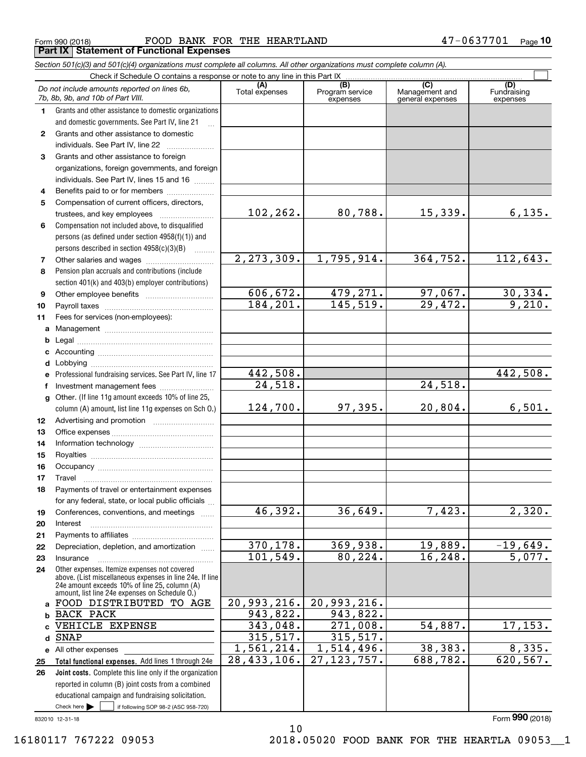Form 990 (2018) FOOD BANK FOR THE HEARTLAND 47-0637701

## Part IX Statement of Functional Expenses

*Section 501(c)(3) and 501(c)(4) organizations must complete all columns. All other organizations must complete column (A).*

Check if Schedule O contains a response or note to any line in this Part IX ☐

| | *Do not include amounts reported on lines 6b, 7b, 8b, 9b, and 10b of Part VIII.* | (A) Total expenses | (B) Program service expenses | (C) Management and general expenses | (D) Fundraising expenses |
|---|---|---|---|---|---|
| 1 | Grants and other assistance to domestic organizations and domestic governments. See Part IV, line 21 | | | | |
| 2 | Grants and other assistance to domestic individuals. See Part IV, line 22 | | | | |
| 3 | Grants and other assistance to foreign organizations, foreign governments, and foreign individuals. See Part IV, lines 15 and 16 | | | | |
| 4 | Benefits paid to or for members | | | | |
| 5 | Compensation of current officers, directors, trustees, and key employees | 102,262. | 80,788. | 15,339. | 6,135. |
| 6 | Compensation not included above, to disqualified persons (as defined under section 4958(f)(1)) and persons described in section 4958(c)(3)(B) | | | | |
| 7 | Other salaries and wages | 2,273,309. | 1,795,914. | 364,752. | 112,643. |
| 8 | Pension plan accruals and contributions (include section 401(k) and 403(b) employer contributions) | | | | |
| 9 | Other employee benefits | 606,672. | 479,271. | 97,067. | 30,334. |
| 10 | Payroll taxes | 184,201. | 145,519. | 29,472. | 9,210. |
| 11 | Fees for services (non-employees): | | | | |
| a | Management | | | | |
| b | Legal | | | | |
| c | Accounting | | | | |
| d | Lobbying | | | | |
| e | Professional fundraising services. See Part IV, line 17 | 442,508. | | | 442,508. |
| f | Investment management fees | 24,518. | | 24,518. | |
| g | Other. (If line 11g amount exceeds 10% of line 25, column (A) amount, list line 11g expenses on Sch O.) | 124,700. | 97,395. | 20,804. | 6,501. |
| 12 | Advertising and promotion | | | | |
| 13 | Office expenses | | | | |
| 14 | Information technology | | | | |
| 15 | Royalties | | | | |
| 16 | Occupancy | | | | |
| 17 | Travel | | | | |
| 18 | Payments of travel or entertainment expenses for any federal, state, or local public officials | | | | |
| 19 | Conferences, conventions, and meetings | 46,392. | 36,649. | 7,423. | 2,320. |
| 20 | Interest | | | | |
| 21 | Payments to affiliates | | | | |
| 22 | Depreciation, depletion, and amortization | 370,178. | 369,938. | 19,889. | -19,649. |
| 23 | Insurance | 101,549. | 80,224. | 16,248. | 5,077. |
| 24 | Other expenses. Itemize expenses not covered above. (List miscellaneous expenses in line 24e. If line 24e amount exceeds 10% of line 25, column (A) amount, list line 24e expenses on Schedule O.) | | | | |
| a | FOOD DISTRIBUTED TO AGE | 20,993,216. | 20,993,216. | | |
| b | BACK PACK | 943,822. | 943,822. | | |
| c | VEHICLE EXPENSE | 343,048. | 271,008. | 54,887. | 17,153. |
| d | SNAP | 315,517. | 315,517. | | |
| e | All other expenses | 1,561,214. | 1,514,496. | 38,383. | 8,335. |
| 25 | **Total functional expenses.** Add lines 1 through 24e | 28,433,106. | 27,123,757. | 688,782. | 620,567. |
| 26 | **Joint costs.** Complete this line only if the organization reported in column (B) joint costs from a combined educational campaign and fundraising solicitation. Check here ▶ ☐ if following SOP 98-2 (ASC 958-720) | | | | |

832010 12-31-18

Form **990** (2018)

16180117 767222 09053 2018.05020 FOOD BANK FOR THE HEARTLA 09053__1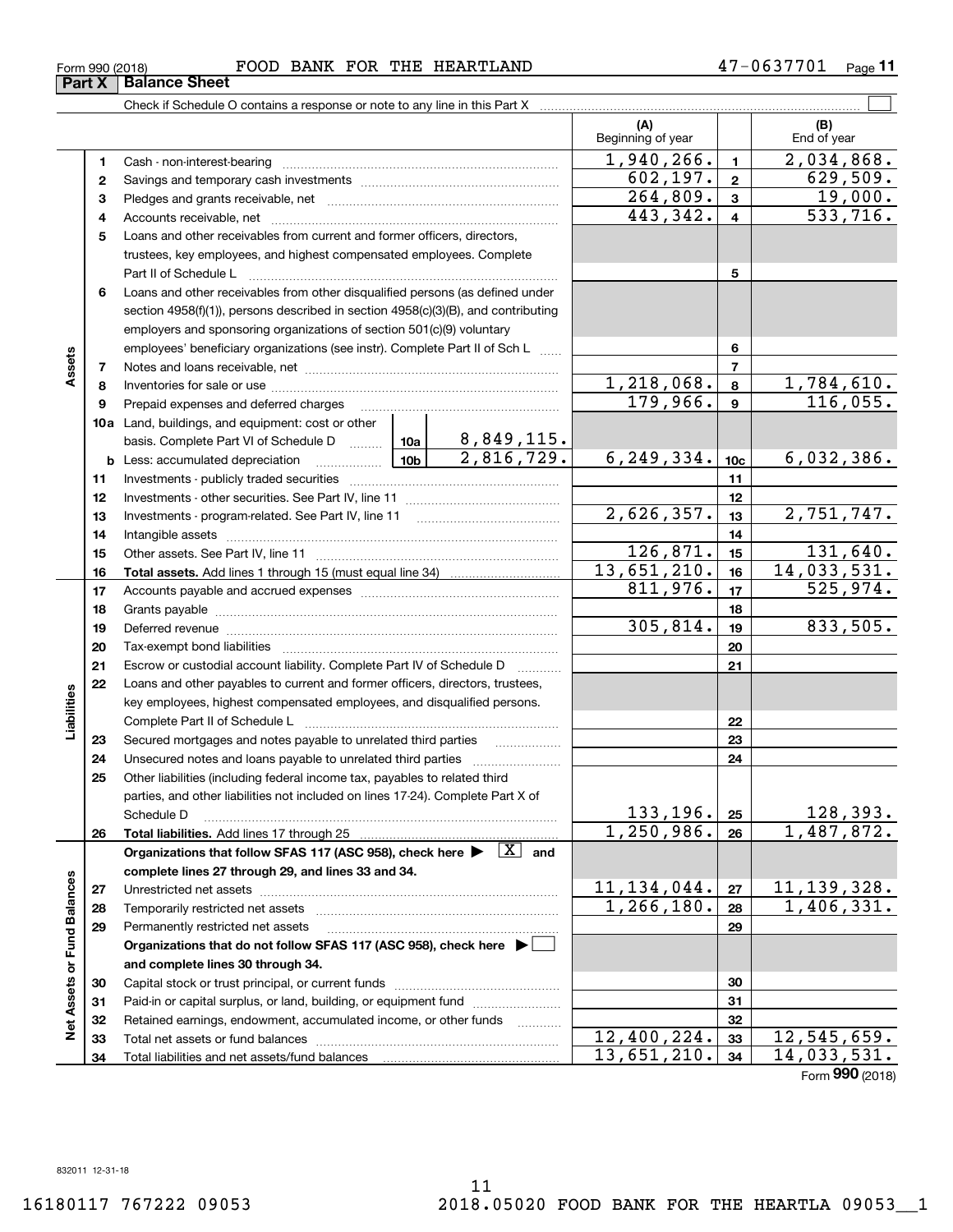Form 990 (2018) FOOD BANK FOR THE HEARTLAND 47-0637701

## Part X Balance Sheet

Check if Schedule O contains a response or note to any line in this Part X ☐

| | | | (A) Beginning of year | | (B) End of year |
|---|---|---|---|---|---|
| **Assets** | 1 | Cash - non-interest-bearing | 1,940,266. | 1 | 2,034,868. |
| | 2 | Savings and temporary cash investments | 602,197. | 2 | 629,509. |
| | 3 | Pledges and grants receivable, net | 264,809. | 3 | 19,000. |
| | 4 | Accounts receivable, net | 443,342. | 4 | 533,716. |
| | 5 | Loans and other receivables from current and former officers, directors, trustees, key employees, and highest compensated employees. Complete Part II of Schedule L | | 5 | |
| | 6 | Loans and other receivables from other disqualified persons (as defined under section 4958(f)(1)), persons described in section 4958(c)(3)(B), and contributing employers and sponsoring organizations of section 501(c)(9) voluntary employees' beneficiary organizations (see instr). Complete Part II of Sch L | | 6 | |
| | 7 | Notes and loans receivable, net | | 7 | |
| | 8 | Inventories for sale or use | 1,218,068. | 8 | 1,784,610. |
| | 9 | Prepaid expenses and deferred charges | 179,966. | 9 | 116,055. |
| | 10a | Land, buildings, and equipment: cost or other basis. Complete Part VI of Schedule D — 10a: 8,849,115. | | | |
| | b | Less: accumulated depreciation — 10b: 2,816,729. | 6,249,334. | 10c | 6,032,386. |
| | 11 | Investments - publicly traded securities | | 11 | |
| | 12 | Investments - other securities. See Part IV, line 11 | | 12 | |
| | 13 | Investments - program-related. See Part IV, line 11 | 2,626,357. | 13 | 2,751,747. |
| | 14 | Intangible assets | | 14 | |
| | 15 | Other assets. See Part IV, line 11 | 126,871. | 15 | 131,640. |
| | 16 | **Total assets.** Add lines 1 through 15 (must equal line 34) | 13,651,210. | 16 | 14,033,531. |
| **Liabilities** | 17 | Accounts payable and accrued expenses | 811,976. | 17 | 525,974. |
| | 18 | Grants payable | | 18 | |
| | 19 | Deferred revenue | 305,814. | 19 | 833,505. |
| | 20 | Tax-exempt bond liabilities | | 20 | |
| | 21 | Escrow or custodial account liability. Complete Part IV of Schedule D | | 21 | |
| | 22 | Loans and other payables to current and former officers, directors, trustees, key employees, highest compensated employees, and disqualified persons. Complete Part II of Schedule L | | 22 | |
| | 23 | Secured mortgages and notes payable to unrelated third parties | | 23 | |
| | 24 | Unsecured notes and loans payable to unrelated third parties | | 24 | |
| | 25 | Other liabilities (including federal income tax, payables to related third parties, and other liabilities not included on lines 17-24). Complete Part X of Schedule D | 133,196. | 25 | 128,393. |
| | 26 | **Total liabilities.** Add lines 17 through 25 | 1,250,986. | 26 | 1,487,872. |
| **Net Assets or Fund Balances** | | **Organizations that follow SFAS 117 (ASC 958), check here ▶ ☒ and complete lines 27 through 29, and lines 33 and 34.** | | | |
| | 27 | Unrestricted net assets | 11,134,044. | 27 | 11,139,328. |
| | 28 | Temporarily restricted net assets | 1,266,180. | 28 | 1,406,331. |
| | 29 | Permanently restricted net assets | | 29 | |
| | | **Organizations that do not follow SFAS 117 (ASC 958), check here ▶ ☐ and complete lines 30 through 34.** | | | |
| | 30 | Capital stock or trust principal, or current funds | | 30 | |
| | 31 | Paid-in or capital surplus, or land, building, or equipment fund | | 31 | |
| | 32 | Retained earnings, endowment, accumulated income, or other funds | | 32 | |
| | 33 | Total net assets or fund balances | 12,400,224. | 33 | 12,545,659. |
| | 34 | Total liabilities and net assets/fund balances | 13,651,210. | 34 | 14,033,531. |

Form **990** (2018)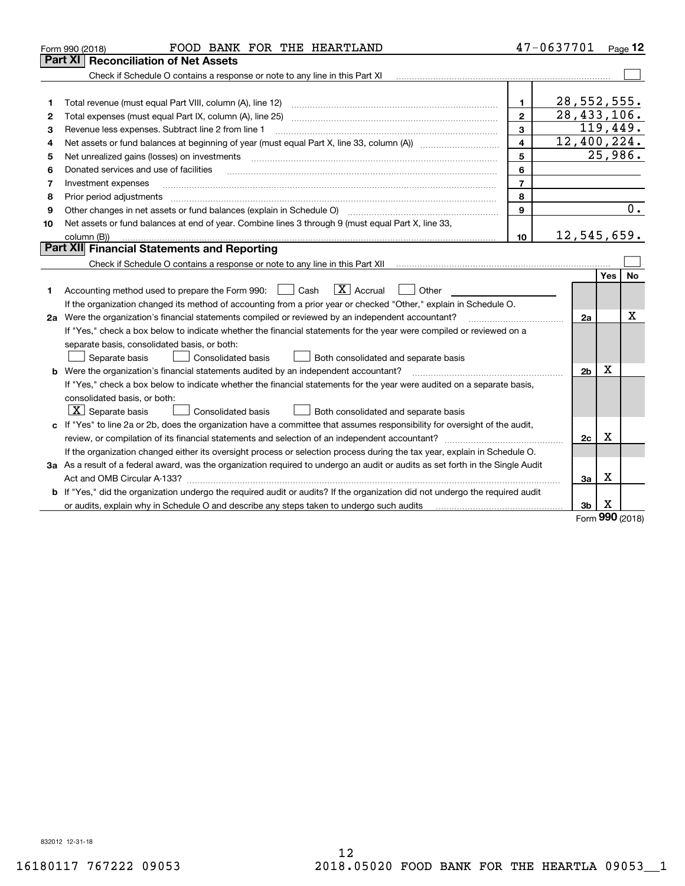Form 990 (2018) FOOD BANK FOR THE HEARTLAND 47-0637701

## Part XI Reconciliation of Net Assets

Check if Schedule O contains a response or note to any line in this Part XI

| | | | |
|---|---|---|---|
| 1 | Total revenue (must equal Part VIII, column (A), line 12) | 1 | 28,552,555. |
| 2 | Total expenses (must equal Part IX, column (A), line 25) | 2 | 28,433,106. |
| 3 | Revenue less expenses. Subtract line 2 from line 1 | 3 | 119,449. |
| 4 | Net assets or fund balances at beginning of year (must equal Part X, line 33, column (A)) | 4 | 12,400,224. |
| 5 | Net unrealized gains (losses) on investments | 5 | 25,986. |
| 6 | Donated services and use of facilities | 6 | |
| 7 | Investment expenses | 7 | |
| 8 | Prior period adjustments | 8 | |
| 9 | Other changes in net assets or fund balances (explain in Schedule O) | 9 | 0. |
| 10 | Net assets or fund balances at end of year. Combine lines 3 through 9 (must equal Part X, line 33, column (B)) | 10 | 12,545,659. |

## Part XII Financial Statements and Reporting

Check if Schedule O contains a response or note to any line in this Part XII

| | | | Yes | No |
|---|---|---|---|---|
| 1 | Accounting method used to prepare the Form 990: ☐ Cash ☒ Accrual ☐ Other<br>If the organization changed its method of accounting from a prior year or checked "Other," explain in Schedule O. | | | |
| 2a | Were the organization's financial statements compiled or reviewed by an independent accountant?<br>If "Yes," check a box below to indicate whether the financial statements for the year were compiled or reviewed on a separate basis, consolidated basis, or both:<br>☐ Separate basis ☐ Consolidated basis ☐ Both consolidated and separate basis | 2a | | X |
| b | Were the organization's financial statements audited by an independent accountant?<br>If "Yes," check a box below to indicate whether the financial statements for the year were audited on a separate basis, consolidated basis, or both:<br>☒ Separate basis ☐ Consolidated basis ☐ Both consolidated and separate basis | 2b | X | |
| c | If "Yes" to line 2a or 2b, does the organization have a committee that assumes responsibility for oversight of the audit, review, or compilation of its financial statements and selection of an independent accountant?<br>If the organization changed either its oversight process or selection process during the tax year, explain in Schedule O. | 2c | X | |
| 3a | As a result of a federal award, was the organization required to undergo an audit or audits as set forth in the Single Audit Act and OMB Circular A-133? | 3a | X | |
| b | If "Yes," did the organization undergo the required audit or audits? If the organization did not undergo the required audit or audits, explain why in Schedule O and describe any steps taken to undergo such audits | 3b | X | |

Form **990** (2018)

832012 12-31-18

16180117 767222 09053 2018.05020 FOOD BANK FOR THE HEARTLA 09053__1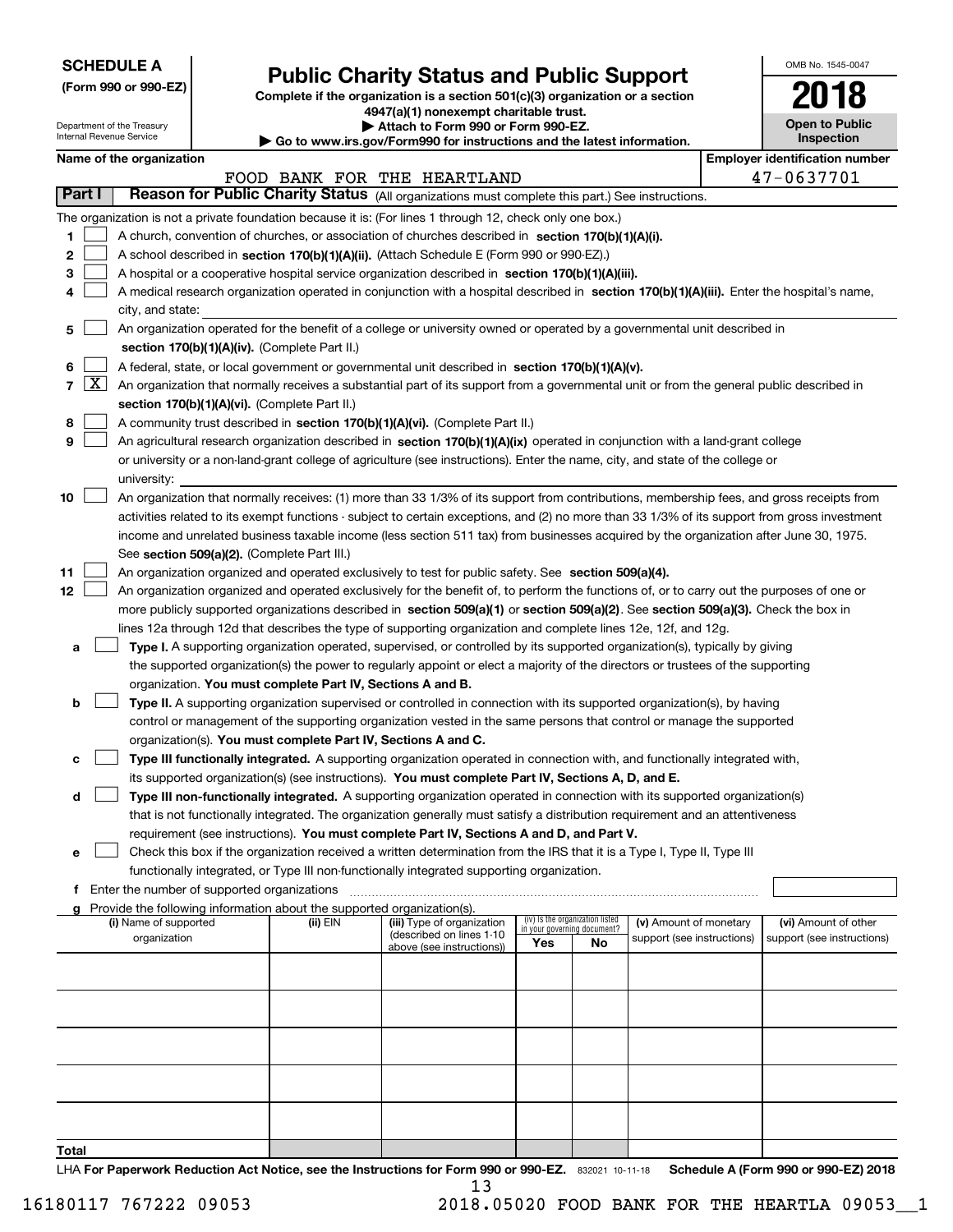**SCHEDULE A**
**(Form 990 or 990-EZ)**

Department of the Treasury
Internal Revenue Service

# Public Charity Status and Public Support

**Complete if the organization is a section 501(c)(3) organization or a section 4947(a)(1) nonexempt charitable trust.**
**▶ Attach to Form 990 or Form 990-EZ.**
**▶ Go to www.irs.gov/Form990 for instructions and the latest information.**

OMB No. 1545-0047

**2018**

**Open to Public Inspection**

**Name of the organization:** FOOD BANK FOR THE HEARTLAND

**Employer identification number:** 47-0637701

## Part I Reason for Public Charity Status (All organizations must complete this part.) See instructions.

The organization is not a private foundation because it is: (For lines 1 through 12, check only one box.)

1. [ ] A church, convention of churches, or association of churches described in **section 170(b)(1)(A)(i).**
2. [ ] A school described in **section 170(b)(1)(A)(ii).** (Attach Schedule E (Form 990 or 990-EZ).)
3. [ ] A hospital or a cooperative hospital service organization described in **section 170(b)(1)(A)(iii).**
4. [ ] A medical research organization operated in conjunction with a hospital described in **section 170(b)(1)(A)(iii).** Enter the hospital's name, city, and state:
5. [ ] An organization operated for the benefit of a college or university owned or operated by a governmental unit described in **section 170(b)(1)(A)(iv).** (Complete Part II.)
6. [ ] A federal, state, or local government or governmental unit described in **section 170(b)(1)(A)(v).**
7. [X] An organization that normally receives a substantial part of its support from a governmental unit or from the general public described in **section 170(b)(1)(A)(vi).** (Complete Part II.)
8. [ ] A community trust described in **section 170(b)(1)(A)(vi).** (Complete Part II.)
9. [ ] An agricultural research organization described in **section 170(b)(1)(A)(ix)** operated in conjunction with a land-grant college or university or a non-land-grant college of agriculture (see instructions). Enter the name, city, and state of the college or university:
10. [ ] An organization that normally receives: (1) more than 33 1/3% of its support from contributions, membership fees, and gross receipts from activities related to its exempt functions - subject to certain exceptions, and (2) no more than 33 1/3% of its support from gross investment income and unrelated business taxable income (less section 511 tax) from businesses acquired by the organization after June 30, 1975. See **section 509(a)(2).** (Complete Part III.)
11. [ ] An organization organized and operated exclusively to test for public safety. See **section 509(a)(4).**
12. [ ] An organization organized and operated exclusively for the benefit of, to perform the functions of, or to carry out the purposes of one or more publicly supported organizations described in **section 509(a)(1)** or **section 509(a)(2)**. See **section 509(a)(3).** Check the box in lines 12a through 12d that describes the type of supporting organization and complete lines 12e, 12f, and 12g.
   - **a** [ ] **Type I.** A supporting organization operated, supervised, or controlled by its supported organization(s), typically by giving the supported organization(s) the power to regularly appoint or elect a majority of the directors or trustees of the supporting organization. **You must complete Part IV, Sections A and B.**
   - **b** [ ] **Type II.** A supporting organization supervised or controlled in connection with its supported organization(s), by having control or management of the supporting organization vested in the same persons that control or manage the supported organization(s). **You must complete Part IV, Sections A and C.**
   - **c** [ ] **Type III functionally integrated.** A supporting organization operated in connection with, and functionally integrated with, its supported organization(s) (see instructions). **You must complete Part IV, Sections A, D, and E.**
   - **d** [ ] **Type III non-functionally integrated.** A supporting organization operated in connection with its supported organization(s) that is not functionally integrated. The organization generally must satisfy a distribution requirement and an attentiveness requirement (see instructions). **You must complete Part IV, Sections A and D, and Part V.**
   - **e** [ ] Check this box if the organization received a written determination from the IRS that it is a Type I, Type II, Type III functionally integrated, or Type III non-functionally integrated supporting organization.
   - **f** Enter the number of supported organizations
   - **g** Provide the following information about the supported organization(s).

| (i) Name of supported organization | (ii) EIN | (iii) Type of organization (described on lines 1-10 above (see instructions)) | (iv) Is the organization listed in your governing document? Yes | No | (v) Amount of monetary support (see instructions) | (vi) Amount of other support (see instructions) |
|---|---|---|---|---|---|---|
| | | | | | | |
| | | | | | | |
| | | | | | | |
| | | | | | | |
| | | | | | | |
| **Total** | | | | | | |

LHA **For Paperwork Reduction Act Notice, see the Instructions for Form 990 or 990-EZ.** 832021 10-11-18 **Schedule A (Form 990 or 990-EZ) 2018**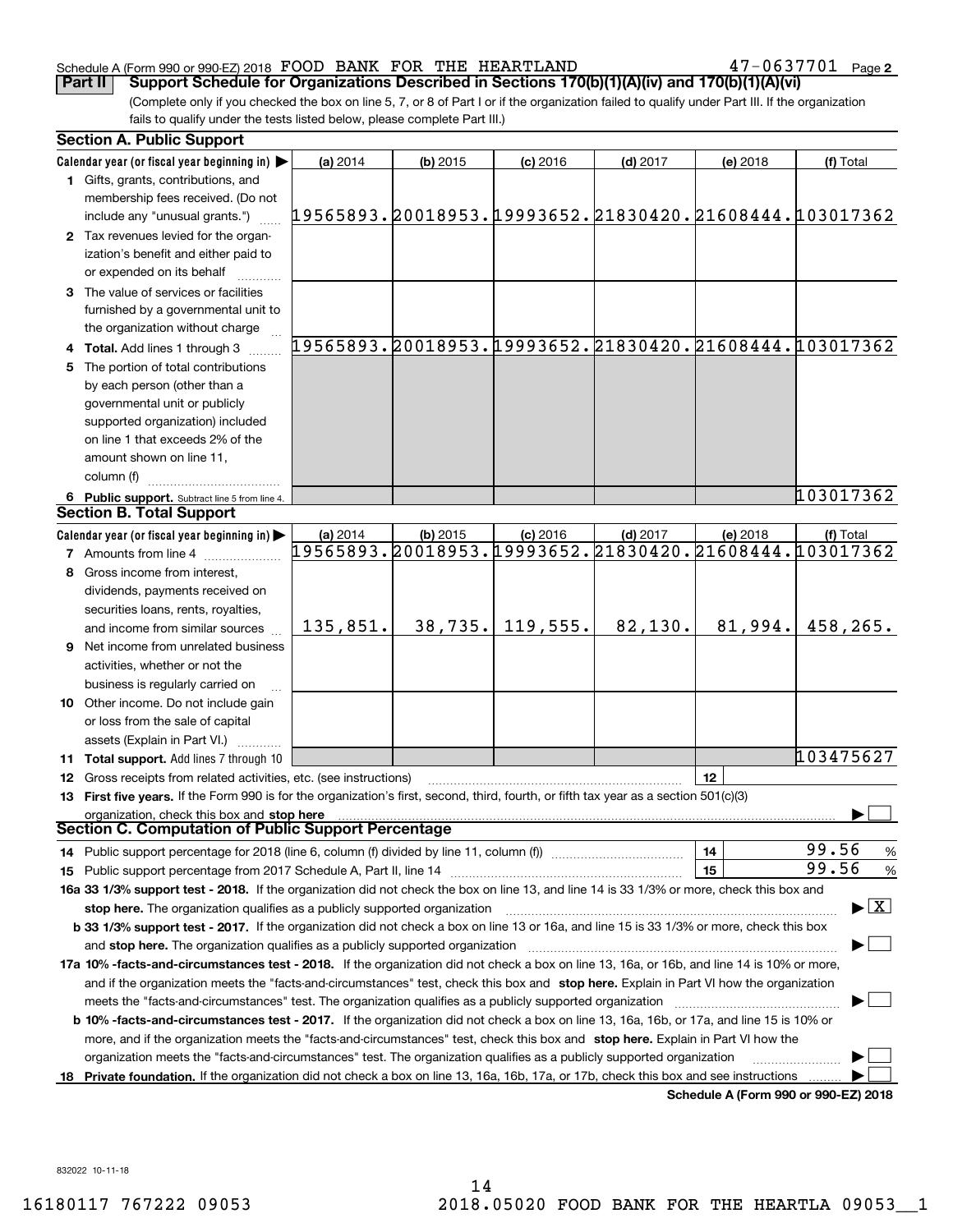Schedule A (Form 990 or 990-EZ) 2018 FOOD BANK FOR THE HEARTLAND 47-0637701 Page 2

**Part II Support Schedule for Organizations Described in Sections 170(b)(1)(A)(iv) and 170(b)(1)(A)(vi)**

(Complete only if you checked the box on line 5, 7, or 8 of Part I or if the organization failed to qualify under Part III. If the organization fails to qualify under the tests listed below, please complete Part III.)

### Section A. Public Support

| Calendar year (or fiscal year beginning in) ▶ | (a) 2014 | (b) 2015 | (c) 2016 | (d) 2017 | (e) 2018 | (f) Total |
|---|---|---|---|---|---|---|
| **1** Gifts, grants, contributions, and membership fees received. (Do not include any "unusual grants.") | 19565893. | 20018953. | 19993652. | 21830420. | 21608444. | 103017362 |
| **2** Tax revenues levied for the organization's benefit and either paid to or expended on its behalf | | | | | | |
| **3** The value of services or facilities furnished by a governmental unit to the organization without charge | | | | | | |
| **4 Total.** Add lines 1 through 3 | 19565893. | 20018953. | 19993652. | 21830420. | 21608444. | 103017362 |
| **5** The portion of total contributions by each person (other than a governmental unit or publicly supported organization) included on line 1 that exceeds 2% of the amount shown on line 11, column (f) | | | | | | |
| **6 Public support.** Subtract line 5 from line 4. | | | | | | 103017362 |

### Section B. Total Support

| Calendar year (or fiscal year beginning in) ▶ | (a) 2014 | (b) 2015 | (c) 2016 | (d) 2017 | (e) 2018 | (f) Total |
|---|---|---|---|---|---|---|
| **7** Amounts from line 4 | 19565893. | 20018953. | 19993652. | 21830420. | 21608444. | 103017362 |
| **8** Gross income from interest, dividends, payments received on securities loans, rents, royalties, and income from similar sources | 135,851. | 38,735. | 119,555. | 82,130. | 81,994. | 458,265. |
| **9** Net income from unrelated business activities, whether or not the business is regularly carried on | | | | | | |
| **10** Other income. Do not include gain or loss from the sale of capital assets (Explain in Part VI.) | | | | | | |
| **11 Total support.** Add lines 7 through 10 | | | | | | 103475627 |

**12** Gross receipts from related activities, etc. (see instructions) | **12** |

**13 First five years.** If the Form 990 is for the organization's first, second, third, fourth, or fifth tax year as a section 501(c)(3) organization, check this box and **stop here** ▶ ☐

### Section C. Computation of Public Support Percentage

**14** Public support percentage for 2018 (line 6, column (f) divided by line 11, column (f)) | **14** | 99.56 %

**15** Public support percentage from 2017 Schedule A, Part II, line 14 | **15** | 99.56 %

**16a 33 1/3% support test - 2018.** If the organization did not check the box on line 13, and line 14 is 33 1/3% or more, check this box and **stop here.** The organization qualifies as a publicly supported organization ▶ ☒

**b 33 1/3% support test - 2017.** If the organization did not check a box on line 13 or 16a, and line 15 is 33 1/3% or more, check this box and **stop here.** The organization qualifies as a publicly supported organization ▶ ☐

**17a 10% -facts-and-circumstances test - 2018.** If the organization did not check a box on line 13, 16a, or 16b, and line 14 is 10% or more, and if the organization meets the "facts-and-circumstances" test, check this box and **stop here.** Explain in Part VI how the organization meets the "facts-and-circumstances" test. The organization qualifies as a publicly supported organization ▶ ☐

**b 10% -facts-and-circumstances test - 2017.** If the organization did not check a box on line 13, 16a, 16b, or 17a, and line 15 is 10% or more, and if the organization meets the "facts-and-circumstances" test, check this box and **stop here.** Explain in Part VI how the organization meets the "facts-and-circumstances" test. The organization qualifies as a publicly supported organization ▶ ☐

**18 Private foundation.** If the organization did not check a box on line 13, 16a, 16b, 17a, or 17b, check this box and see instructions ▶ ☐

**Schedule A (Form 990 or 990-EZ) 2018**

832022 10-11-18

16180117 767222 09053 2018.05020 FOOD BANK FOR THE HEARTLA 09053__1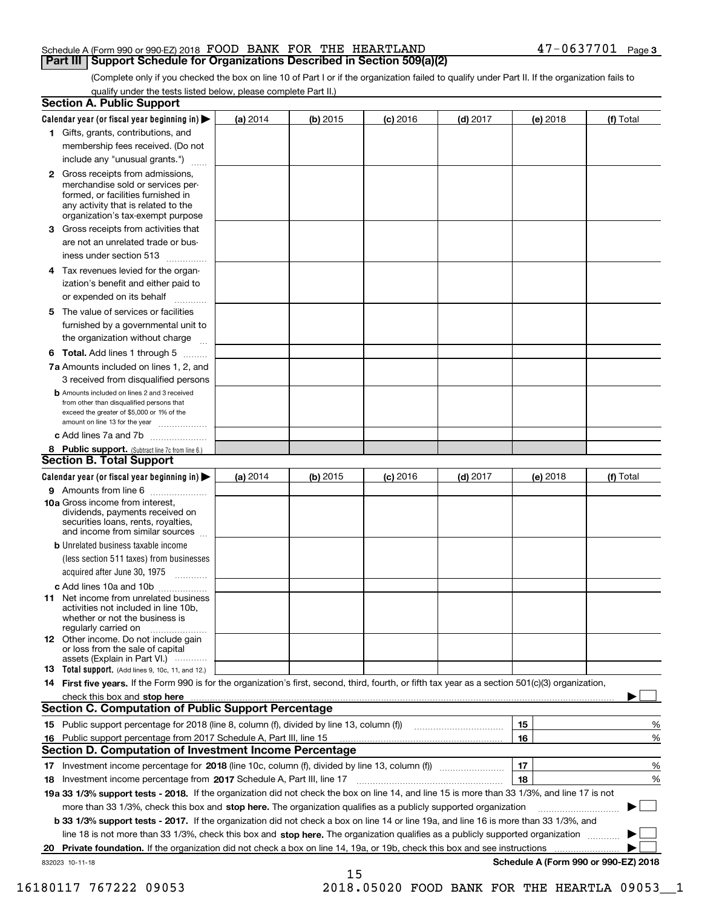Schedule A (Form 990 or 990-EZ) 2018 FOOD BANK FOR THE HEARTLAND 47-0637701 Page 3

## Part III Support Schedule for Organizations Described in Section 509(a)(2)

(Complete only if you checked the box on line 10 of Part I or if the organization failed to qualify under Part II. If the organization fails to qualify under the tests listed below, please complete Part II.)

### Section A. Public Support

| Calendar year (or fiscal year beginning in) ▶ | (a) 2014 | (b) 2015 | (c) 2016 | (d) 2017 | (e) 2018 | (f) Total |
|---|---|---|---|---|---|---|
| 1 Gifts, grants, contributions, and membership fees received. (Do not include any "unusual grants.") | | | | | | |
| 2 Gross receipts from admissions, merchandise sold or services performed, or facilities furnished in any activity that is related to the organization's tax-exempt purpose | | | | | | |
| 3 Gross receipts from activities that are not an unrelated trade or business under section 513 | | | | | | |
| 4 Tax revenues levied for the organization's benefit and either paid to or expended on its behalf | | | | | | |
| 5 The value of services or facilities furnished by a governmental unit to the organization without charge | | | | | | |
| 6 Total. Add lines 1 through 5 | | | | | | |
| 7a Amounts included on lines 1, 2, and 3 received from disqualified persons | | | | | | |
| b Amounts included on lines 2 and 3 received from other than disqualified persons that exceed the greater of $5,000 or 1% of the amount on line 13 for the year | | | | | | |
| c Add lines 7a and 7b | | | | | | |
| 8 Public support. (Subtract line 7c from line 6.) | | | | | | |

### Section B. Total Support

| Calendar year (or fiscal year beginning in) ▶ | (a) 2014 | (b) 2015 | (c) 2016 | (d) 2017 | (e) 2018 | (f) Total |
|---|---|---|---|---|---|---|
| 9 Amounts from line 6 | | | | | | |
| 10a Gross income from interest, dividends, payments received on securities loans, rents, royalties, and income from similar sources | | | | | | |
| b Unrelated business taxable income (less section 511 taxes) from businesses acquired after June 30, 1975 | | | | | | |
| c Add lines 10a and 10b | | | | | | |
| 11 Net income from unrelated business activities not included in line 10b, whether or not the business is regularly carried on | | | | | | |
| 12 Other income. Do not include gain or loss from the sale of capital assets (Explain in Part VI.) | | | | | | |
| 13 Total support. (Add lines 9, 10c, 11, and 12.) | | | | | | |

**14 First five years.** If the Form 990 is for the organization's first, second, third, fourth, or fifth tax year as a section 501(c)(3) organization, check this box and **stop here** ▶ ☐

### Section C. Computation of Public Support Percentage

| | | | |
|---|---|---|---|
| 15 | Public support percentage for 2018 (line 8, column (f), divided by line 13, column (f)) | 15 | % |
| 16 | Public support percentage from 2017 Schedule A, Part III, line 15 | 16 | % |

### Section D. Computation of Investment Income Percentage

| | | | |
|---|---|---|---|
| 17 | Investment income percentage for **2018** (line 10c, column (f), divided by line 13, column (f)) | 17 | % |
| 18 | Investment income percentage from **2017** Schedule A, Part III, line 17 | 18 | % |

**19a 33 1/3% support tests - 2018.** If the organization did not check the box on line 14, and line 15 is more than 33 1/3%, and line 17 is not more than 33 1/3%, check this box and **stop here.** The organization qualifies as a publicly supported organization ▶ ☐

**b 33 1/3% support tests - 2017.** If the organization did not check a box on line 14 or line 19a, and line 16 is more than 33 1/3%, and line 18 is not more than 33 1/3%, check this box and **stop here.** The organization qualifies as a publicly supported organization ▶ ☐

**20 Private foundation.** If the organization did not check a box on line 14, 19a, or 19b, check this box and see instructions ▶ ☐

832023 10-11-18 **Schedule A (Form 990 or 990-EZ) 2018**

16180117 767222 09053 2018.05020 FOOD BANK FOR THE HEARTLA 09053__1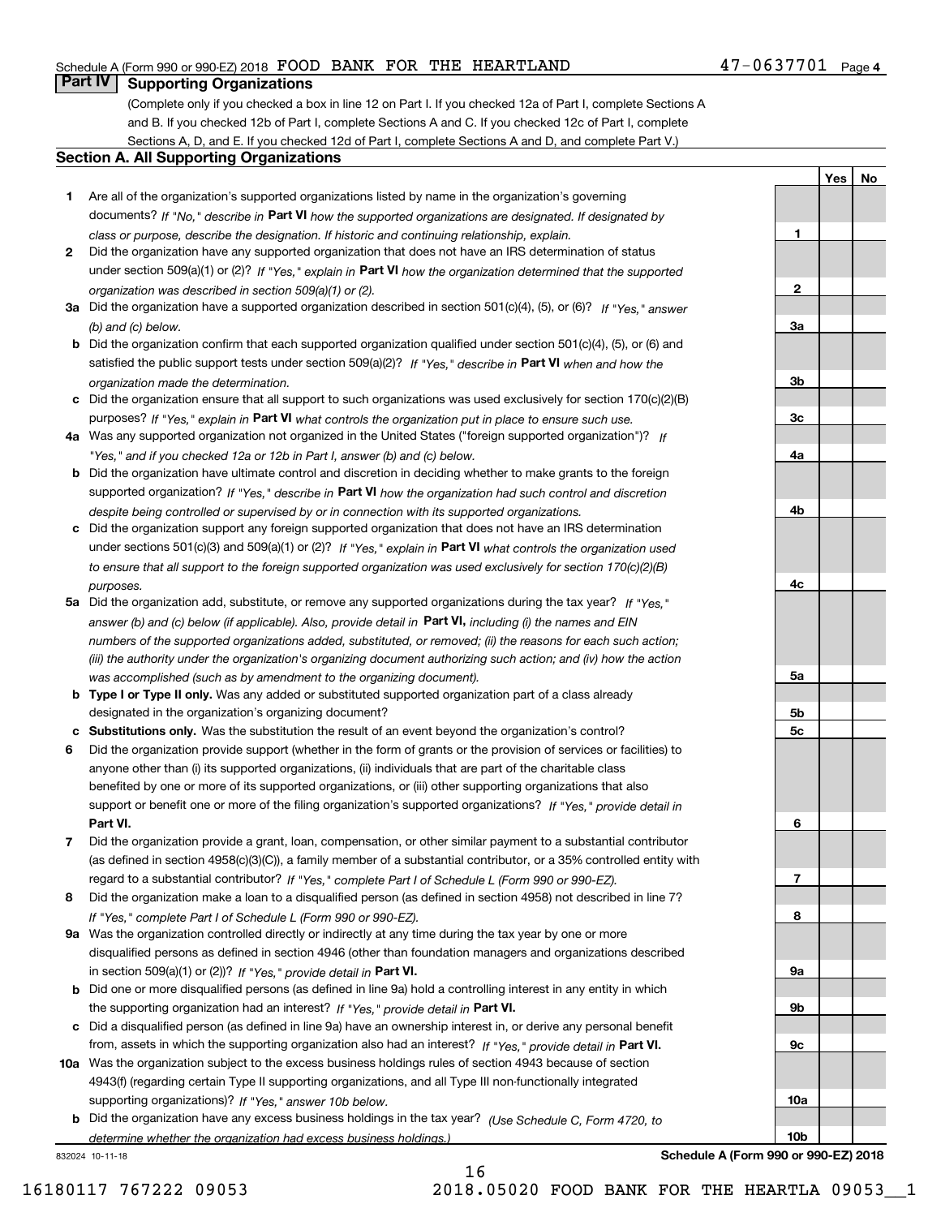Schedule A (Form 990 or 990-EZ) 2018 FOOD BANK FOR THE HEARTLAND 47-0637701 Page 4

## Part IV Supporting Organizations

(Complete only if you checked a box in line 12 on Part I. If you checked 12a of Part I, complete Sections A and B. If you checked 12b of Part I, complete Sections A and C. If you checked 12c of Part I, complete Sections A, D, and E. If you checked 12d of Part I, complete Sections A and D, and complete Part V.)

### Section A. All Supporting Organizations

| | | | Yes | No |
|---|---|---|---|---|
| **1** | Are all of the organization's supported organizations listed by name in the organization's governing documents? *If "No," describe in* **Part VI** *how the supported organizations are designated. If designated by class or purpose, describe the designation. If historic and continuing relationship, explain.* | **1** | | |
| **2** | Did the organization have any supported organization that does not have an IRS determination of status under section 509(a)(1) or (2)? *If "Yes," explain in* **Part VI** *how the organization determined that the supported organization was described in section 509(a)(1) or (2).* | **2** | | |
| **3a** | Did the organization have a supported organization described in section 501(c)(4), (5), or (6)? *If "Yes," answer (b) and (c) below.* | **3a** | | |
| **b** | Did the organization confirm that each supported organization qualified under section 501(c)(4), (5), or (6) and satisfied the public support tests under section 509(a)(2)? *If "Yes," describe in* **Part VI** *when and how the organization made the determination.* | **3b** | | |
| **c** | Did the organization ensure that all support to such organizations was used exclusively for section 170(c)(2)(B) purposes? *If "Yes," explain in* **Part VI** *what controls the organization put in place to ensure such use.* | **3c** | | |
| **4a** | Was any supported organization not organized in the United States ("foreign supported organization")? *If "Yes," and if you checked 12a or 12b in Part I, answer (b) and (c) below.* | **4a** | | |
| **b** | Did the organization have ultimate control and discretion in deciding whether to make grants to the foreign supported organization? *If "Yes," describe in* **Part VI** *how the organization had such control and discretion despite being controlled or supervised by or in connection with its supported organizations.* | **4b** | | |
| **c** | Did the organization support any foreign supported organization that does not have an IRS determination under sections 501(c)(3) and 509(a)(1) or (2)? *If "Yes," explain in* **Part VI** *what controls the organization used to ensure that all support to the foreign supported organization was used exclusively for section 170(c)(2)(B) purposes.* | **4c** | | |
| **5a** | Did the organization add, substitute, or remove any supported organizations during the tax year? *If "Yes," answer (b) and (c) below (if applicable). Also, provide detail in* **Part VI,** *including (i) the names and EIN numbers of the supported organizations added, substituted, or removed; (ii) the reasons for each such action; (iii) the authority under the organization's organizing document authorizing such action; and (iv) how the action was accomplished (such as by amendment to the organizing document).* | **5a** | | |
| **b** | **Type I or Type II only.** Was any added or substituted supported organization part of a class already designated in the organization's organizing document? | **5b** | | |
| **c** | **Substitutions only.** Was the substitution the result of an event beyond the organization's control? | **5c** | | |
| **6** | Did the organization provide support (whether in the form of grants or the provision of services or facilities) to anyone other than (i) its supported organizations, (ii) individuals that are part of the charitable class benefited by one or more of its supported organizations, or (iii) other supporting organizations that also support or benefit one or more of the filing organization's supported organizations? *If "Yes," provide detail in* **Part VI.** | **6** | | |
| **7** | Did the organization provide a grant, loan, compensation, or other similar payment to a substantial contributor (as defined in section 4958(c)(3)(C)), a family member of a substantial contributor, or a 35% controlled entity with regard to a substantial contributor? *If "Yes," complete Part I of Schedule L (Form 990 or 990-EZ).* | **7** | | |
| **8** | Did the organization make a loan to a disqualified person (as defined in section 4958) not described in line 7? *If "Yes," complete Part I of Schedule L (Form 990 or 990-EZ).* | **8** | | |
| **9a** | Was the organization controlled directly or indirectly at any time during the tax year by one or more disqualified persons as defined in section 4946 (other than foundation managers and organizations described in section 509(a)(1) or (2))? *If "Yes," provide detail in* **Part VI.** | **9a** | | |
| **b** | Did one or more disqualified persons (as defined in line 9a) hold a controlling interest in any entity in which the supporting organization had an interest? *If "Yes," provide detail in* **Part VI.** | **9b** | | |
| **c** | Did a disqualified person (as defined in line 9a) have an ownership interest in, or derive any personal benefit from, assets in which the supporting organization also had an interest? *If "Yes," provide detail in* **Part VI.** | **9c** | | |
| **10a** | Was the organization subject to the excess business holdings rules of section 4943 because of section 4943(f) (regarding certain Type II supporting organizations, and all Type III non-functionally integrated supporting organizations)? *If "Yes," answer 10b below.* | **10a** | | |
| **b** | Did the organization have any excess business holdings in the tax year? *(Use Schedule C, Form 4720, to determine whether the organization had excess business holdings.)* | **10b** | | |

832024 10-11-18 **Schedule A (Form 990 or 990-EZ) 2018**

16180117 767222 09053 2018.05020 FOOD BANK FOR THE HEARTLA 09053__1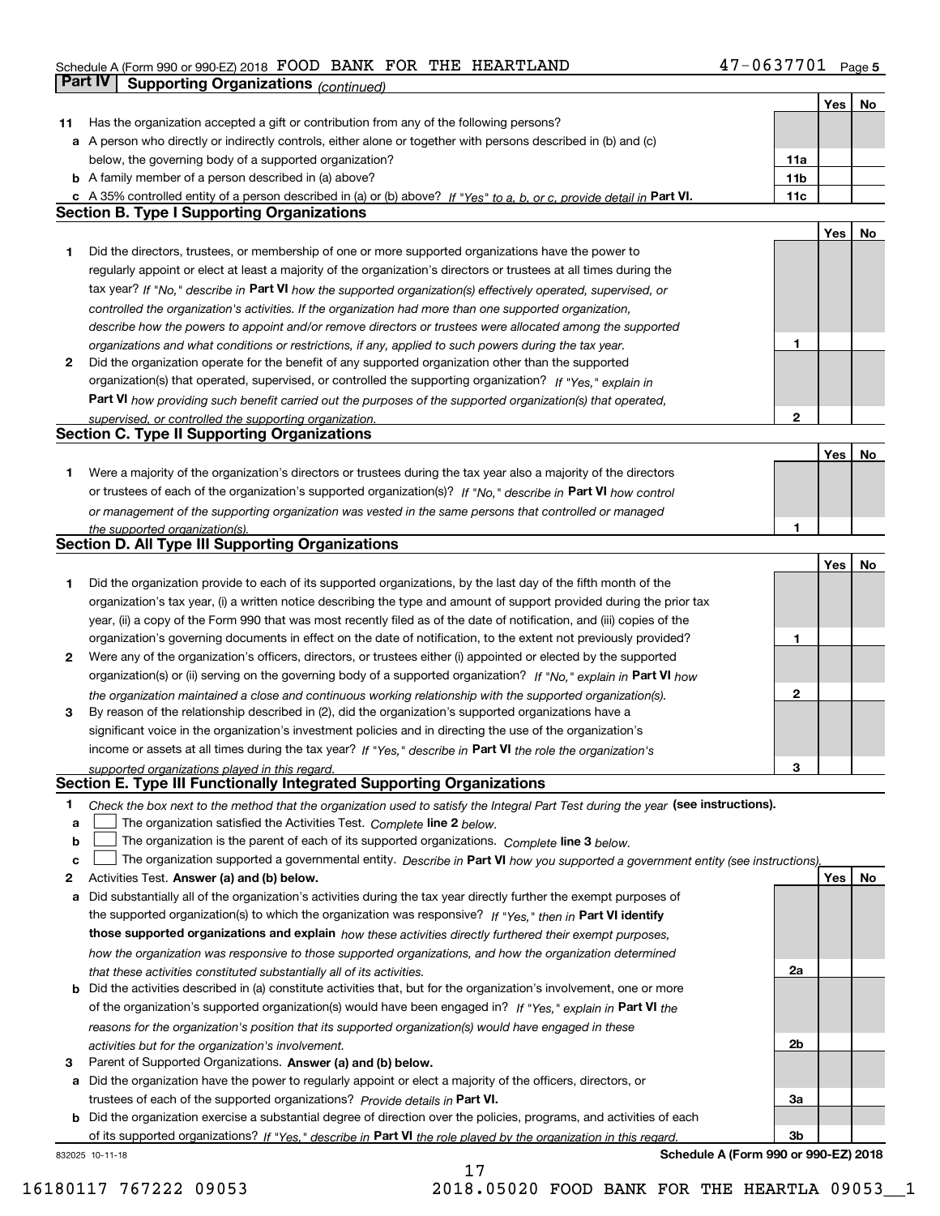Schedule A (Form 990 or 990-EZ) 2018 FOOD BANK FOR THE HEARTLAND 47-0637701 Page 5

**Part IV Supporting Organizations** *(continued)*

| | | | Yes | No |
|---|---|---|---|---|
| **11** | Has the organization accepted a gift or contribution from any of the following persons? | | | |
| **a** | A person who directly or indirectly controls, either alone or together with persons described in (b) and (c) below, the governing body of a supported organization? | 11a | | |
| **b** | A family member of a person described in (a) above? | 11b | | |
| **c** | A 35% controlled entity of a person described in (a) or (b) above? *If "Yes" to a, b, or c, provide detail in* **Part VI.** | 11c | | |

## Section B. Type I Supporting Organizations

| | | | Yes | No |
|---|---|---|---|---|
| **1** | Did the directors, trustees, or membership of one or more supported organizations have the power to regularly appoint or elect at least a majority of the organization's directors or trustees at all times during the tax year? *If "No," describe in* **Part VI** *how the supported organization(s) effectively operated, supervised, or controlled the organization's activities. If the organization had more than one supported organization, describe how the powers to appoint and/or remove directors or trustees were allocated among the supported organizations and what conditions or restrictions, if any, applied to such powers during the tax year.* | 1 | | |
| **2** | Did the organization operate for the benefit of any supported organization other than the supported organization(s) that operated, supervised, or controlled the supporting organization? *If "Yes," explain in* **Part VI** *how providing such benefit carried out the purposes of the supported organization(s) that operated, supervised, or controlled the supporting organization.* | 2 | | |

## Section C. Type II Supporting Organizations

| | | | Yes | No |
|---|---|---|---|---|
| **1** | Were a majority of the organization's directors or trustees during the tax year also a majority of the directors or trustees of each of the organization's supported organization(s)? *If "No," describe in* **Part VI** *how control or management of the supporting organization was vested in the same persons that controlled or managed the supported organization(s).* | 1 | | |

## Section D. All Type III Supporting Organizations

| | | | Yes | No |
|---|---|---|---|---|
| **1** | Did the organization provide to each of its supported organizations, by the last day of the fifth month of the organization's tax year, (i) a written notice describing the type and amount of support provided during the prior tax year, (ii) a copy of the Form 990 that was most recently filed as of the date of notification, and (iii) copies of the organization's governing documents in effect on the date of notification, to the extent not previously provided? | 1 | | |
| **2** | Were any of the organization's officers, directors, or trustees either (i) appointed or elected by the supported organization(s) or (ii) serving on the governing body of a supported organization? *If "No," explain in* **Part VI** *how the organization maintained a close and continuous working relationship with the supported organization(s).* | 2 | | |
| **3** | By reason of the relationship described in (2), did the organization's supported organizations have a significant voice in the organization's investment policies and in directing the use of the organization's income or assets at all times during the tax year? *If "Yes," describe in* **Part VI** *the role the organization's supported organizations played in this regard.* | 3 | | |

## Section E. Type III Functionally Integrated Supporting Organizations

**1** *Check the box next to the method that the organization used to satisfy the Integral Part Test during the year* **(see instructions).**

**a** ☐ The organization satisfied the Activities Test. *Complete* **line 2** *below.*

**b** ☐ The organization is the parent of each of its supported organizations. *Complete* **line 3** *below.*

**c** ☐ The organization supported a governmental entity. *Describe in* **Part VI** *how you supported a government entity (see instructions).*

| | | | Yes | No |
|---|---|---|---|---|
| **2** | Activities Test. **Answer (a) and (b) below.** | | | |
| **a** | Did substantially all of the organization's activities during the tax year directly further the exempt purposes of the supported organization(s) to which the organization was responsive? *If "Yes," then in* **Part VI identify those supported organizations and explain** *how these activities directly furthered their exempt purposes, how the organization was responsive to those supported organizations, and how the organization determined that these activities constituted substantially all of its activities.* | 2a | | |
| **b** | Did the activities described in (a) constitute activities that, but for the organization's involvement, one or more of the organization's supported organization(s) would have been engaged in? *If "Yes," explain in* **Part VI** *the reasons for the organization's position that its supported organization(s) would have engaged in these activities but for the organization's involvement.* | 2b | | |
| **3** | Parent of Supported Organizations. **Answer (a) and (b) below.** | | | |
| **a** | Did the organization have the power to regularly appoint or elect a majority of the officers, directors, or trustees of each of the supported organizations? *Provide details in* **Part VI.** | 3a | | |
| **b** | Did the organization exercise a substantial degree of direction over the policies, programs, and activities of each of its supported organizations? *If "Yes," describe in* **Part VI** *the role played by the organization in this regard.* | 3b | | |

832025 10-11-18 **Schedule A (Form 990 or 990-EZ) 2018**

16180117 767222 09053 2018.05020 FOOD BANK FOR THE HEARTLA 09053__1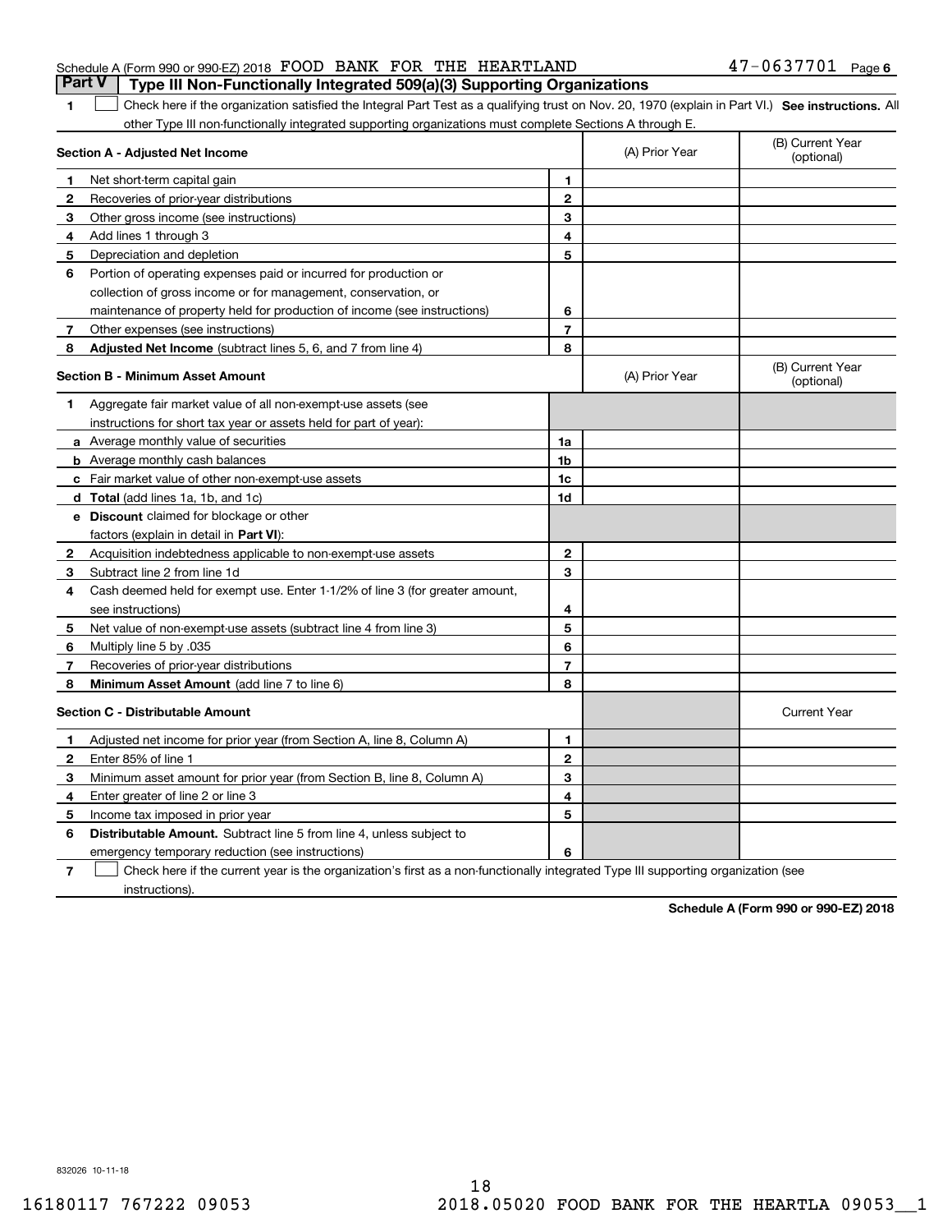Schedule A (Form 990 or 990-EZ) 2018 FOOD BANK FOR THE HEARTLAND 47-0637701 Page 6

## Part V Type III Non-Functionally Integrated 509(a)(3) Supporting Organizations

**1** ☐ Check here if the organization satisfied the Integral Part Test as a qualifying trust on Nov. 20, 1970 (explain in Part VI.) **See instructions.** All other Type III non-functionally integrated supporting organizations must complete Sections A through E.

| | **Section A - Adjusted Net Income** | | (A) Prior Year | (B) Current Year (optional) |
|---|---|---|---|---|
| 1 | Net short-term capital gain | 1 | | |
| 2 | Recoveries of prior-year distributions | 2 | | |
| 3 | Other gross income (see instructions) | 3 | | |
| 4 | Add lines 1 through 3 | 4 | | |
| 5 | Depreciation and depletion | 5 | | |
| 6 | Portion of operating expenses paid or incurred for production or collection of gross income or for management, conservation, or maintenance of property held for production of income (see instructions) | 6 | | |
| 7 | Other expenses (see instructions) | 7 | | |
| 8 | **Adjusted Net Income** (subtract lines 5, 6, and 7 from line 4) | 8 | | |

| | **Section B - Minimum Asset Amount** | | (A) Prior Year | (B) Current Year (optional) |
|---|---|---|---|---|
| 1 | Aggregate fair market value of all non-exempt-use assets (see instructions for short tax year or assets held for part of year): | | | |
| a | Average monthly value of securities | 1a | | |
| b | Average monthly cash balances | 1b | | |
| c | Fair market value of other non-exempt-use assets | 1c | | |
| d | **Total** (add lines 1a, 1b, and 1c) | 1d | | |
| e | **Discount** claimed for blockage or other factors (explain in detail in **Part VI**): | | | |
| 2 | Acquisition indebtedness applicable to non-exempt-use assets | 2 | | |
| 3 | Subtract line 2 from line 1d | 3 | | |
| 4 | Cash deemed held for exempt use. Enter 1-1/2% of line 3 (for greater amount, see instructions) | 4 | | |
| 5 | Net value of non-exempt-use assets (subtract line 4 from line 3) | 5 | | |
| 6 | Multiply line 5 by .035 | 6 | | |
| 7 | Recoveries of prior-year distributions | 7 | | |
| 8 | **Minimum Asset Amount** (add line 7 to line 6) | 8 | | |

| | **Section C - Distributable Amount** | | | Current Year |
|---|---|---|---|---|
| 1 | Adjusted net income for prior year (from Section A, line 8, Column A) | 1 | | |
| 2 | Enter 85% of line 1 | 2 | | |
| 3 | Minimum asset amount for prior year (from Section B, line 8, Column A) | 3 | | |
| 4 | Enter greater of line 2 or line 3 | 4 | | |
| 5 | Income tax imposed in prior year | 5 | | |
| 6 | **Distributable Amount.** Subtract line 5 from line 4, unless subject to emergency temporary reduction (see instructions) | 6 | | |

**7** ☐ Check here if the current year is the organization's first as a non-functionally integrated Type III supporting organization (see instructions).

**Schedule A (Form 990 or 990-EZ) 2018**

832026 10-11-18

16180117 767222 09053 2018.05020 FOOD BANK FOR THE HEARTLA 09053__1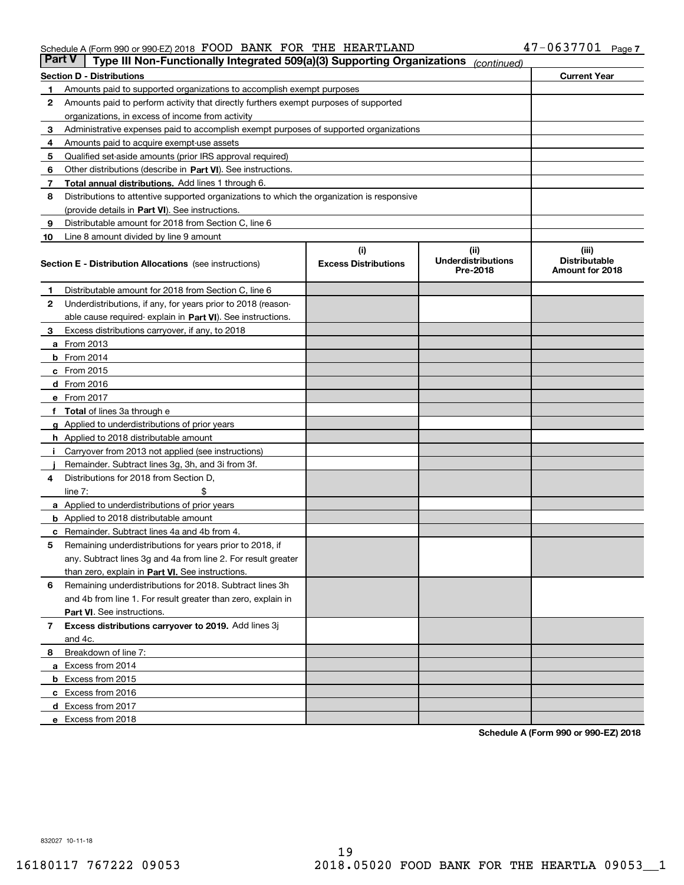Schedule A (Form 990 or 990-EZ) 2018 FOOD BANK FOR THE HEARTLAND 47-0637701 Page 7

**Part V | Type III Non-Functionally Integrated 509(a)(3) Supporting Organizations** *(continued)*

| **Section D - Distributions** | | **Current Year** |
|---|---|---|
| **1** | Amounts paid to supported organizations to accomplish exempt purposes | |
| **2** | Amounts paid to perform activity that directly furthers exempt purposes of supported organizations, in excess of income from activity | |
| **3** | Administrative expenses paid to accomplish exempt purposes of supported organizations | |
| **4** | Amounts paid to acquire exempt-use assets | |
| **5** | Qualified set-aside amounts (prior IRS approval required) | |
| **6** | Other distributions (describe in **Part VI**). See instructions. | |
| **7** | **Total annual distributions.** Add lines 1 through 6. | |
| **8** | Distributions to attentive supported organizations to which the organization is responsive (provide details in **Part VI**). See instructions. | |
| **9** | Distributable amount for 2018 from Section C, line 6 | |
| **10** | Line 8 amount divided by line 9 amount | |

| | **Section E - Distribution Allocations** (see instructions) | **(i) Excess Distributions** | **(ii) Underdistributions Pre-2018** | **(iii) Distributable Amount for 2018** |
|---|---|---|---|---|
| **1** | Distributable amount for 2018 from Section C, line 6 | | | |
| **2** | Underdistributions, if any, for years prior to 2018 (reasonable cause required- explain in **Part VI**). See instructions. | | | |
| **3** | Excess distributions carryover, if any, to 2018 | | | |
| **a** | From 2013 | | | |
| **b** | From 2014 | | | |
| **c** | From 2015 | | | |
| **d** | From 2016 | | | |
| **e** | From 2017 | | | |
| **f** | **Total** of lines 3a through e | | | |
| **g** | Applied to underdistributions of prior years | | | |
| **h** | Applied to 2018 distributable amount | | | |
| **i** | Carryover from 2013 not applied (see instructions) | | | |
| **j** | Remainder. Subtract lines 3g, 3h, and 3i from 3f. | | | |
| **4** | Distributions for 2018 from Section D, line 7: $ | | | |
| **a** | Applied to underdistributions of prior years | | | |
| **b** | Applied to 2018 distributable amount | | | |
| **c** | Remainder. Subtract lines 4a and 4b from 4. | | | |
| **5** | Remaining underdistributions for years prior to 2018, if any. Subtract lines 3g and 4a from line 2. For result greater than zero, explain in **Part VI.** See instructions. | | | |
| **6** | Remaining underdistributions for 2018. Subtract lines 3h and 4b from line 1. For result greater than zero, explain in **Part VI**. See instructions. | | | |
| **7** | **Excess distributions carryover to 2019.** Add lines 3j and 4c. | | | |
| **8** | Breakdown of line 7: | | | |
| **a** | Excess from 2014 | | | |
| **b** | Excess from 2015 | | | |
| **c** | Excess from 2016 | | | |
| **d** | Excess from 2017 | | | |
| **e** | Excess from 2018 | | | |

**Schedule A (Form 990 or 990-EZ) 2018**

832027 10-11-18

16180117 767222 09053 2018.05020 FOOD BANK FOR THE HEARTLA 09053__1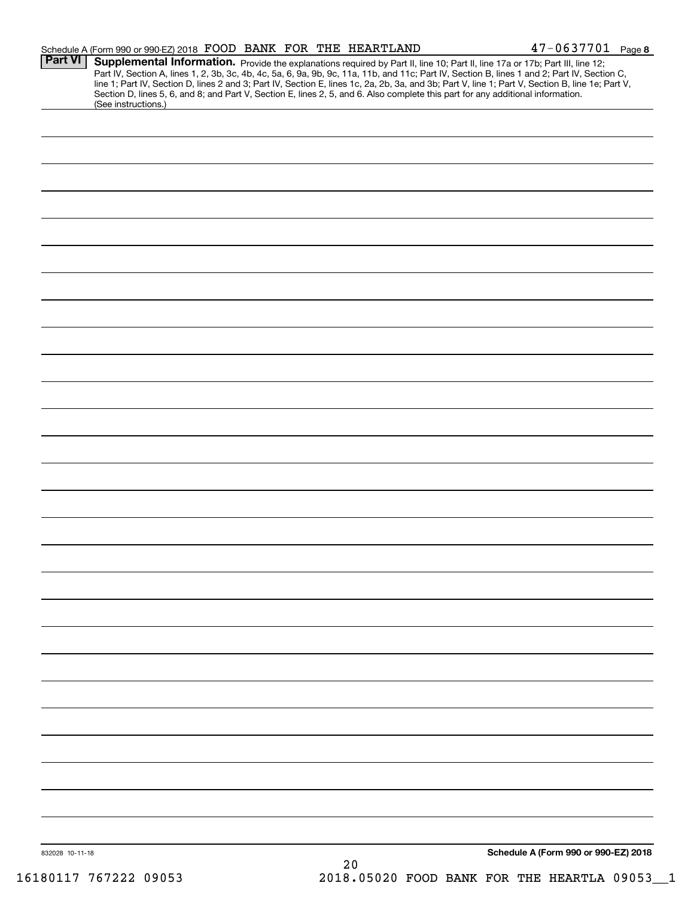Schedule A (Form 990 or 990-EZ) 2018 FOOD BANK FOR THE HEARTLAND 47-0637701 Page 8

**Part VI Supplemental Information.** Provide the explanations required by Part II, line 10; Part II, line 17a or 17b; Part III, line 12; Part IV, Section A, lines 1, 2, 3b, 3c, 4b, 4c, 5a, 6, 9a, 9b, 9c, 11a, 11b, and 11c; Part IV, Section B, lines 1 and 2; Part IV, Section C, line 1; Part IV, Section D, lines 2 and 3; Part IV, Section E, lines 1c, 2a, 2b, 3a, and 3b; Part V, line 1; Part V, Section B, line 1e; Part V, Section D, lines 5, 6, and 8; and Part V, Section E, lines 2, 5, and 6. Also complete this part for any additional information. (See instructions.)

832028 10-11-18

**Schedule A (Form 990 or 990-EZ) 2018**

16180117 767222 09053 2018.05020 FOOD BANK FOR THE HEARTLA 09053__1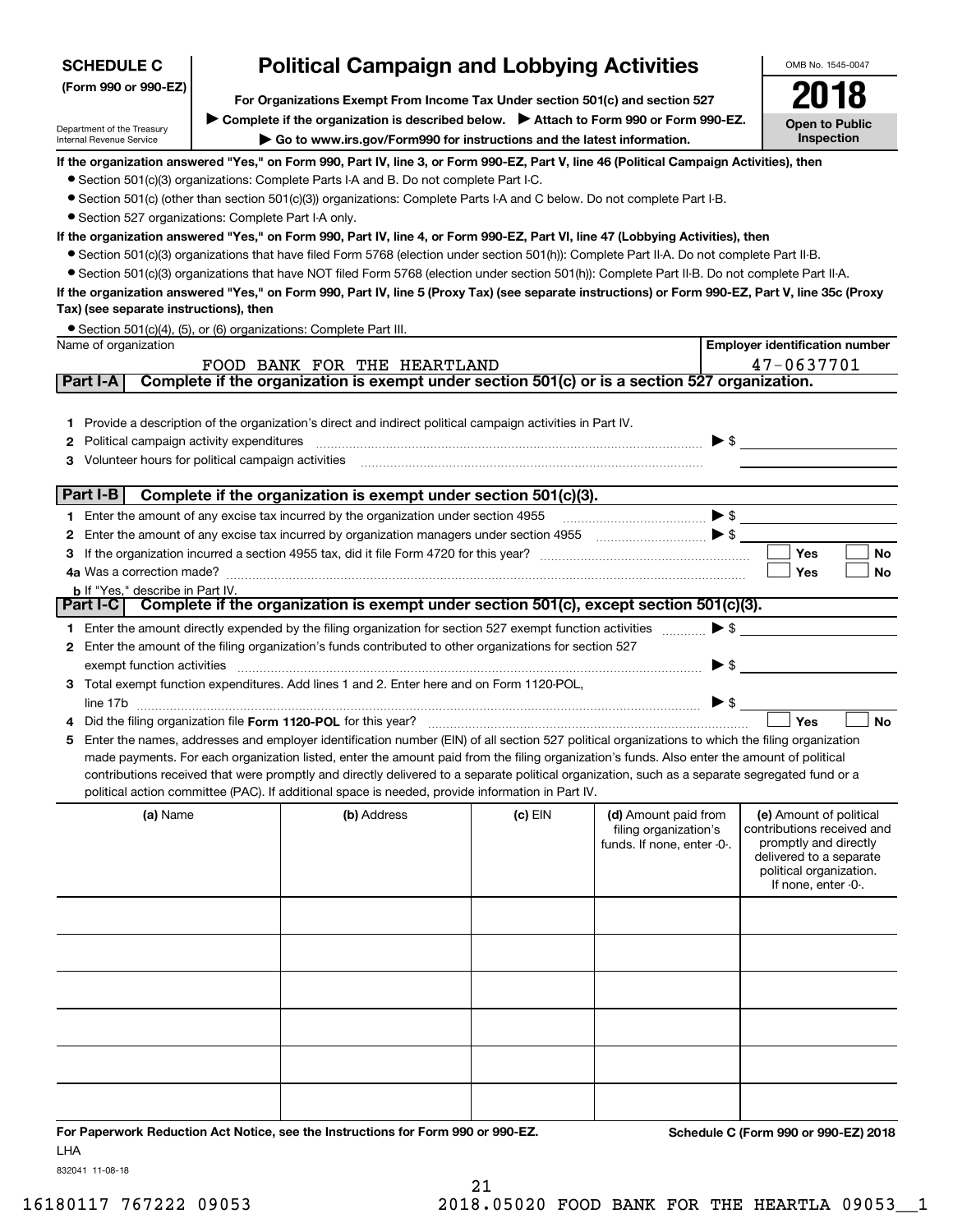**SCHEDULE C (Form 990 or 990-EZ)**

Department of the Treasury
Internal Revenue Service

# Political Campaign and Lobbying Activities

**For Organizations Exempt From Income Tax Under section 501(c) and section 527**

▶ **Complete if the organization is described below.** ▶ **Attach to Form 990 or Form 990-EZ.**

▶ **Go to www.irs.gov/Form990 for instructions and the latest information.**

OMB No. 1545-0047

**2018**

**Open to Public Inspection**

**If the organization answered "Yes," on Form 990, Part IV, line 3, or Form 990-EZ, Part V, line 46 (Political Campaign Activities), then**

- Section 501(c)(3) organizations: Complete Parts I-A and B. Do not complete Part I-C.
- Section 501(c) (other than section 501(c)(3)) organizations: Complete Parts I-A and C below. Do not complete Part I-B.
- Section 527 organizations: Complete Part I-A only.

**If the organization answered "Yes," on Form 990, Part IV, line 4, or Form 990-EZ, Part VI, line 47 (Lobbying Activities), then**

- Section 501(c)(3) organizations that have filed Form 5768 (election under section 501(h)): Complete Part II-A. Do not complete Part II-B.
- Section 501(c)(3) organizations that have NOT filed Form 5768 (election under section 501(h)): Complete Part II-B. Do not complete Part II-A.

**If the organization answered "Yes," on Form 990, Part IV, line 5 (Proxy Tax) (see separate instructions) or Form 990-EZ, Part V, line 35c (Proxy Tax) (see separate instructions), then**

- Section 501(c)(4), (5), or (6) organizations: Complete Part III.

| Name of organization | Employer identification number |
|---|---|
| FOOD BANK FOR THE HEARTLAND | 47-0637701 |

## Part I-A Complete if the organization is exempt under section 501(c) or is a section 527 organization.

1. Provide a description of the organization's direct and indirect political campaign activities in Part IV.
2. Political campaign activity expenditures ▶ $
3. Volunteer hours for political campaign activities

## Part I-B Complete if the organization is exempt under section 501(c)(3).

1. Enter the amount of any excise tax incurred by the organization under section 4955 ▶ $
2. Enter the amount of any excise tax incurred by organization managers under section 4955 ▶ $
3. If the organization incurred a section 4955 tax, did it file Form 4720 for this year? ☐ Yes ☐ No

4a Was a correction made? ☐ Yes ☐ No

b If "Yes," describe in Part IV.

## Part I-C Complete if the organization is exempt under section 501(c), except section 501(c)(3).

1. Enter the amount directly expended by the filing organization for section 527 exempt function activities ▶ $
2. Enter the amount of the filing organization's funds contributed to other organizations for section 527 exempt function activities ▶ $
3. Total exempt function expenditures. Add lines 1 and 2. Enter here and on Form 1120-POL, line 17b ▶ $
4. Did the filing organization file **Form 1120-POL** for this year? ☐ Yes ☐ No
5. Enter the names, addresses and employer identification number (EIN) of all section 527 political organizations to which the filing organization made payments. For each organization listed, enter the amount paid from the filing organization's funds. Also enter the amount of political contributions received that were promptly and directly delivered to a separate political organization, such as a separate segregated fund or a political action committee (PAC). If additional space is needed, provide information in Part IV.

| (a) Name | (b) Address | (c) EIN | (d) Amount paid from filing organization's funds. If none, enter -0-. | (e) Amount of political contributions received and promptly and directly delivered to a separate political organization. If none, enter -0-. |
|---|---|---|---|---|
| | | | | |
| | | | | |
| | | | | |
| | | | | |
| | | | | |
| | | | | |

**For Paperwork Reduction Act Notice, see the Instructions for Form 990 or 990-EZ.** **Schedule C (Form 990 or 990-EZ) 2018**

LHA

832041 11-08-18

16180117 767222 09053 2018.05020 FOOD BANK FOR THE HEARTLA 09053__1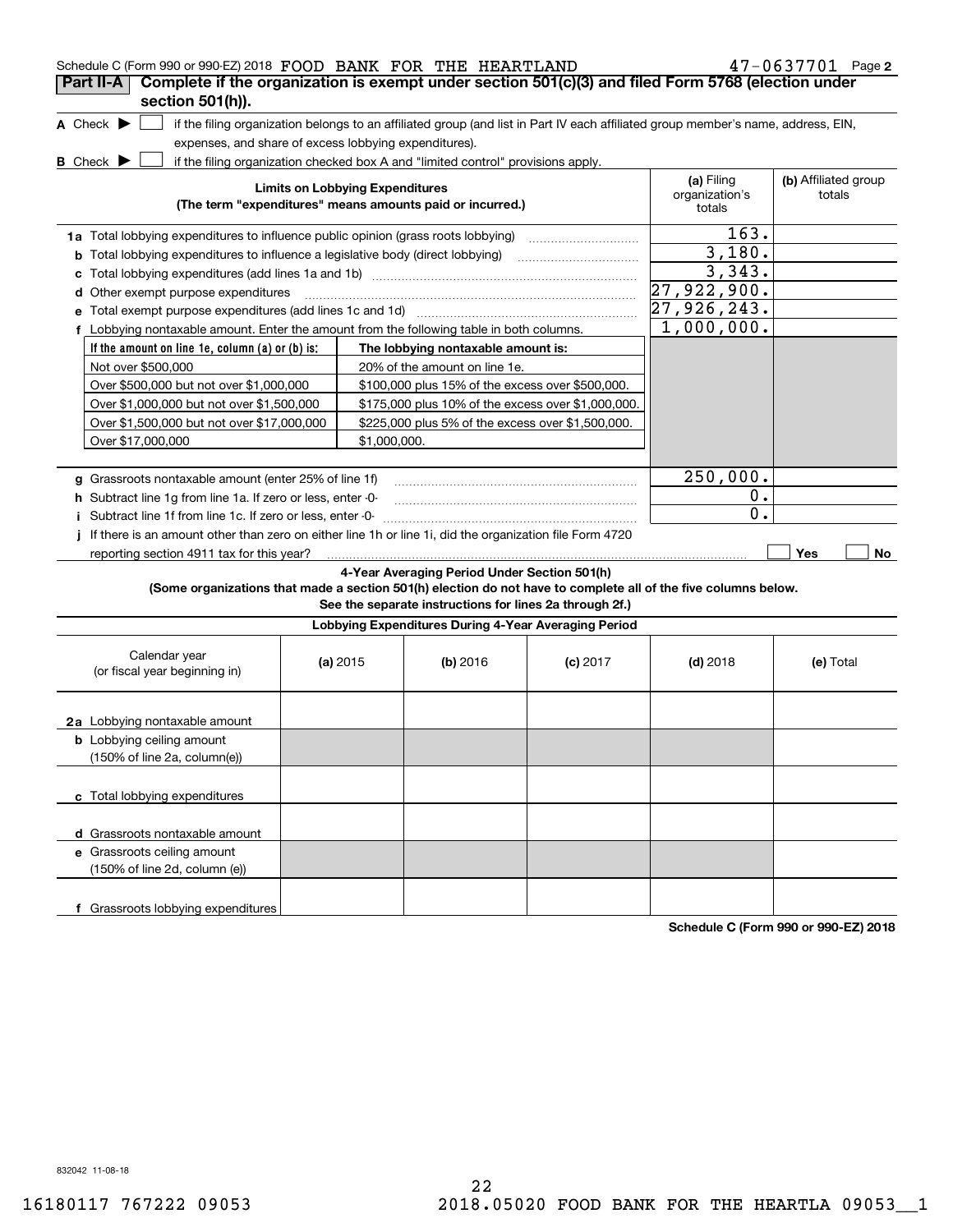Schedule C (Form 990 or 990-EZ) 2018 FOOD BANK FOR THE HEARTLAND 47-0637701 Page **2**

## Part II-A Complete if the organization is exempt under section 501(c)(3) and filed Form 5768 (election under section 501(h)).

**A** Check ▶ ☐ if the filing organization belongs to an affiliated group (and list in Part IV each affiliated group member's name, address, EIN, expenses, and share of excess lobbying expenditures).

**B** Check ▶ ☐ if the filing organization checked box A and "limited control" provisions apply.

| Limits on Lobbying Expenditures (The term "expenditures" means amounts paid or incurred.) | (a) Filing organization's totals | (b) Affiliated group totals |
|---|---|---|
| **1a** Total lobbying expenditures to influence public opinion (grass roots lobbying) | 163. | |
| **b** Total lobbying expenditures to influence a legislative body (direct lobbying) | 3,180. | |
| **c** Total lobbying expenditures (add lines 1a and 1b) | 3,343. | |
| **d** Other exempt purpose expenditures | 27,922,900. | |
| **e** Total exempt purpose expenditures (add lines 1c and 1d) | 27,926,243. | |
| **f** Lobbying nontaxable amount. Enter the amount from the following table in both columns. | 1,000,000. | |

| If the amount on line 1e, column (a) or (b) is: | The lobbying nontaxable amount is: |
|---|---|
| Not over $500,000 | 20% of the amount on line 1e. |
| Over $500,000 but not over $1,000,000 | $100,000 plus 15% of the excess over $500,000. |
| Over $1,000,000 but not over $1,500,000 | $175,000 plus 10% of the excess over $1,000,000. |
| Over $1,500,000 but not over $17,000,000 | $225,000 plus 5% of the excess over $1,500,000. |
| Over $17,000,000 | $1,000,000. |

| | (a) Filing organization's totals | (b) Affiliated group totals |
|---|---|---|
| **g** Grassroots nontaxable amount (enter 25% of line 1f) | 250,000. | |
| **h** Subtract line 1g from line 1a. If zero or less, enter -0- | 0. | |
| **i** Subtract line 1f from line 1c. If zero or less, enter -0- | 0. | |

**j** If there is an amount other than zero on either line 1h or line 1i, did the organization file Form 4720 reporting section 4911 tax for this year? ☐ Yes ☐ No

### 4-Year Averaging Period Under Section 501(h)

**(Some organizations that made a section 501(h) election do not have to complete all of the five columns below. See the separate instructions for lines 2a through 2f.)**

**Lobbying Expenditures During 4-Year Averaging Period**

| Calendar year (or fiscal year beginning in) | (a) 2015 | (b) 2016 | (c) 2017 | (d) 2018 | (e) Total |
|---|---|---|---|---|---|
| **2a** Lobbying nontaxable amount | | | | | |
| **b** Lobbying ceiling amount (150% of line 2a, column(e)) | | | | | |
| **c** Total lobbying expenditures | | | | | |
| **d** Grassroots nontaxable amount | | | | | |
| **e** Grassroots ceiling amount (150% of line 2d, column (e)) | | | | | |
| **f** Grassroots lobbying expenditures | | | | | |

**Schedule C (Form 990 or 990-EZ) 2018**

832042 11-08-18

16180117 767222 09053 2018.05020 FOOD BANK FOR THE HEARTLA 09053__1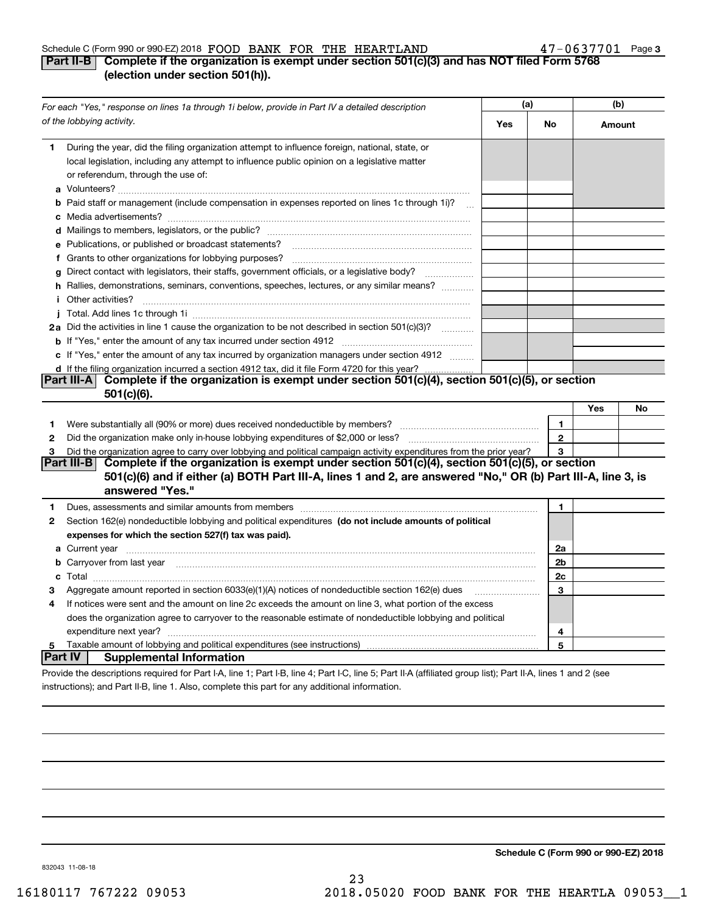Schedule C (Form 990 or 990-EZ) 2018 FOOD BANK FOR THE HEARTLAND 47-0637701 Page **3**

**Part II-B** **Complete if the organization is exempt under section 501(c)(3) and has NOT filed Form 5768 (election under section 501(h)).**

| *For each "Yes," response on lines 1a through 1i below, provide in Part IV a detailed description of the lobbying activity.* | (a) Yes | (a) No | (b) Amount |
|---|---|---|---|
| **1** During the year, did the filing organization attempt to influence foreign, national, state, or local legislation, including any attempt to influence public opinion on a legislative matter or referendum, through the use of: | | | |
| **a** Volunteers? | | | |
| **b** Paid staff or management (include compensation in expenses reported on lines 1c through 1i)? | | | |
| **c** Media advertisements? | | | |
| **d** Mailings to members, legislators, or the public? | | | |
| **e** Publications, or published or broadcast statements? | | | |
| **f** Grants to other organizations for lobbying purposes? | | | |
| **g** Direct contact with legislators, their staffs, government officials, or a legislative body? | | | |
| **h** Rallies, demonstrations, seminars, conventions, speeches, lectures, or any similar means? | | | |
| **i** Other activities? | | | |
| **j** Total. Add lines 1c through 1i | | | |
| **2a** Did the activities in line 1 cause the organization to be not described in section 501(c)(3)? | | | |
| **b** If "Yes," enter the amount of any tax incurred under section 4912 | | | |
| **c** If "Yes," enter the amount of any tax incurred by organization managers under section 4912 | | | |
| **d** If the filing organization incurred a section 4912 tax, did it file Form 4720 for this year? | | | |

**Part III-A** **Complete if the organization is exempt under section 501(c)(4), section 501(c)(5), or section 501(c)(6).**

| | | | Yes | No |
|---|---|---|---|---|
| **1** | Were substantially all (90% or more) dues received nondeductible by members? | **1** | | |
| **2** | Did the organization make only in-house lobbying expenditures of $2,000 or less? | **2** | | |
| **3** | Did the organization agree to carry over lobbying and political campaign activity expenditures from the prior year? | **3** | | |

**Part III-B** **Complete if the organization is exempt under section 501(c)(4), section 501(c)(5), or section 501(c)(6) and if either (a) BOTH Part III-A, lines 1 and 2, are answered "No," OR (b) Part III-A, line 3, is answered "Yes."**

| | | | |
|---|---|---|---|
| **1** | Dues, assessments and similar amounts from members | **1** | |
| **2** | Section 162(e) nondeductible lobbying and political expenditures **(do not include amounts of political expenses for which the section 527(f) tax was paid).** | | |
| **a** | Current year | **2a** | |
| **b** | Carryover from last year | **2b** | |
| **c** | Total | **2c** | |
| **3** | Aggregate amount reported in section 6033(e)(1)(A) notices of nondeductible section 162(e) dues | **3** | |
| **4** | If notices were sent and the amount on line 2c exceeds the amount on line 3, what portion of the excess does the organization agree to carryover to the reasonable estimate of nondeductible lobbying and political expenditure next year? | **4** | |
| **5** | Taxable amount of lobbying and political expenditures (see instructions) | **5** | |

**Part IV** **Supplemental Information**

Provide the descriptions required for Part I-A, line 1; Part I-B, line 4; Part I-C, line 5; Part II-A (affiliated group list); Part II-A, lines 1 and 2 (see instructions); and Part II-B, line 1. Also, complete this part for any additional information.

**Schedule C (Form 990 or 990-EZ) 2018**

832043 11-08-18

16180117 767222 09053 2018.05020 FOOD BANK FOR THE HEARTLA 09053__1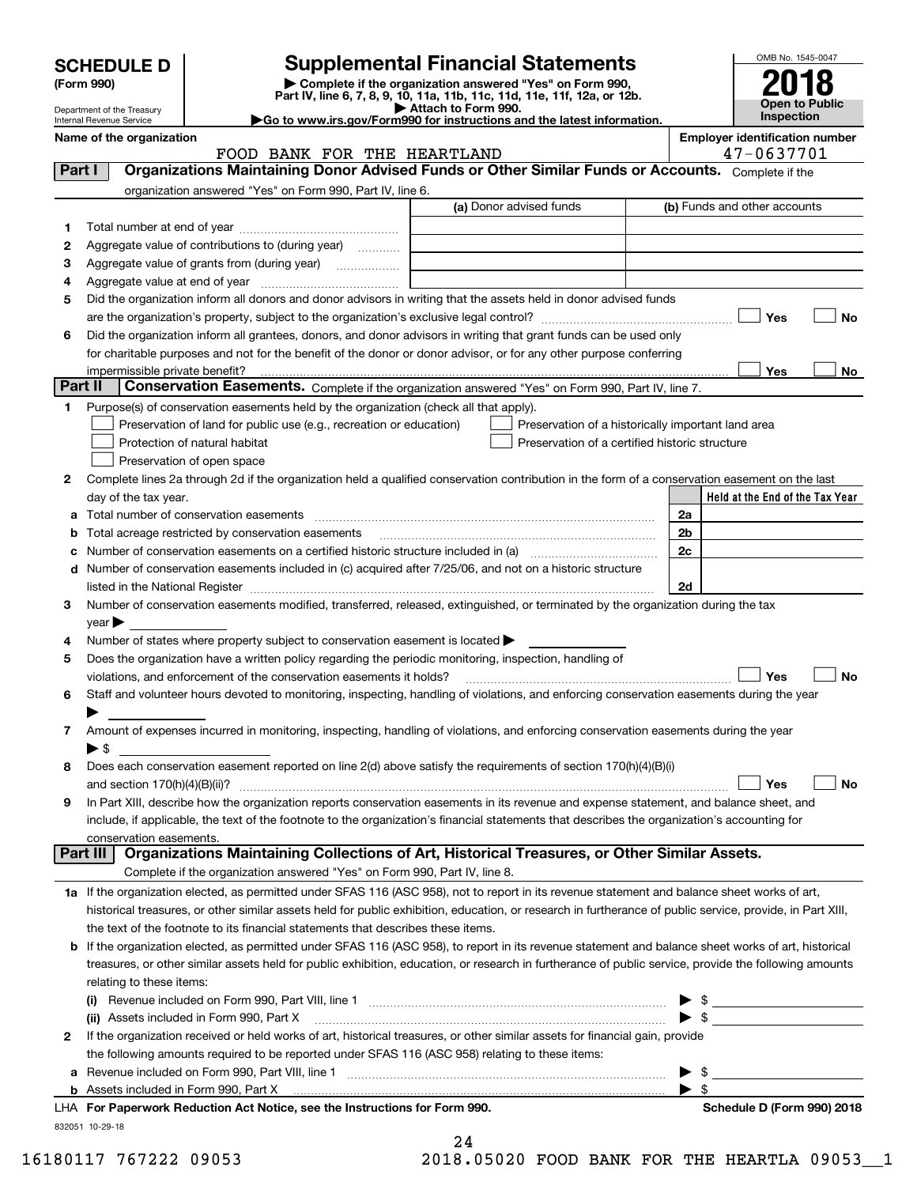# SCHEDULE D (Form 990)

Department of the Treasury
Internal Revenue Service

# Supplemental Financial Statements

▶ Complete if the organization answered "Yes" on Form 990, Part IV, line 6, 7, 8, 9, 10, 11a, 11b, 11c, 11d, 11e, 11f, 12a, or 12b.
▶ Attach to Form 990.
▶Go to www.irs.gov/Form990 for instructions and the latest information.

OMB No. 1545-0047

**2018**

**Open to Public Inspection**

**Name of the organization**
FOOD BANK FOR THE HEARTLAND

**Employer identification number**
47-0637701

## Part I Organizations Maintaining Donor Advised Funds or Other Similar Funds or Accounts.
Complete if the organization answered "Yes" on Form 990, Part IV, line 6.

| | | (a) Donor advised funds | (b) Funds and other accounts |
|---|---|---|---|
| 1 | Total number at end of year | | |
| 2 | Aggregate value of contributions to (during year) | | |
| 3 | Aggregate value of grants from (during year) | | |
| 4 | Aggregate value at end of year | | |

5 Did the organization inform all donors and donor advisors in writing that the assets held in donor advised funds are the organization's property, subject to the organization's exclusive legal control? ☐ Yes ☐ No

6 Did the organization inform all grantees, donors, and donor advisors in writing that grant funds can be used only for charitable purposes and not for the benefit of the donor or donor advisor, or for any other purpose conferring impermissible private benefit? ☐ Yes ☐ No

## Part II Conservation Easements.
Complete if the organization answered "Yes" on Form 990, Part IV, line 7.

1 Purpose(s) of conservation easements held by the organization (check all that apply).
- ☐ Preservation of land for public use (e.g., recreation or education)
- ☐ Protection of natural habitat
- ☐ Preservation of open space
- ☐ Preservation of a historically important land area
- ☐ Preservation of a certified historic structure

2 Complete lines 2a through 2d if the organization held a qualified conservation contribution in the form of a conservation easement on the last day of the tax year.

| | | | Held at the End of the Tax Year |
|---|---|---|---|
| a | Total number of conservation easements | 2a | |
| b | Total acreage restricted by conservation easements | 2b | |
| c | Number of conservation easements on a certified historic structure included in (a) | 2c | |
| d | Number of conservation easements included in (c) acquired after 7/25/06, and not on a historic structure listed in the National Register | 2d | |

3 Number of conservation easements modified, transferred, released, extinguished, or terminated by the organization during the tax year ▶

4 Number of states where property subject to conservation easement is located ▶

5 Does the organization have a written policy regarding the periodic monitoring, inspection, handling of violations, and enforcement of the conservation easements it holds? ☐ Yes ☐ No

6 Staff and volunteer hours devoted to monitoring, inspecting, handling of violations, and enforcing conservation easements during the year ▶

7 Amount of expenses incurred in monitoring, inspecting, handling of violations, and enforcing conservation easements during the year ▶ $

8 Does each conservation easement reported on line 2(d) above satisfy the requirements of section 170(h)(4)(B)(i) and section 170(h)(4)(B)(ii)? ☐ Yes ☐ No

9 In Part XIII, describe how the organization reports conservation easements in its revenue and expense statement, and balance sheet, and include, if applicable, the text of the footnote to the organization's financial statements that describes the organization's accounting for conservation easements.

## Part III Organizations Maintaining Collections of Art, Historical Treasures, or Other Similar Assets.
Complete if the organization answered "Yes" on Form 990, Part IV, line 8.

1a If the organization elected, as permitted under SFAS 116 (ASC 958), not to report in its revenue statement and balance sheet works of art, historical treasures, or other similar assets held for public exhibition, education, or research in furtherance of public service, provide, in Part XIII, the text of the footnote to its financial statements that describes these items.

b If the organization elected, as permitted under SFAS 116 (ASC 958), to report in its revenue statement and balance sheet works of art, historical treasures, or other similar assets held for public exhibition, education, or research in furtherance of public service, provide the following amounts relating to these items:

(i) Revenue included on Form 990, Part VIII, line 1 ▶ $

(ii) Assets included in Form 990, Part X ▶ $

2 If the organization received or held works of art, historical treasures, or other similar assets for financial gain, provide the following amounts required to be reported under SFAS 116 (ASC 958) relating to these items:

a Revenue included on Form 990, Part VIII, line 1 ▶ $

b Assets included in Form 990, Part X ▶ $

LHA For Paperwork Reduction Act Notice, see the Instructions for Form 990. Schedule D (Form 990) 2018

832051 10-29-18

16180117 767222 09053 2018.05020 FOOD BANK FOR THE HEARTLA 09053__1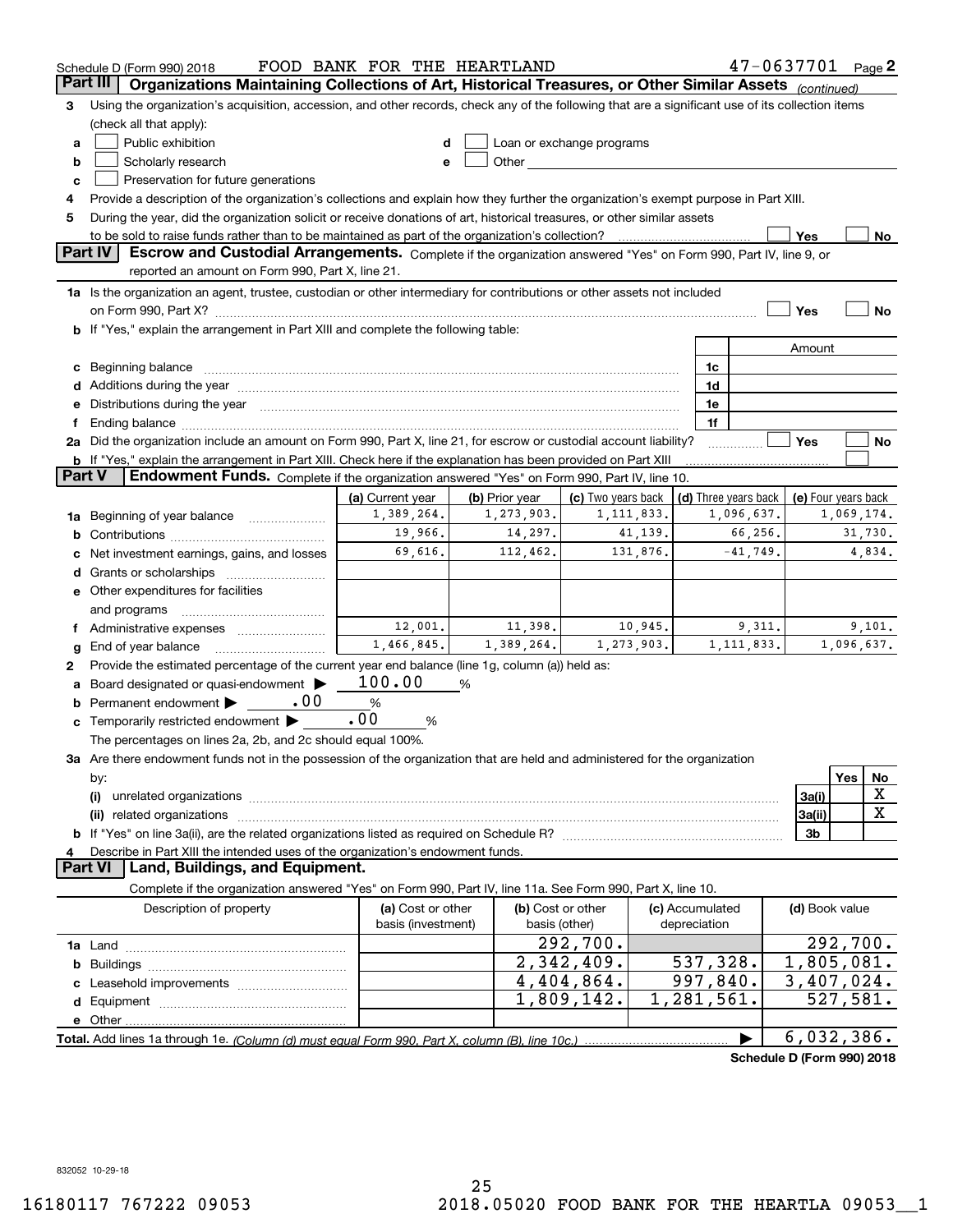Schedule D (Form 990) 2018 FOOD BANK FOR THE HEARTLAND 47-0637701 Page 2

## Part III Organizations Maintaining Collections of Art, Historical Treasures, or Other Similar Assets *(continued)*

3 Using the organization's acquisition, accession, and other records, check any of the following that are a significant use of its collection items (check all that apply):

- a ☐ Public exhibition
- b ☐ Scholarly research
- c ☐ Preservation for future generations
- d ☐ Loan or exchange programs
- e ☐ Other

4 Provide a description of the organization's collections and explain how they further the organization's exempt purpose in Part XIII.

5 During the year, did the organization solicit or receive donations of art, historical treasures, or other similar assets to be sold to raise funds rather than to be maintained as part of the organization's collection? ☐ Yes ☐ No

## Part IV Escrow and Custodial Arrangements.

Complete if the organization answered "Yes" on Form 990, Part IV, line 9, or reported an amount on Form 990, Part X, line 21.

1a Is the organization an agent, trustee, custodian or other intermediary for contributions or other assets not included on Form 990, Part X? ☐ Yes ☐ No

b If "Yes," explain the arrangement in Part XIII and complete the following table:

| | | Amount |
|---|---|---|
| c Beginning balance | 1c | |
| d Additions during the year | 1d | |
| e Distributions during the year | 1e | |
| f Ending balance | 1f | |

2a Did the organization include an amount on Form 990, Part X, line 21, for escrow or custodial account liability? ☐ Yes ☐ No

b If "Yes," explain the arrangement in Part XIII. Check here if the explanation has been provided on Part XIII ☐

## Part V Endowment Funds.

Complete if the organization answered "Yes" on Form 990, Part IV, line 10.

| | (a) Current year | (b) Prior year | (c) Two years back | (d) Three years back | (e) Four years back |
|---|---|---|---|---|---|
| 1a Beginning of year balance | 1,389,264. | 1,273,903. | 1,111,833. | 1,096,637. | 1,069,174. |
| b Contributions | 19,966. | 14,297. | 41,139. | 66,256. | 31,730. |
| c Net investment earnings, gains, and losses | 69,616. | 112,462. | 131,876. | -41,749. | 4,834. |
| d Grants or scholarships | | | | | |
| e Other expenditures for facilities and programs | | | | | |
| f Administrative expenses | 12,001. | 11,398. | 10,945. | 9,311. | 9,101. |
| g End of year balance | 1,466,845. | 1,389,264. | 1,273,903. | 1,111,833. | 1,096,637. |

2 Provide the estimated percentage of the current year end balance (line 1g, column (a)) held as:

- a Board designated or quasi-endowment ▶ 100.00 %
- b Permanent endowment ▶ .00 %
- c Temporarily restricted endowment ▶ .00 %

The percentages on lines 2a, 2b, and 2c should equal 100%.

3a Are there endowment funds not in the possession of the organization that are held and administered for the organization by:

| | | Yes | No |
|---|---|---|---|
| (i) unrelated organizations | 3a(i) | | X |
| (ii) related organizations | 3a(ii) | | X |
| b If "Yes" on line 3a(ii), are the related organizations listed as required on Schedule R? | 3b | | |

4 Describe in Part XIII the intended uses of the organization's endowment funds.

## Part VI Land, Buildings, and Equipment.

Complete if the organization answered "Yes" on Form 990, Part IV, line 11a. See Form 990, Part X, line 10.

| Description of property | (a) Cost or other basis (investment) | (b) Cost or other basis (other) | (c) Accumulated depreciation | (d) Book value |
|---|---|---|---|---|
| 1a Land | | 292,700. | | 292,700. |
| b Buildings | | 2,342,409. | 537,328. | 1,805,081. |
| c Leasehold improvements | | 4,404,864. | 997,840. | 3,407,024. |
| d Equipment | | 1,809,142. | 1,281,561. | 527,581. |
| e Other | | | | |
| **Total.** Add lines 1a through 1e. *(Column (d) must equal Form 990, Part X, column (B), line 10c.)* | | | ▶ | 6,032,386. |

**Schedule D (Form 990) 2018**

832052 10-29-18

16180117 767222 09053 2018.05020 FOOD BANK FOR THE HEARTLA 09053__1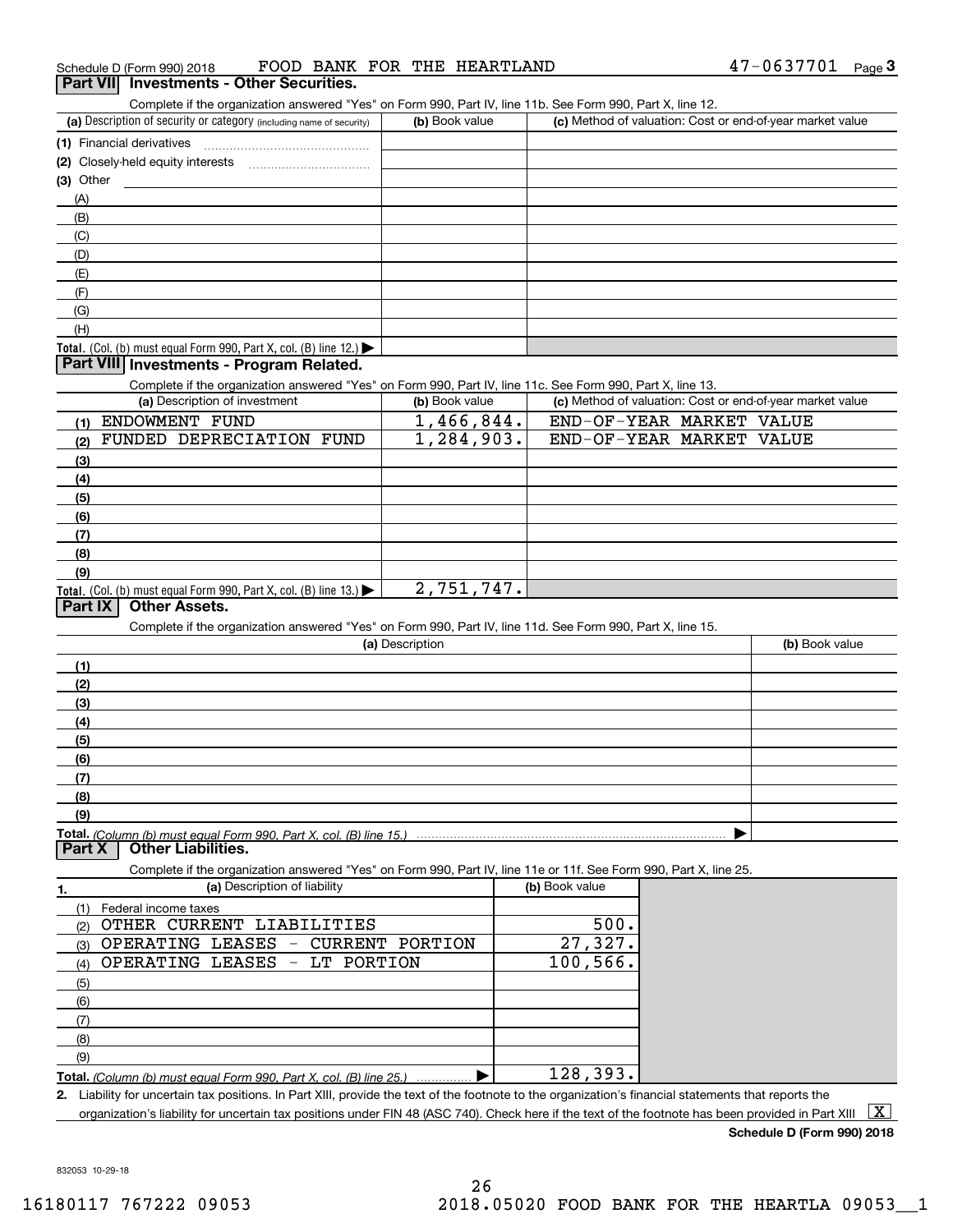Schedule D (Form 990) 2018 FOOD BANK FOR THE HEARTLAND 47-0637701 Page **3**

## Part VII Investments - Other Securities.

Complete if the organization answered "Yes" on Form 990, Part IV, line 11b. See Form 990, Part X, line 12.

| (a) Description of security or category (including name of security) | (b) Book value | (c) Method of valuation: Cost or end-of-year market value |
|---|---|---|
| (1) Financial derivatives | | |
| (2) Closely-held equity interests | | |
| (3) Other | | |
| (A) | | |
| (B) | | |
| (C) | | |
| (D) | | |
| (E) | | |
| (F) | | |
| (G) | | |
| (H) | | |
| **Total.** (Col. (b) must equal Form 990, Part X, col. (B) line 12.) ▶ | | |

## Part VIII Investments - Program Related.

Complete if the organization answered "Yes" on Form 990, Part IV, line 11c. See Form 990, Part X, line 13.

| (a) Description of investment | (b) Book value | (c) Method of valuation: Cost or end-of-year market value |
|---|---|---|
| (1) ENDOWMENT FUND | 1,466,844. | END-OF-YEAR MARKET VALUE |
| (2) FUNDED DEPRECIATION FUND | 1,284,903. | END-OF-YEAR MARKET VALUE |
| (3) | | |
| (4) | | |
| (5) | | |
| (6) | | |
| (7) | | |
| (8) | | |
| (9) | | |
| **Total.** (Col. (b) must equal Form 990, Part X, col. (B) line 13.) ▶ | 2,751,747. | |

## Part IX Other Assets.

Complete if the organization answered "Yes" on Form 990, Part IV, line 11d. See Form 990, Part X, line 15.

| (a) Description | (b) Book value |
|---|---|
| (1) | |
| (2) | |
| (3) | |
| (4) | |
| (5) | |
| (6) | |
| (7) | |
| (8) | |
| (9) | |
| **Total.** *(Column (b) must equal Form 990, Part X, col. (B) line 15.)* ▶ | |

## Part X Other Liabilities.

Complete if the organization answered "Yes" on Form 990, Part IV, line 11e or 11f. See Form 990, Part X, line 25.

| 1. (a) Description of liability | (b) Book value |
|---|---|
| (1) Federal income taxes | |
| (2) OTHER CURRENT LIABILITIES | 500. |
| (3) OPERATING LEASES - CURRENT PORTION | 27,327. |
| (4) OPERATING LEASES - LT PORTION | 100,566. |
| (5) | |
| (6) | |
| (7) | |
| (8) | |
| (9) | |
| **Total.** *(Column (b) must equal Form 990, Part X, col. (B) line 25.)* ▶ | 128,393. |

**2.** Liability for uncertain tax positions. In Part XIII, provide the text of the footnote to the organization's financial statements that reports the organization's liability for uncertain tax positions under FIN 48 (ASC 740). Check here if the text of the footnote has been provided in Part XIII [X]

**Schedule D (Form 990) 2018**

832053 10-29-18

16180117 767222 09053 2018.05020 FOOD BANK FOR THE HEARTLA 09053__1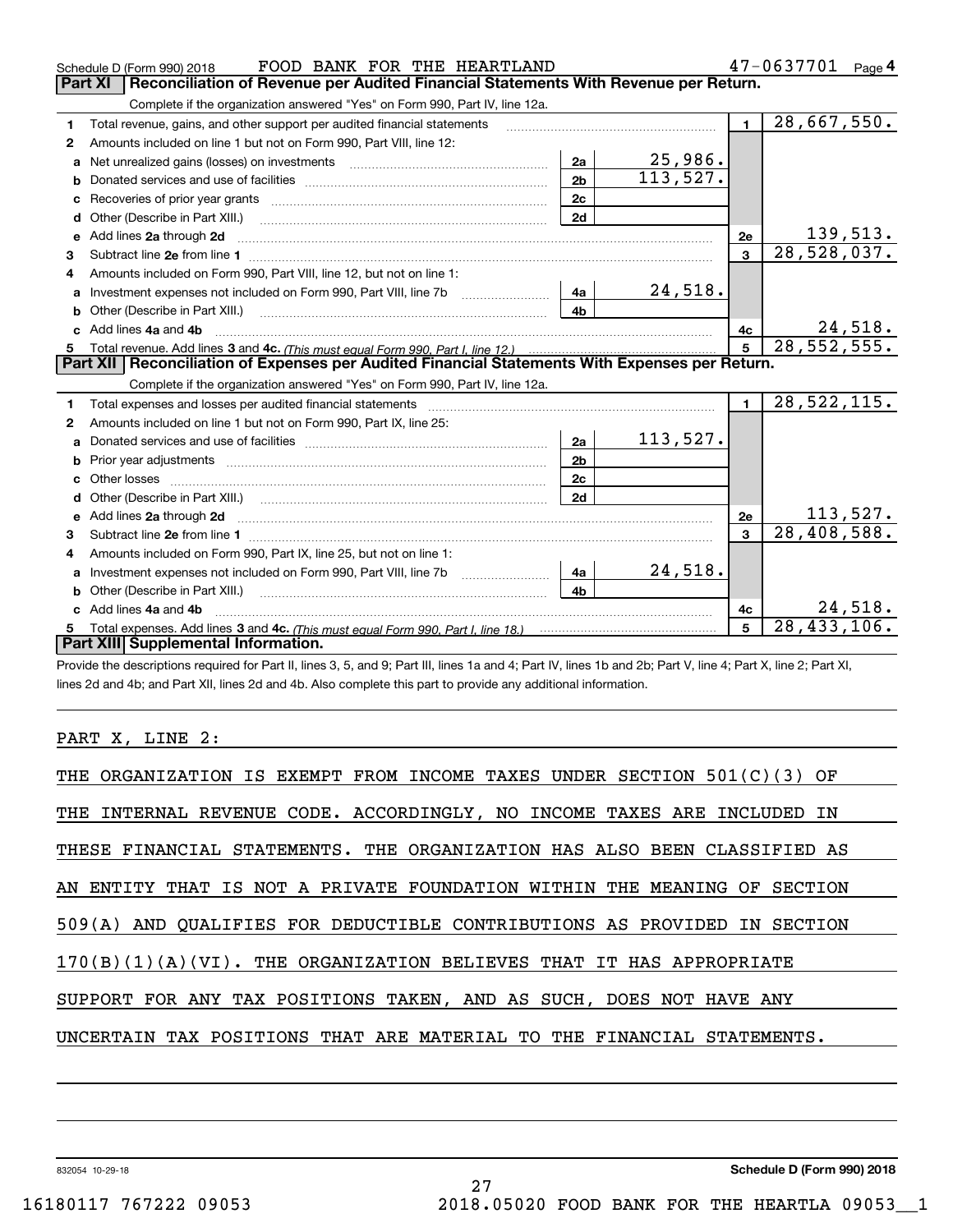Schedule D (Form 990) 2018 FOOD BANK FOR THE HEARTLAND 47-0637701

## Part XI Reconciliation of Revenue per Audited Financial Statements With Revenue per Return.

Complete if the organization answered "Yes" on Form 990, Part IV, line 12a.

| | | | | | |
|---|---|---|---|---|---|
| 1 | Total revenue, gains, and other support per audited financial statements | | | 1 | 28,667,550. |
| 2 | Amounts included on line 1 but not on Form 990, Part VIII, line 12: | | | | |
| a | Net unrealized gains (losses) on investments | 2a | 25,986. | | |
| b | Donated services and use of facilities | 2b | 113,527. | | |
| c | Recoveries of prior year grants | 2c | | | |
| d | Other (Describe in Part XIII.) | 2d | | | |
| e | Add lines 2a through 2d | | | 2e | 139,513. |
| 3 | Subtract line 2e from line 1 | | | 3 | 28,528,037. |
| 4 | Amounts included on Form 990, Part VIII, line 12, but not on line 1: | | | | |
| a | Investment expenses not included on Form 990, Part VIII, line 7b | 4a | 24,518. | | |
| b | Other (Describe in Part XIII.) | 4b | | | |
| c | Add lines 4a and 4b | | | 4c | 24,518. |
| 5 | Total revenue. Add lines 3 and 4c. *(This must equal Form 990, Part I, line 12.)* | | | 5 | 28,552,555. |

## Part XII Reconciliation of Expenses per Audited Financial Statements With Expenses per Return.

Complete if the organization answered "Yes" on Form 990, Part IV, line 12a.

| | | | | | |
|---|---|---|---|---|---|
| 1 | Total expenses and losses per audited financial statements | | | 1 | 28,522,115. |
| 2 | Amounts included on line 1 but not on Form 990, Part IX, line 25: | | | | |
| a | Donated services and use of facilities | 2a | 113,527. | | |
| b | Prior year adjustments | 2b | | | |
| c | Other losses | 2c | | | |
| d | Other (Describe in Part XIII.) | 2d | | | |
| e | Add lines 2a through 2d | | | 2e | 113,527. |
| 3 | Subtract line 2e from line 1 | | | 3 | 28,408,588. |
| 4 | Amounts included on Form 990, Part IX, line 25, but not on line 1: | | | | |
| a | Investment expenses not included on Form 990, Part VIII, line 7b | 4a | 24,518. | | |
| b | Other (Describe in Part XIII.) | 4b | | | |
| c | Add lines 4a and 4b | | | 4c | 24,518. |
| 5 | Total expenses. Add lines 3 and 4c. *(This must equal Form 990, Part I, line 18.)* | | | 5 | 28,433,106. |

## Part XIII Supplemental Information.

Provide the descriptions required for Part II, lines 3, 5, and 9; Part III, lines 1a and 4; Part IV, lines 1b and 2b; Part V, line 4; Part X, line 2; Part XI, lines 2d and 4b; and Part XII, lines 2d and 4b. Also complete this part to provide any additional information.

PART X, LINE 2:

THE ORGANIZATION IS EXEMPT FROM INCOME TAXES UNDER SECTION 501(C)(3) OF THE INTERNAL REVENUE CODE. ACCORDINGLY, NO INCOME TAXES ARE INCLUDED IN THESE FINANCIAL STATEMENTS. THE ORGANIZATION HAS ALSO BEEN CLASSIFIED AS AN ENTITY THAT IS NOT A PRIVATE FOUNDATION WITHIN THE MEANING OF SECTION 509(A) AND QUALIFIES FOR DEDUCTIBLE CONTRIBUTIONS AS PROVIDED IN SECTION 170(B)(1)(A)(VI). THE ORGANIZATION BELIEVES THAT IT HAS APPROPRIATE SUPPORT FOR ANY TAX POSITIONS TAKEN, AND AS SUCH, DOES NOT HAVE ANY UNCERTAIN TAX POSITIONS THAT ARE MATERIAL TO THE FINANCIAL STATEMENTS.

832054 10-29-18 Schedule D (Form 990) 2018

16180117 767222 09053 2018.05020 FOOD BANK FOR THE HEARTLA 09053__1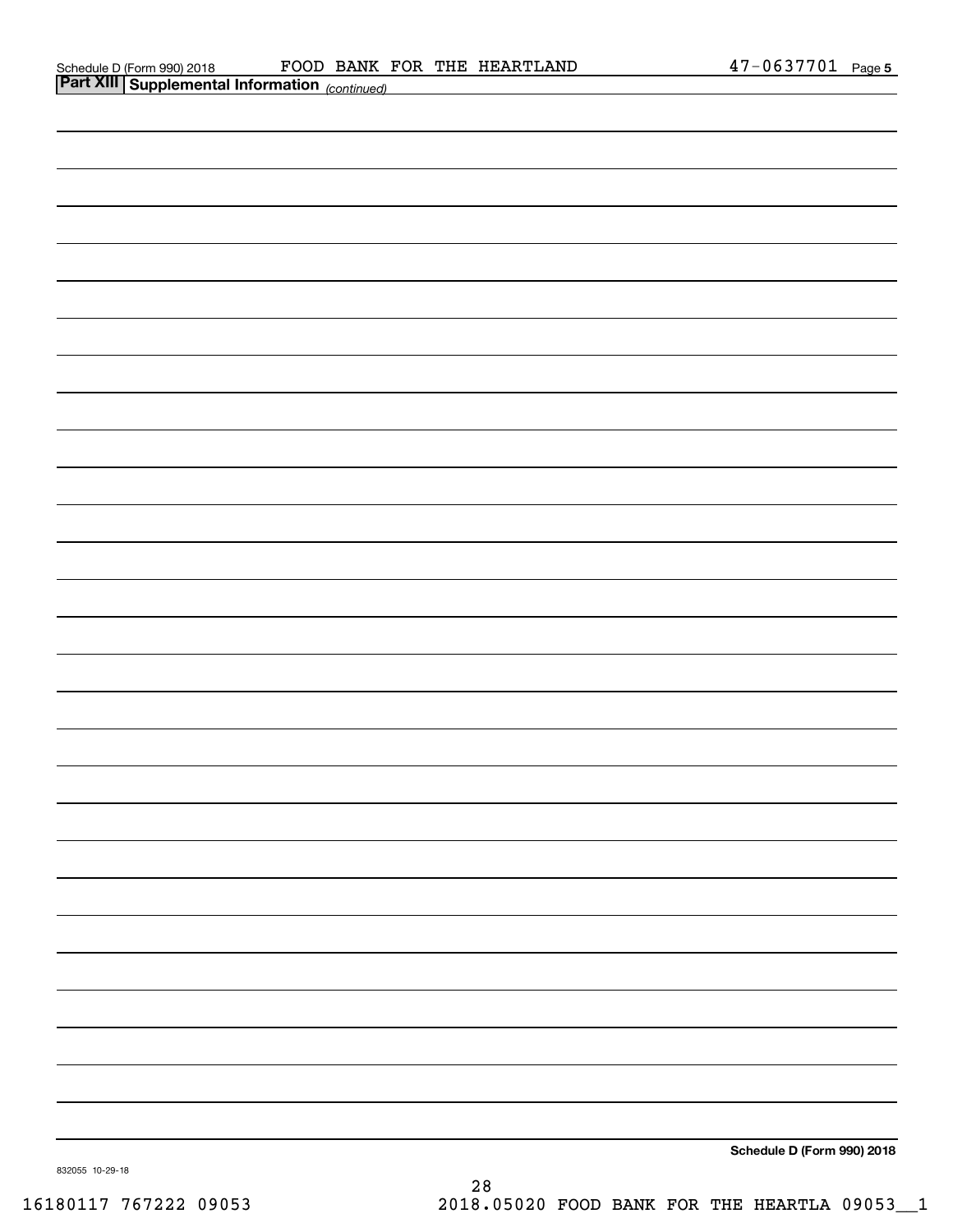Schedule D (Form 990) 2018 FOOD BANK FOR THE HEARTLAND 47-0637701 Page 5

**Part XIII Supplemental Information** *(continued)*

**Schedule D (Form 990) 2018**

832055 10-29-18

16180117 767222 09053 2018.05020 FOOD BANK FOR THE HEARTLA 09053__1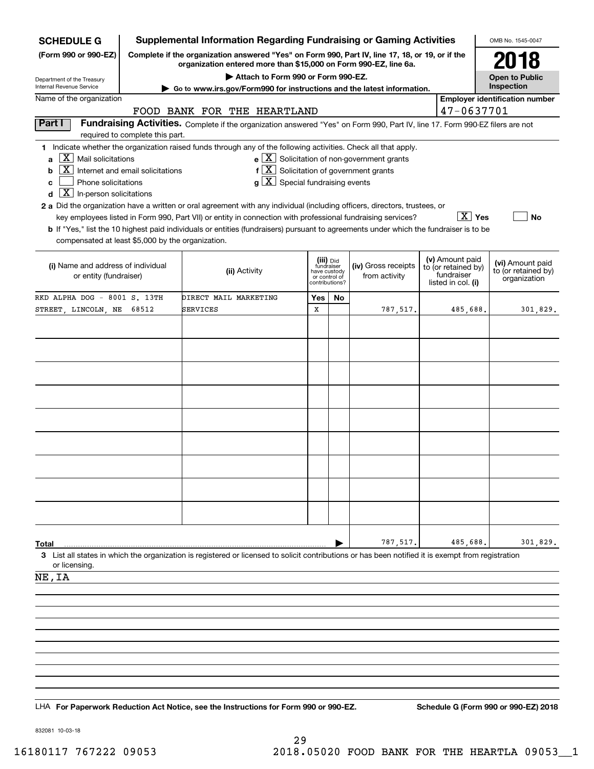**SCHEDULE G (Form 990 or 990-EZ)**

Department of the Treasury
Internal Revenue Service

# Supplemental Information Regarding Fundraising or Gaming Activities

**Complete if the organization answered "Yes" on Form 990, Part IV, line 17, 18, or 19, or if the organization entered more than $15,000 on Form 990-EZ, line 6a.**

▶ Attach to Form 990 or Form 990-EZ.

▶ Go to www.irs.gov/Form990 for instructions and the latest information.

OMB No. 1545-0047

**2018**

**Open to Public Inspection**

Name of the organization: FOOD BANK FOR THE HEARTLAND

Employer identification number: 47-0637701

## Part I Fundraising Activities.

Complete if the organization answered "Yes" on Form 990, Part IV, line 17. Form 990-EZ filers are not required to complete this part.

**1** Indicate whether the organization raised funds through any of the following activities. Check all that apply.

- **a** [X] Mail solicitations
- **b** [X] Internet and email solicitations
- **c** [ ] Phone solicitations
- **d** [X] In-person solicitations
- **e** [X] Solicitation of non-government grants
- **f** [X] Solicitation of government grants
- **g** [X] Special fundraising events

**2a** Did the organization have a written or oral agreement with any individual (including officers, directors, trustees, or key employees listed in Form 990, Part VII) or entity in connection with professional fundraising services? [X] Yes [ ] No

**b** If "Yes," list the 10 highest paid individuals or entities (fundraisers) pursuant to agreements under which the fundraiser is to be compensated at least $5,000 by the organization.

| (i) Name and address of individual or entity (fundraiser) | (ii) Activity | (iii) Did fundraiser have custody or control of contributions? Yes | No | (iv) Gross receipts from activity | (v) Amount paid to (or retained by) fundraiser listed in col. (i) | (vi) Amount paid to (or retained by) organization |
|---|---|---|---|---|---|---|
| RKD ALPHA DOG - 8001 S. 13TH STREET, LINCOLN, NE 68512 | DIRECT MAIL MARKETING SERVICES | X | | 787,517. | 485,688. | 301,829. |
| | | | | | | |
| | | | | | | |
| | | | | | | |
| | | | | | | |
| | | | | | | |
| | | | | | | |
| | | | | | | |
| | | | | | | |
| | | | | | | |
| **Total** | | | | 787,517. | 485,688. | 301,829. |

**3** List all states in which the organization is registered or licensed to solicit contributions or has been notified it is exempt from registration or licensing.

NE, IA

LHA **For Paperwork Reduction Act Notice, see the Instructions for Form 990 or 990-EZ.** **Schedule G (Form 990 or 990-EZ) 2018**

832081 10-03-18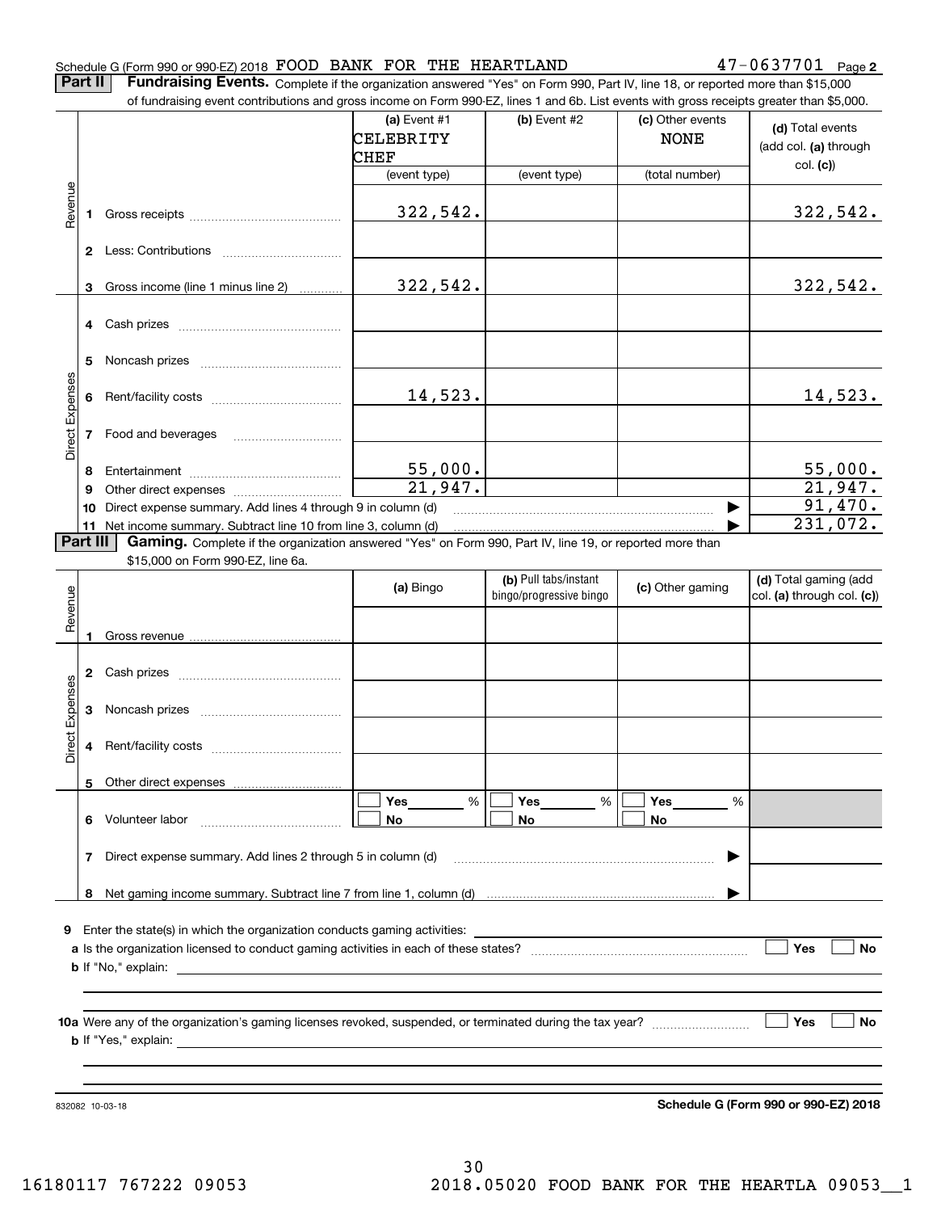Schedule G (Form 990 or 990-EZ) 2018 FOOD BANK FOR THE HEARTLAND 47-0637701 Page 2

**Part II** **Fundraising Events.** Complete if the organization answered "Yes" on Form 990, Part IV, line 18, or reported more than $15,000 of fundraising event contributions and gross income on Form 990-EZ, lines 1 and 6b. List events with gross receipts greater than $5,000.

| | | (a) Event #1 CELEBRITY CHEF (event type) | (b) Event #2 (event type) | (c) Other events NONE (total number) | (d) Total events (add col. (a) through col. (c)) |
|---|---|---|---|---|---|
| Revenue | 1 Gross receipts | 322,542. | | | 322,542. |
| | 2 Less: Contributions | | | | |
| | 3 Gross income (line 1 minus line 2) | 322,542. | | | 322,542. |
| Direct Expenses | 4 Cash prizes | | | | |
| | 5 Noncash prizes | | | | |
| | 6 Rent/facility costs | 14,523. | | | 14,523. |
| | 7 Food and beverages | | | | |
| | 8 Entertainment | 55,000. | | | 55,000. |
| | 9 Other direct expenses | 21,947. | | | 21,947. |
| | 10 Direct expense summary. Add lines 4 through 9 in column (d) | | | ▶ | 91,470. |
| | 11 Net income summary. Subtract line 10 from line 3, column (d) | | | ▶ | 231,072. |

**Part III** **Gaming.** Complete if the organization answered "Yes" on Form 990, Part IV, line 19, or reported more than $15,000 on Form 990-EZ, line 6a.

| | | (a) Bingo | (b) Pull tabs/instant bingo/progressive bingo | (c) Other gaming | (d) Total gaming (add col. (a) through col. (c)) |
|---|---|---|---|---|---|
| Revenue | 1 Gross revenue | | | | |
| Direct Expenses | 2 Cash prizes | | | | |
| | 3 Noncash prizes | | | | |
| | 4 Rent/facility costs | | | | |
| | 5 Other direct expenses | | | | |
| | 6 Volunteer labor | ☐ Yes ____ % ☐ No | ☐ Yes ____ % ☐ No | ☐ Yes ____ % ☐ No | |
| | 7 Direct expense summary. Add lines 2 through 5 in column (d) | | | ▶ | |
| | 8 Net gaming income summary. Subtract line 7 from line 1, column (d) | | | ▶ | |

**9** Enter the state(s) in which the organization conducts gaming activities: ____________________

**a** Is the organization licensed to conduct gaming activities in each of these states? ☐ Yes ☐ No

**b** If "No," explain: ____________________

**10a** Were any of the organization's gaming licenses revoked, suspended, or terminated during the tax year? ☐ Yes ☐ No

**b** If "Yes," explain: ____________________

832082 10-03-18 **Schedule G (Form 990 or 990-EZ) 2018**

16180117 767222 09053 2018.05020 FOOD BANK FOR THE HEARTLA 09053__1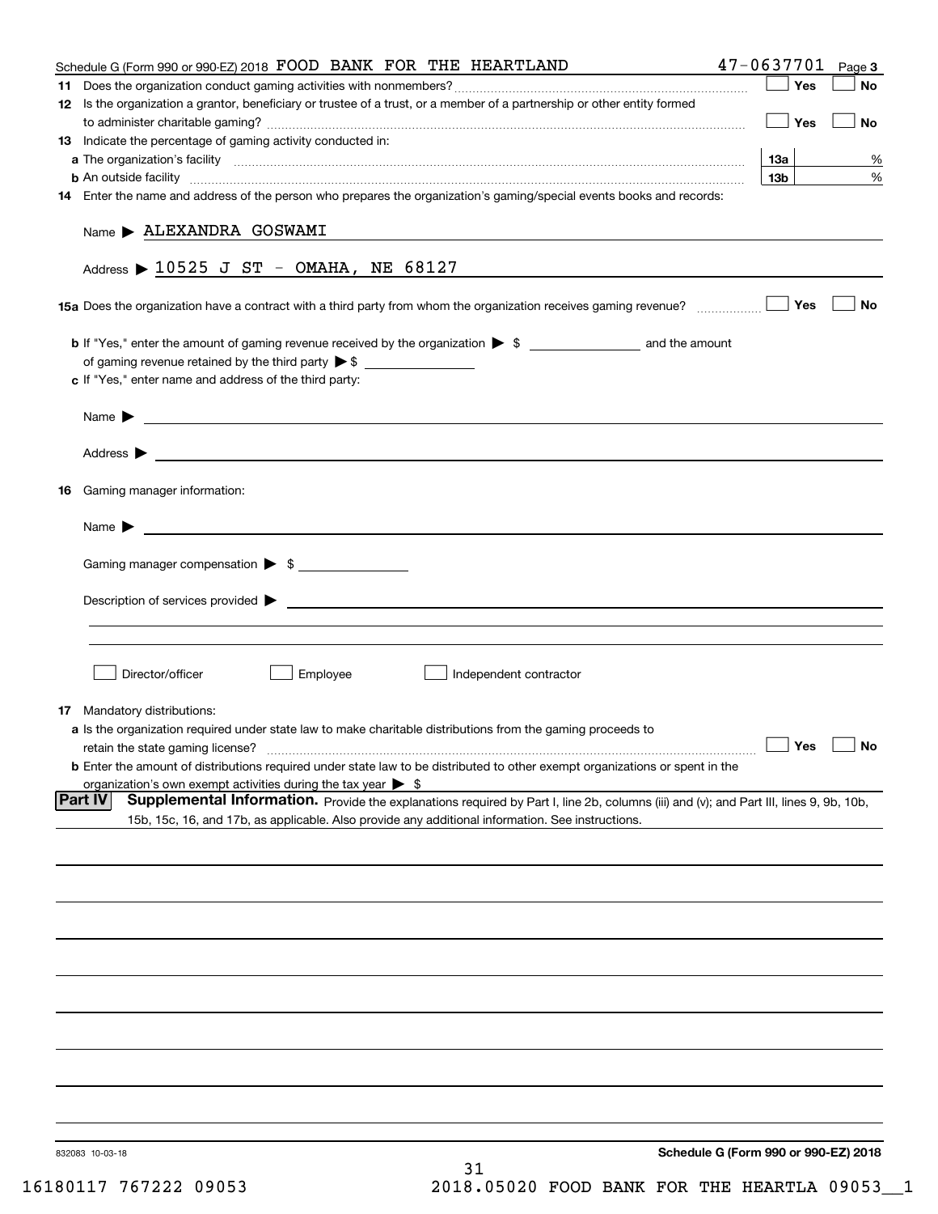Schedule G (Form 990 or 990-EZ) 2018 FOOD BANK FOR THE HEARTLAND 47-0637701 Page 3

11 Does the organization conduct gaming activities with nonmembers? ☐ Yes ☐ No

12 Is the organization a grantor, beneficiary or trustee of a trust, or a member of a partnership or other entity formed to administer charitable gaming? ☐ Yes ☐ No

13 Indicate the percentage of gaming activity conducted in:

a The organization's facility 13a %

b An outside facility 13b %

14 Enter the name and address of the person who prepares the organization's gaming/special events books and records:

Name ▶ ALEXANDRA GOSWAMI

Address ▶ 10525 J ST - OMAHA, NE 68127

15a Does the organization have a contract with a third party from whom the organization receives gaming revenue? ☐ Yes ☐ No

b If "Yes," enter the amount of gaming revenue received by the organization ▶ $ ______ and the amount of gaming revenue retained by the third party ▶ $ ______

c If "Yes," enter name and address of the third party:

Name ▶

Address ▶

16 Gaming manager information:

Name ▶

Gaming manager compensation ▶ $

Description of services provided ▶

☐ Director/officer ☐ Employee ☐ Independent contractor

17 Mandatory distributions:

a Is the organization required under state law to make charitable distributions from the gaming proceeds to retain the state gaming license? ☐ Yes ☐ No

b Enter the amount of distributions required under state law to be distributed to other exempt organizations or spent in the organization's own exempt activities during the tax year ▶ $

**Part IV Supplemental Information.** Provide the explanations required by Part I, line 2b, columns (iii) and (v); and Part III, lines 9, 9b, 10b, 15b, 15c, 16, and 17b, as applicable. Also provide any additional information. See instructions.

832083 10-03-18

Schedule G (Form 990 or 990-EZ) 2018

16180117 767222 09053 2018.05020 FOOD BANK FOR THE HEARTLA 09053__1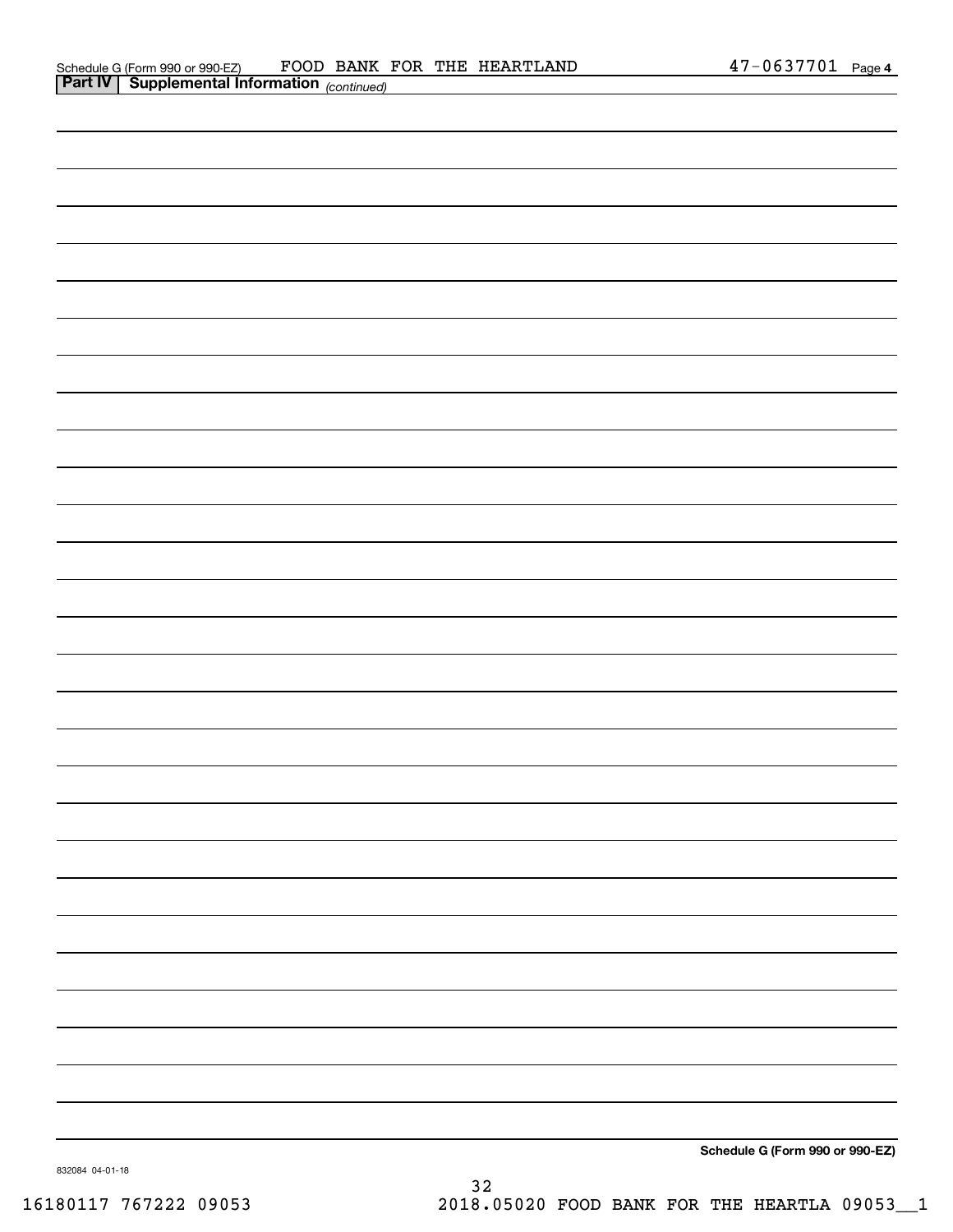Schedule G (Form 990 or 990-EZ) FOOD BANK FOR THE HEARTLAND 47-0637701 Page 4

**Part IV | Supplemental Information** *(continued)*

**Schedule G (Form 990 or 990-EZ)**

832084 04-01-18

16180117 767222 09053 2018.05020 FOOD BANK FOR THE HEARTLA 09053__1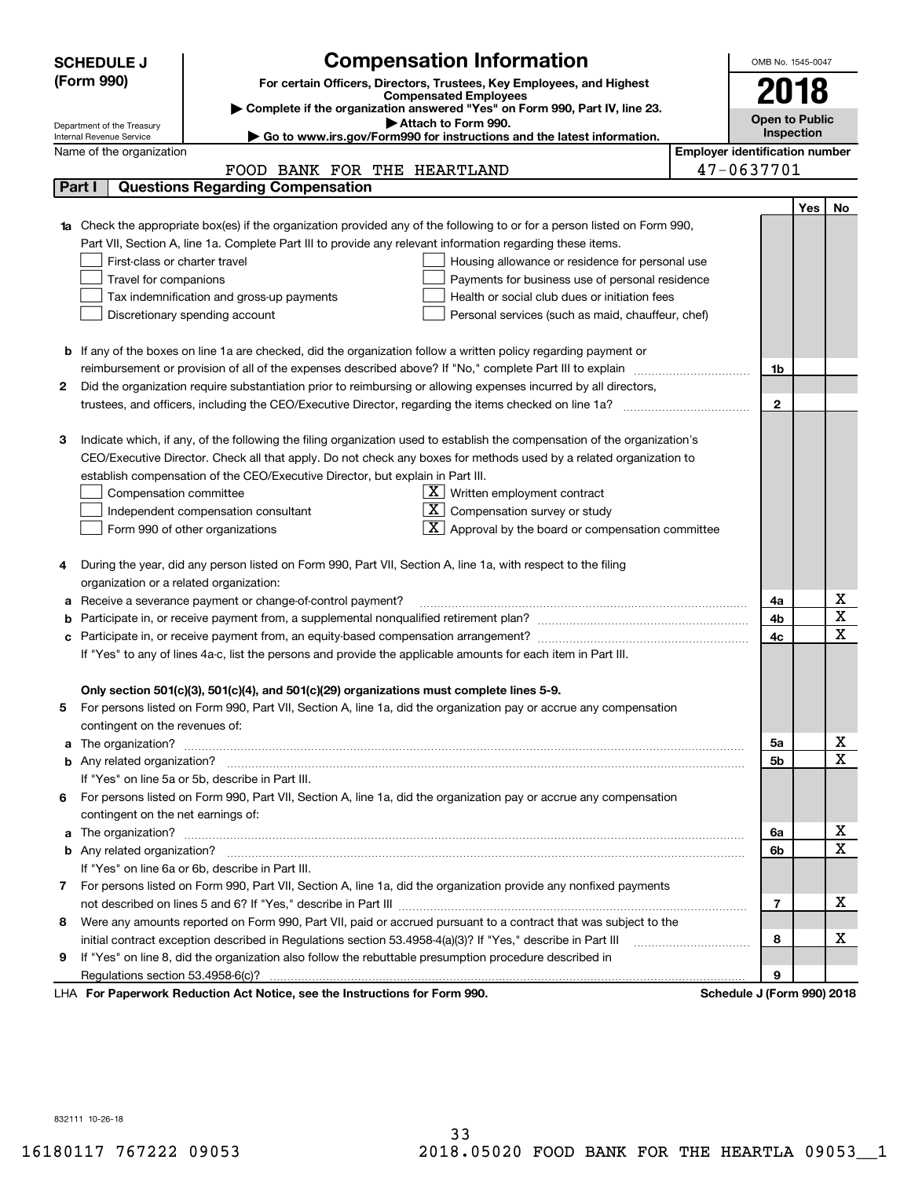**SCHEDULE J (Form 990)**

Department of the Treasury
Internal Revenue Service

# Compensation Information

**For certain Officers, Directors, Trustees, Key Employees, and Highest Compensated Employees**

▶ Complete if the organization answered "Yes" on Form 990, Part IV, line 23.
▶ Attach to Form 990.
▶ Go to www.irs.gov/Form990 for instructions and the latest information.

OMB No. 1545-0047

**2018**

**Open to Public Inspection**

Name of the organization: FOOD BANK FOR THE HEARTLAND

Employer identification number: 47-0637701

## Part I — Questions Regarding Compensation

| | | | Yes | No |
|---|---|---|---|---|
| **1a** | Check the appropriate box(es) if the organization provided any of the following to or for a person listed on Form 990, Part VII, Section A, line 1a. Complete Part III to provide any relevant information regarding these items.<br>☐ First-class or charter travel ☐ Housing allowance or residence for personal use<br>☐ Travel for companions ☐ Payments for business use of personal residence<br>☐ Tax indemnification and gross-up payments ☐ Health or social club dues or initiation fees<br>☐ Discretionary spending account ☐ Personal services (such as maid, chauffeur, chef) | | | |
| **b** | If any of the boxes on line 1a are checked, did the organization follow a written policy regarding payment or reimbursement or provision of all of the expenses described above? If "No," complete Part III to explain | 1b | | |
| **2** | Did the organization require substantiation prior to reimbursing or allowing expenses incurred by all directors, trustees, and officers, including the CEO/Executive Director, regarding the items checked on line 1a? | 2 | | |
| **3** | Indicate which, if any, of the following the filing organization used to establish the compensation of the organization's CEO/Executive Director. Check all that apply. Do not check any boxes for methods used by a related organization to establish compensation of the CEO/Executive Director, but explain in Part III.<br>☐ Compensation committee ☒ Written employment contract<br>☐ Independent compensation consultant ☒ Compensation survey or study<br>☐ Form 990 of other organizations ☒ Approval by the board or compensation committee | | | |
| **4** | During the year, did any person listed on Form 990, Part VII, Section A, line 1a, with respect to the filing organization or a related organization: | | | |
| **a** | Receive a severance payment or change-of-control payment? | 4a | | X |
| **b** | Participate in, or receive payment from, a supplemental nonqualified retirement plan? | 4b | | X |
| **c** | Participate in, or receive payment from, an equity-based compensation arrangement? | 4c | | X |
| | If "Yes" to any of lines 4a-c, list the persons and provide the applicable amounts for each item in Part III. | | | |
| | **Only section 501(c)(3), 501(c)(4), and 501(c)(29) organizations must complete lines 5-9.** | | | |
| **5** | For persons listed on Form 990, Part VII, Section A, line 1a, did the organization pay or accrue any compensation contingent on the revenues of: | | | |
| **a** | The organization? | 5a | | X |
| **b** | Any related organization? | 5b | | X |
| | If "Yes" on line 5a or 5b, describe in Part III. | | | |
| **6** | For persons listed on Form 990, Part VII, Section A, line 1a, did the organization pay or accrue any compensation contingent on the net earnings of: | | | |
| **a** | The organization? | 6a | | X |
| **b** | Any related organization? | 6b | | X |
| | If "Yes" on line 6a or 6b, describe in Part III. | | | |
| **7** | For persons listed on Form 990, Part VII, Section A, line 1a, did the organization provide any nonfixed payments not described on lines 5 and 6? If "Yes," describe in Part III | 7 | | X |
| **8** | Were any amounts reported on Form 990, Part VII, paid or accrued pursuant to a contract that was subject to the initial contract exception described in Regulations section 53.4958-4(a)(3)? If "Yes," describe in Part III | 8 | | X |
| **9** | If "Yes" on line 8, did the organization also follow the rebuttable presumption procedure described in Regulations section 53.4958-6(c)? | 9 | | |

LHA **For Paperwork Reduction Act Notice, see the Instructions for Form 990.** **Schedule J (Form 990) 2018**

832111 10-26-18

16180117 767222 09053 2018.05020 FOOD BANK FOR THE HEARTLA 09053__1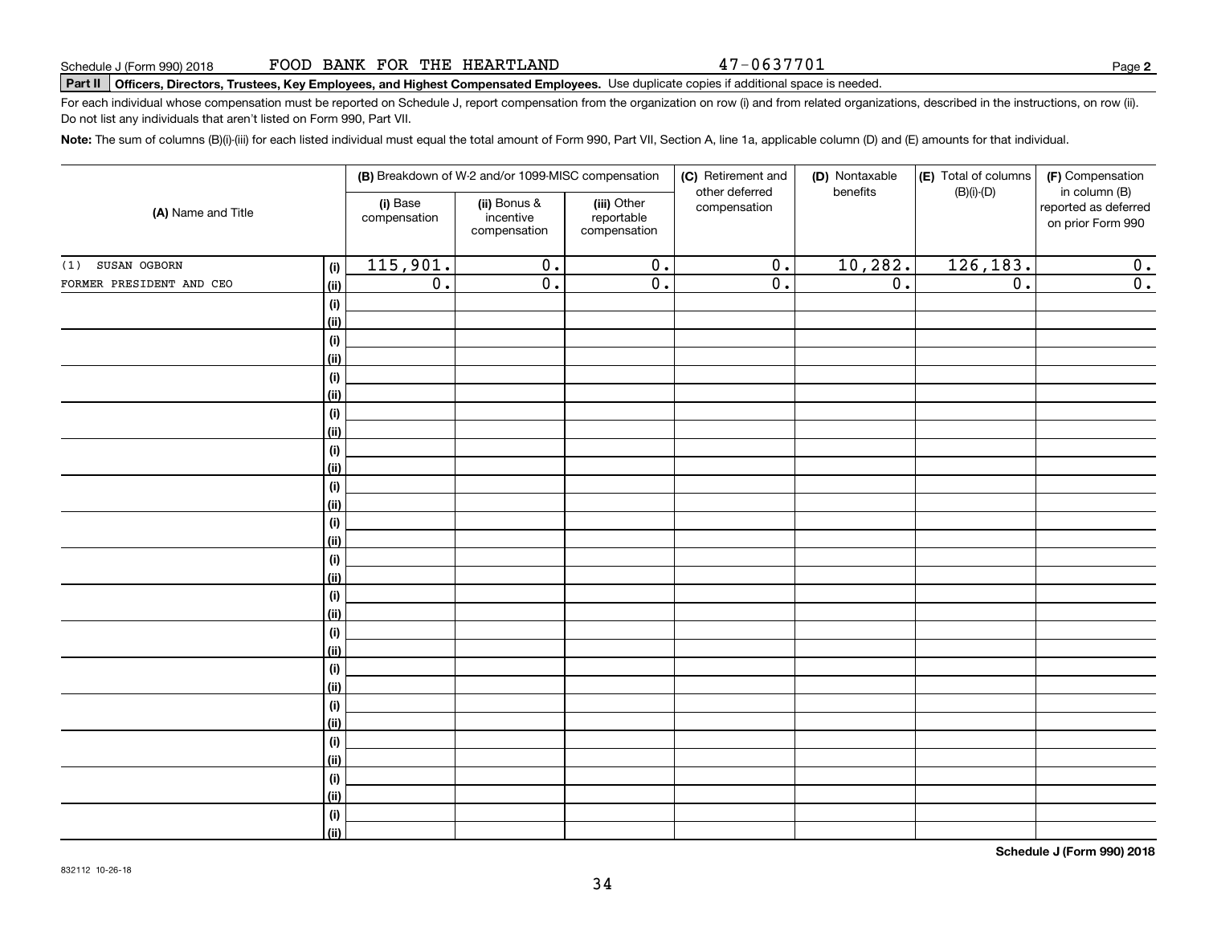Schedule J (Form 990) 2018 FOOD BANK FOR THE HEARTLAND 47-0637701 Page **2**

**Part II Officers, Directors, Trustees, Key Employees, and Highest Compensated Employees.** Use duplicate copies if additional space is needed.

For each individual whose compensation must be reported on Schedule J, report compensation from the organization on row (i) and from related organizations, described in the instructions, on row (ii). Do not list any individuals that aren't listed on Form 990, Part VII.

**Note:** The sum of columns (B)(i)-(iii) for each listed individual must equal the total amount of Form 990, Part VII, Section A, line 1a, applicable column (D) and (E) amounts for that individual.

| (A) Name and Title | | (B) Breakdown of W-2 and/or 1099-MISC compensation | | | (C) Retirement and other deferred compensation | (D) Nontaxable benefits | (E) Total of columns (B)(i)-(D) | (F) Compensation in column (B) reported as deferred on prior Form 990 |
|---|---|---|---|---|---|---|---|---|
| | | (i) Base compensation | (ii) Bonus & incentive compensation | (iii) Other reportable compensation | | | | |
| (1) SUSAN OGBORN | (i) | 115,901. | 0. | 0. | 0. | 10,282. | 126,183. | 0. |
| FORMER PRESIDENT AND CEO | (ii) | 0. | 0. | 0. | 0. | 0. | 0. | 0. |
| | (i) | | | | | | | |
| | (ii) | | | | | | | |
| | (i) | | | | | | | |
| | (ii) | | | | | | | |
| | (i) | | | | | | | |
| | (ii) | | | | | | | |
| | (i) | | | | | | | |
| | (ii) | | | | | | | |
| | (i) | | | | | | | |
| | (ii) | | | | | | | |
| | (i) | | | | | | | |
| | (ii) | | | | | | | |
| | (i) | | | | | | | |
| | (ii) | | | | | | | |
| | (i) | | | | | | | |
| | (ii) | | | | | | | |
| | (i) | | | | | | | |
| | (ii) | | | | | | | |
| | (i) | | | | | | | |
| | (ii) | | | | | | | |
| | (i) | | | | | | | |
| | (ii) | | | | | | | |
| | (i) | | | | | | | |
| | (ii) | | | | | | | |
| | (i) | | | | | | | |
| | (ii) | | | | | | | |
| | (i) | | | | | | | |
| | (ii) | | | | | | | |
| | (i) | | | | | | | |
| | (ii) | | | | | | | |

**Schedule J (Form 990) 2018**

832112 10-26-18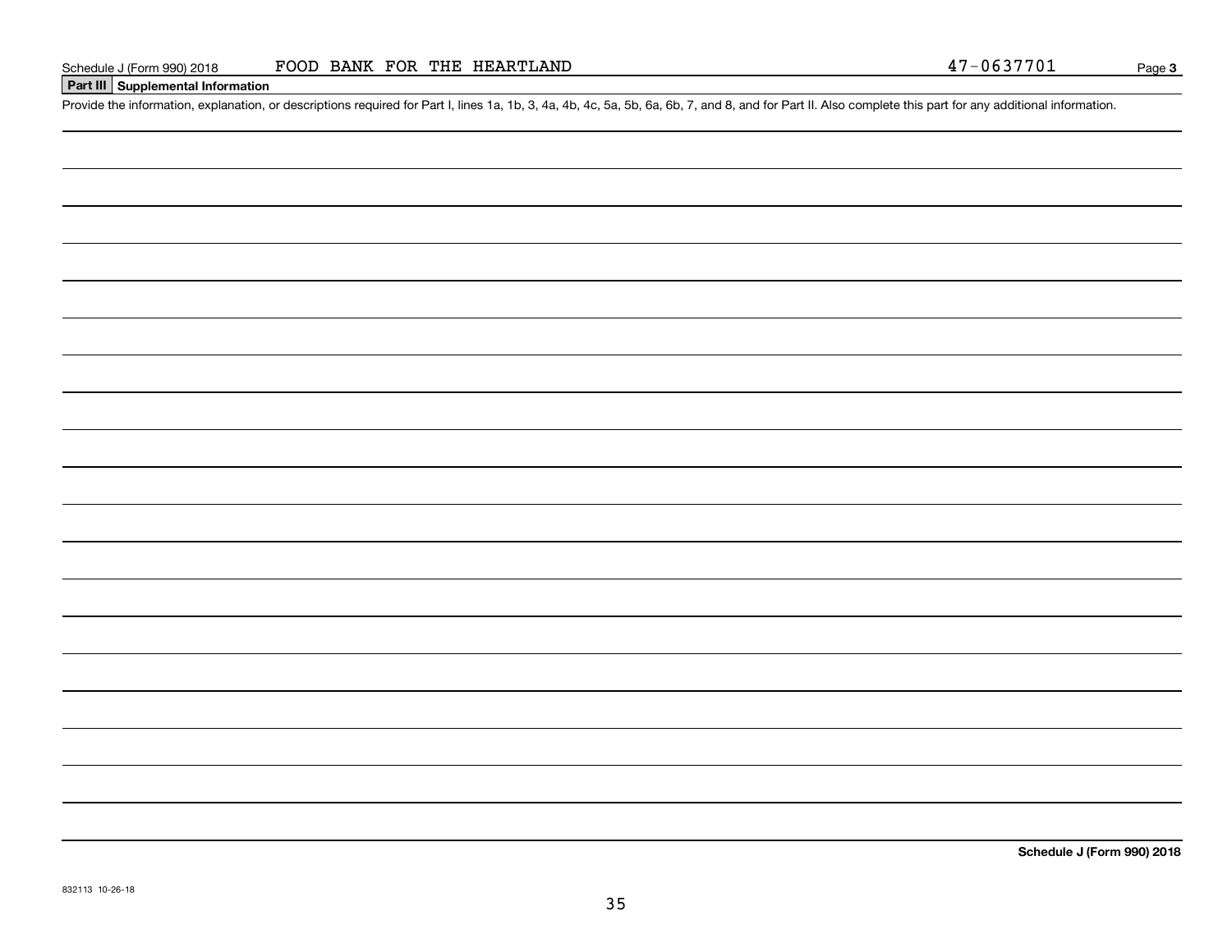## Part III Supplemental Information

Provide the information, explanation, or descriptions required for Part I, lines 1a, 1b, 3, 4a, 4b, 4c, 5a, 5b, 6a, 6b, 7, and 8, and for Part II. Also complete this part for any additional information.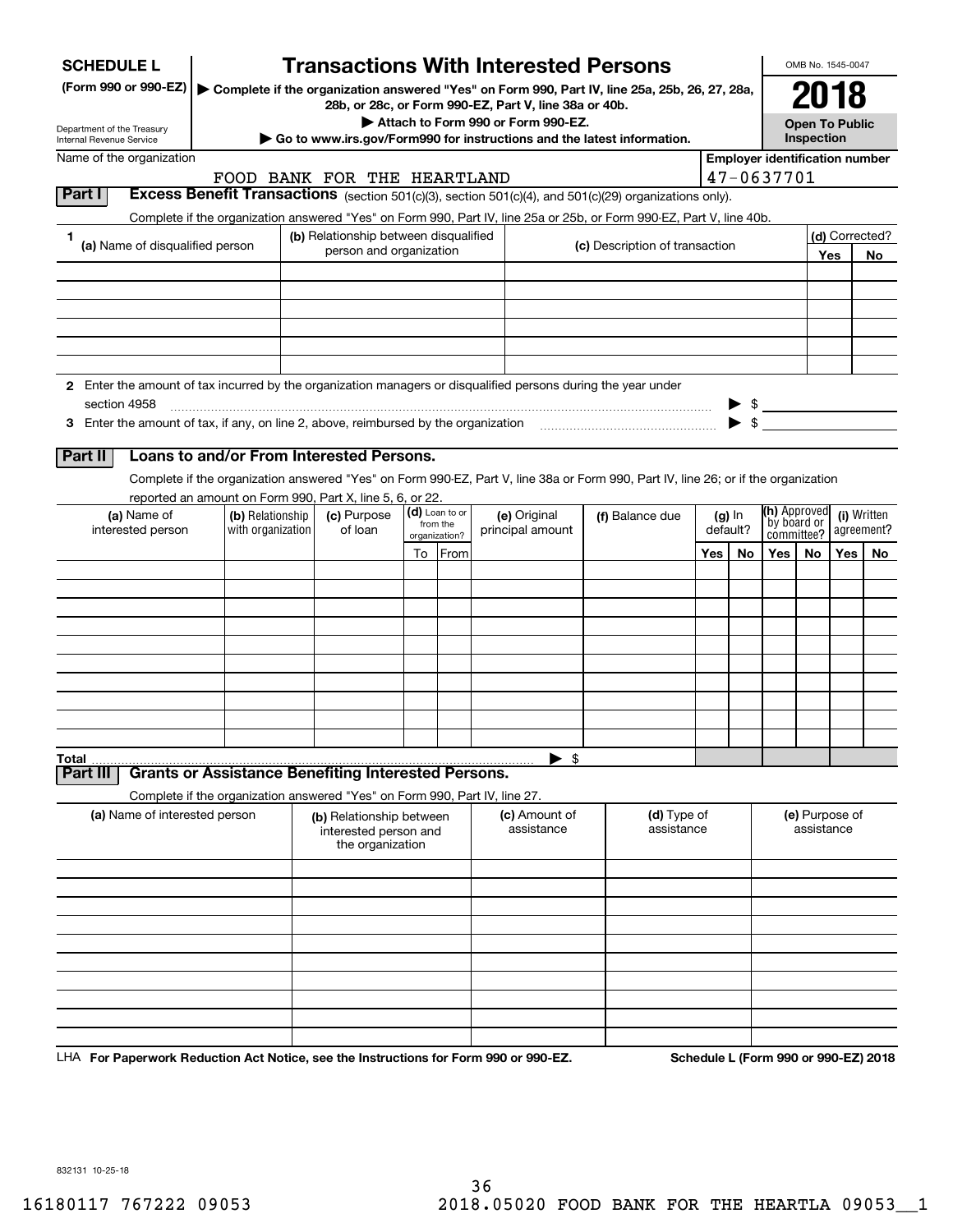**SCHEDULE L**
**(Form 990 or 990-EZ)**

Department of the Treasury
Internal Revenue Service

# Transactions With Interested Persons

▶ Complete if the organization answered "Yes" on Form 990, Part IV, line 25a, 25b, 26, 27, 28a, 28b, or 28c, or Form 990-EZ, Part V, line 38a or 40b.
▶ Attach to Form 990 or Form 990-EZ.
▶ Go to www.irs.gov/Form990 for instructions and the latest information.

OMB No. 1545-0047
**2018**
**Open To Public Inspection**

Name of the organization: FOOD BANK FOR THE HEARTLAND
Employer identification number: 47-0637701

## Part I Excess Benefit Transactions (section 501(c)(3), section 501(c)(4), and 501(c)(29) organizations only).

Complete if the organization answered "Yes" on Form 990, Part IV, line 25a or 25b, or Form 990-EZ, Part V, line 40b.

| 1 (a) Name of disqualified person | (b) Relationship between disqualified person and organization | (c) Description of transaction | (d) Corrected? Yes | No |
|---|---|---|---|---|
| | | | | |
| | | | | |
| | | | | |
| | | | | |
| | | | | |
| | | | | |

2 Enter the amount of tax incurred by the organization managers or disqualified persons during the year under section 4958 ▶ $

3 Enter the amount of tax, if any, on line 2, above, reimbursed by the organization ▶ $

## Part II Loans to and/or From Interested Persons.

Complete if the organization answered "Yes" on Form 990-EZ, Part V, line 38a or Form 990, Part IV, line 26; or if the organization reported an amount on Form 990, Part X, line 5, 6, or 22.

| (a) Name of interested person | (b) Relationship with organization | (c) Purpose of loan | (d) Loan to or from the organization? To | From | (e) Original principal amount | (f) Balance due | (g) In default? Yes | No | (h) Approved by board or committee? Yes | No | (i) Written agreement? Yes | No |
|---|---|---|---|---|---|---|---|---|---|---|---|---|
| | | | | | | | | | | | | |
| | | | | | | | | | | | | |
| | | | | | | | | | | | | |
| | | | | | | | | | | | | |
| | | | | | | | | | | | | |
| | | | | | | | | | | | | |
| | | | | | | | | | | | | |
| | | | | | | | | | | | | |
| | | | | | | | | | | | | |
| | | | | | | | | | | | | |
| Total | | | | | ▶ $ | | | | | | | |

## Part III Grants or Assistance Benefiting Interested Persons.

Complete if the organization answered "Yes" on Form 990, Part IV, line 27.

| (a) Name of interested person | (b) Relationship between interested person and the organization | (c) Amount of assistance | (d) Type of assistance | (e) Purpose of assistance |
|---|---|---|---|---|
| | | | | |
| | | | | |
| | | | | |
| | | | | |
| | | | | |
| | | | | |
| | | | | |
| | | | | |
| | | | | |
| | | | | |

LHA For Paperwork Reduction Act Notice, see the Instructions for Form 990 or 990-EZ. Schedule L (Form 990 or 990-EZ) 2018

832131 10-25-18

16180117 767222 09053 2018.05020 FOOD BANK FOR THE HEARTLA 09053__1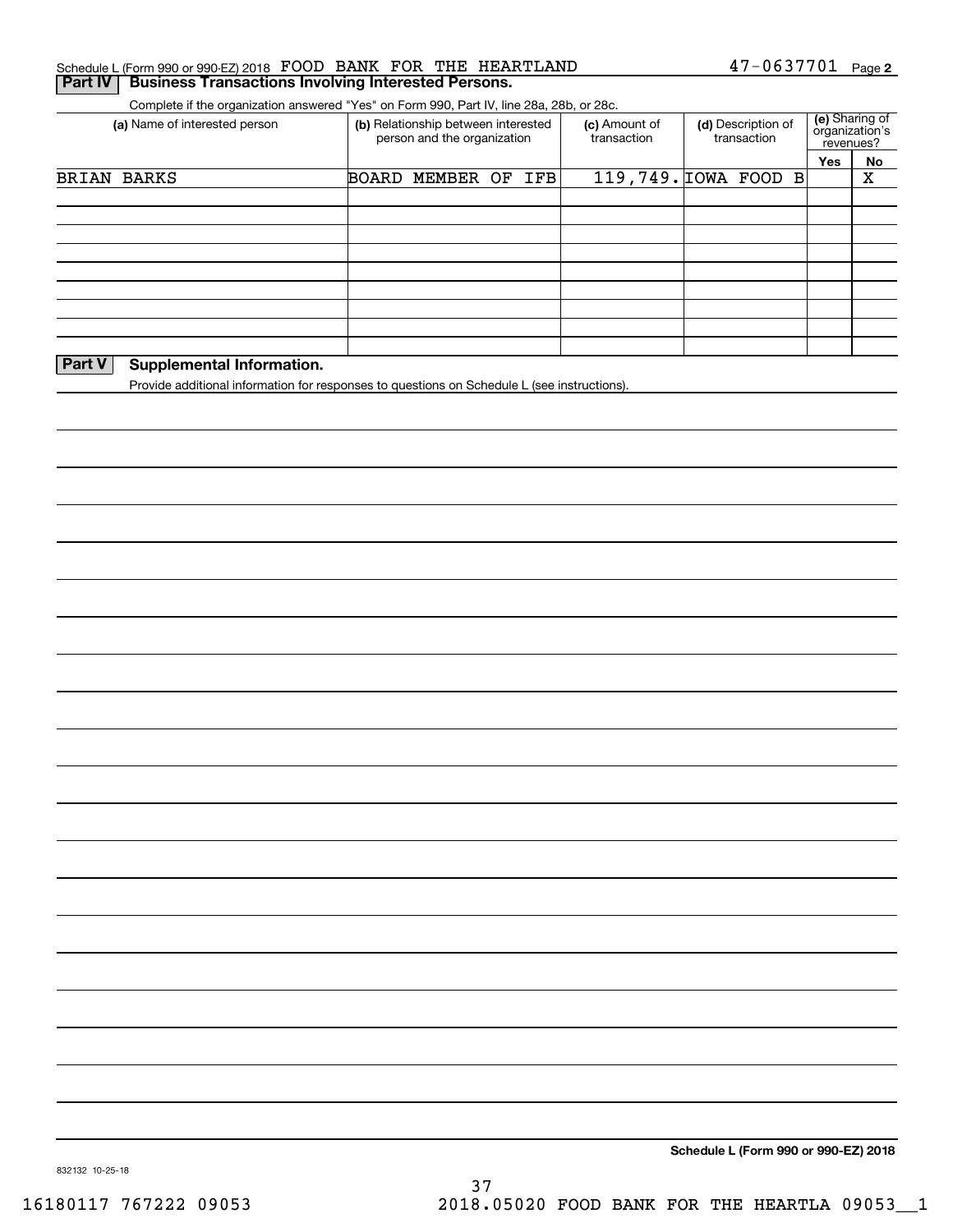Schedule L (Form 990 or 990-EZ) 2018 FOOD BANK FOR THE HEARTLAND 47-0637701 Page 2

## Part IV Business Transactions Involving Interested Persons.

Complete if the organization answered "Yes" on Form 990, Part IV, line 28a, 28b, or 28c.

| (a) Name of interested person | (b) Relationship between interested person and the organization | (c) Amount of transaction | (d) Description of transaction | (e) Sharing of organization's revenues? | |
|---|---|---|---|---|---|
| | | | | Yes | No |
| BRIAN BARKS | BOARD MEMBER OF IFB | 119,749. | IOWA FOOD B | | X |
| | | | | | |
| | | | | | |
| | | | | | |
| | | | | | |
| | | | | | |
| | | | | | |
| | | | | | |
| | | | | | |

## Part V Supplemental Information.

Provide additional information for responses to questions on Schedule L (see instructions).

Schedule L (Form 990 or 990-EZ) 2018

832132 10-25-18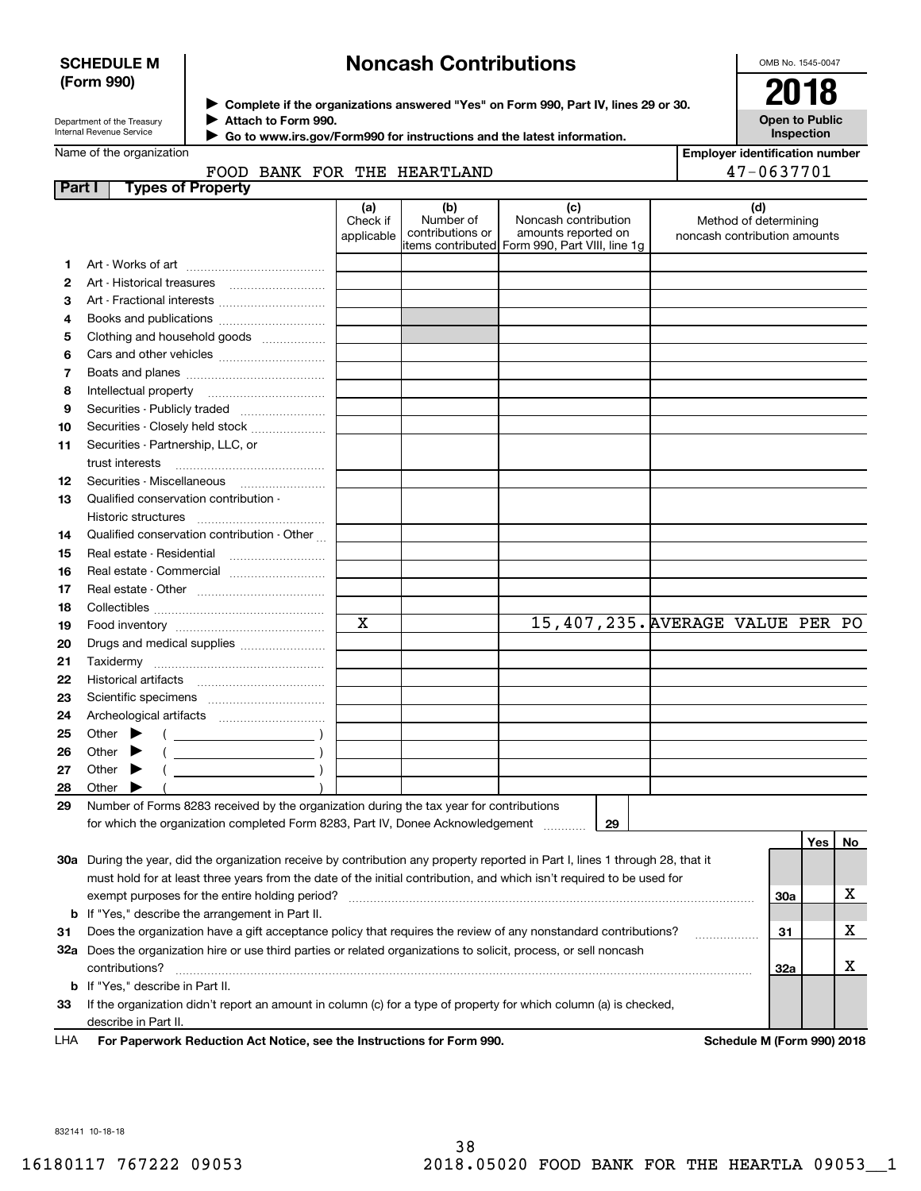**SCHEDULE M (Form 990)**

Department of the Treasury
Internal Revenue Service

# Noncash Contributions

▶ Complete if the organizations answered "Yes" on Form 990, Part IV, lines 29 or 30.
▶ Attach to Form 990.
▶ Go to www.irs.gov/Form990 for instructions and the latest information.

OMB No. 1545-0047

**2018**

**Open to Public Inspection**

Name of the organization: FOOD BANK FOR THE HEARTLAND

Employer identification number: 47-0637701

## Part I Types of Property

| | | (a) Check if applicable | (b) Number of contributions or items contributed | (c) Noncash contribution amounts reported on Form 990, Part VIII, line 1g | (d) Method of determining noncash contribution amounts |
|---|---|---|---|---|---|
| 1 | Art - Works of art | | | | |
| 2 | Art - Historical treasures | | | | |
| 3 | Art - Fractional interests | | | | |
| 4 | Books and publications | | | | |
| 5 | Clothing and household goods | | | | |
| 6 | Cars and other vehicles | | | | |
| 7 | Boats and planes | | | | |
| 8 | Intellectual property | | | | |
| 9 | Securities - Publicly traded | | | | |
| 10 | Securities - Closely held stock | | | | |
| 11 | Securities - Partnership, LLC, or trust interests | | | | |
| 12 | Securities - Miscellaneous | | | | |
| 13 | Qualified conservation contribution - Historic structures | | | | |
| 14 | Qualified conservation contribution - Other | | | | |
| 15 | Real estate - Residential | | | | |
| 16 | Real estate - Commercial | | | | |
| 17 | Real estate - Other | | | | |
| 18 | Collectibles | | | | |
| 19 | Food inventory | X | | 15,407,235. | AVERAGE VALUE PER PO |
| 20 | Drugs and medical supplies | | | | |
| 21 | Taxidermy | | | | |
| 22 | Historical artifacts | | | | |
| 23 | Scientific specimens | | | | |
| 24 | Archeological artifacts | | | | |
| 25 | Other ▶ ( ) | | | | |
| 26 | Other ▶ ( ) | | | | |
| 27 | Other ▶ ( ) | | | | |
| 28 | Other ▶ ( ) | | | | |

29 Number of Forms 8283 received by the organization during the tax year for contributions for which the organization completed Form 8283, Part IV, Donee Acknowledgement ..... 29

| | | | Yes | No |
|---|---|---|---|---|
| 30a | During the year, did the organization receive by contribution any property reported in Part I, lines 1 through 28, that it must hold for at least three years from the date of the initial contribution, and which isn't required to be used for exempt purposes for the entire holding period? | 30a | | X |
| b | If "Yes," describe the arrangement in Part II. | | | |
| 31 | Does the organization have a gift acceptance policy that requires the review of any nonstandard contributions? | 31 | | X |
| 32a | Does the organization hire or use third parties or related organizations to solicit, process, or sell noncash contributions? | 32a | | X |
| b | If "Yes," describe in Part II. | | | |
| 33 | If the organization didn't report an amount in column (c) for a type of property for which column (a) is checked, describe in Part II. | | | |

LHA **For Paperwork Reduction Act Notice, see the Instructions for Form 990.** **Schedule M (Form 990) 2018**

832141 10-18-18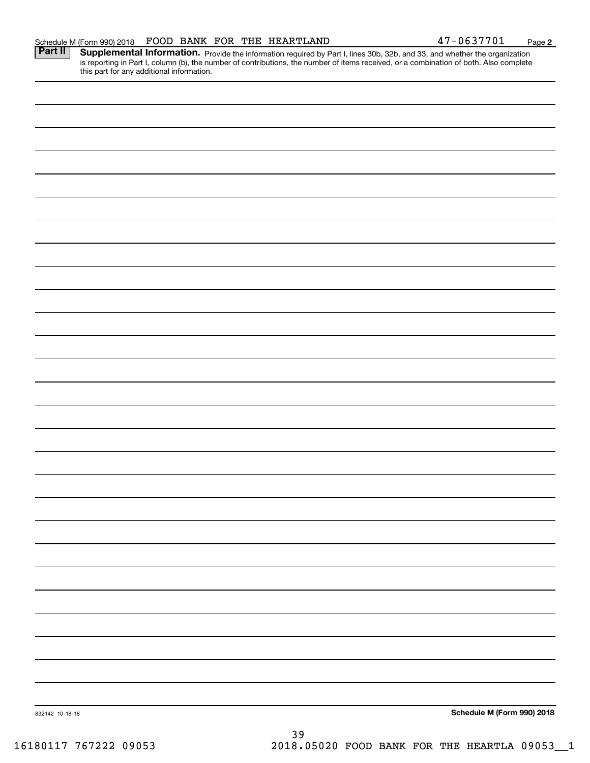Schedule M (Form 990) 2018 FOOD BANK FOR THE HEARTLAND 47-0637701

**Part II** **Supplemental Information.** Provide the information required by Part I, lines 30b, 32b, and 33, and whether the organization is reporting in Part I, column (b), the number of contributions, the number of items received, or a combination of both. Also complete this part for any additional information.

832142 10-18-18

**Schedule M (Form 990) 2018**

16180117 767222 09053 2018.05020 FOOD BANK FOR THE HEARTLA 09053__1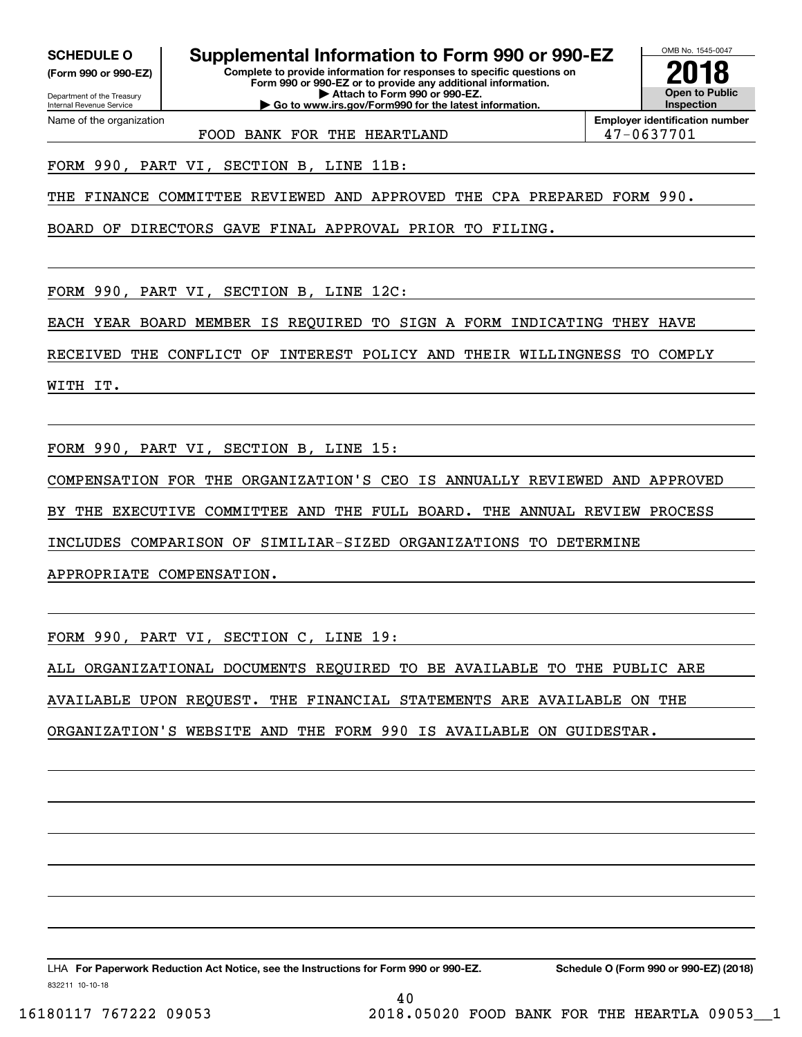**SCHEDULE O**
**(Form 990 or 990-EZ)**

Department of the Treasury
Internal Revenue Service

# Supplemental Information to Form 990 or 990-EZ

**Complete to provide information for responses to specific questions on Form 990 or 990-EZ or to provide any additional information.**
**▶ Attach to Form 990 or 990-EZ.**
**▶ Go to www.irs.gov/Form990 for the latest information.**

OMB No. 1545-0047

**2018**

**Open to Public Inspection**

| Name of the organization | Employer identification number |
|---|---|
| FOOD BANK FOR THE HEARTLAND | 47-0637701 |

FORM 990, PART VI, SECTION B, LINE 11B:

THE FINANCE COMMITTEE REVIEWED AND APPROVED THE CPA PREPARED FORM 990.

BOARD OF DIRECTORS GAVE FINAL APPROVAL PRIOR TO FILING.

FORM 990, PART VI, SECTION B, LINE 12C:

EACH YEAR BOARD MEMBER IS REQUIRED TO SIGN A FORM INDICATING THEY HAVE RECEIVED THE CONFLICT OF INTEREST POLICY AND THEIR WILLINGNESS TO COMPLY WITH IT.

FORM 990, PART VI, SECTION B, LINE 15:

COMPENSATION FOR THE ORGANIZATION'S CEO IS ANNUALLY REVIEWED AND APPROVED BY THE EXECUTIVE COMMITTEE AND THE FULL BOARD. THE ANNUAL REVIEW PROCESS INCLUDES COMPARISON OF SIMILIAR-SIZED ORGANIZATIONS TO DETERMINE APPROPRIATE COMPENSATION.

FORM 990, PART VI, SECTION C, LINE 19:

ALL ORGANIZATIONAL DOCUMENTS REQUIRED TO BE AVAILABLE TO THE PUBLIC ARE AVAILABLE UPON REQUEST. THE FINANCIAL STATEMENTS ARE AVAILABLE ON THE ORGANIZATION'S WEBSITE AND THE FORM 990 IS AVAILABLE ON GUIDESTAR.

LHA **For Paperwork Reduction Act Notice, see the Instructions for Form 990 or 990-EZ.** **Schedule O (Form 990 or 990-EZ) (2018)**

832211 10-10-18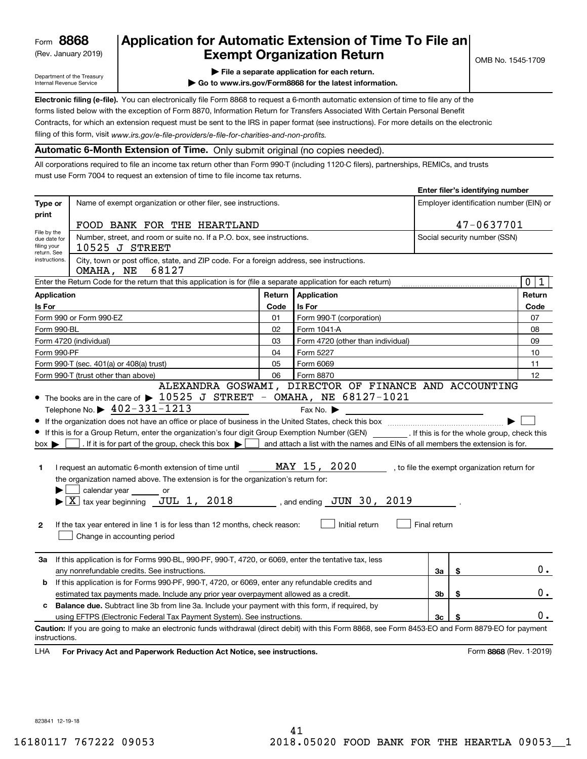Form **8868**
(Rev. January 2019)
Department of the Treasury
Internal Revenue Service

# Application for Automatic Extension of Time To File an Exempt Organization Return

OMB No. 1545-1709

▶ File a separate application for each return.
▶ Go to www.irs.gov/Form8868 for the latest information.

**Electronic filing (e-file).** You can electronically file Form 8868 to request a 6-month automatic extension of time to file any of the forms listed below with the exception of Form 8870, Information Return for Transfers Associated With Certain Personal Benefit Contracts, for which an extension request must be sent to the IRS in paper format (see instructions). For more details on the electronic filing of this form, visit *www.irs.gov/e-file-providers/e-file-for-charities-and-non-profits.*

**Automatic 6-Month Extension of Time.** Only submit original (no copies needed).

All corporations required to file an income tax return other than Form 990-T (including 1120-C filers), partnerships, REMICs, and trusts must use Form 7004 to request an extension of time to file income tax returns.

| Type or print | | Enter filer's identifying number |
|---|---|---|
| File by the due date for filing your return. See instructions. | Name of exempt organization or other filer, see instructions. FOOD BANK FOR THE HEARTLAND | Employer identification number (EIN) or 47-0637701 |
| | Number, street, and room or suite no. If a P.O. box, see instructions. 10525 J STREET | Social security number (SSN) |
| | City, town or post office, state, and ZIP code. For a foreign address, see instructions. OMAHA, NE 68127 | |

Enter the Return Code for the return that this application is for (file a separate application for each return) 0 1

| Application Is For | Return Code | Application Is For | Return Code |
|---|---|---|---|
| Form 990 or Form 990-EZ | 01 | Form 990-T (corporation) | 07 |
| Form 990-BL | 02 | Form 1041-A | 08 |
| Form 4720 (individual) | 03 | Form 4720 (other than individual) | 09 |
| Form 990-PF | 04 | Form 5227 | 10 |
| Form 990-T (sec. 401(a) or 408(a) trust) | 05 | Form 6069 | 11 |
| Form 990-T (trust other than above) | 06 | Form 8870 | 12 |

- The books are in the care of ▶ ALEXANDRA GOSWAMI, DIRECTOR OF FINANCE AND ACCOUNTING 10525 J STREET - OMAHA, NE 68127-1021
  Telephone No. ▶ 402-331-1213    Fax No. ▶
- If the organization does not have an office or place of business in the United States, check this box ▶ ☐
- If this is for a Group Return, enter the organization's four digit Group Exemption Number (GEN) ______ . If this is for the whole group, check this box ▶ ☐ . If it is for part of the group, check this box ▶ ☐ and attach a list with the names and EINs of all members the extension is for.

**1** I request an automatic 6-month extension of time until MAY 15, 2020 , to file the exempt organization return for the organization named above. The extension is for the organization's return for:
▶ ☐ calendar year ______ or
▶ ☒ tax year beginning JUL 1, 2018 , and ending JUN 30, 2019 .

**2** If the tax year entered in line 1 is for less than 12 months, check reason: ☐ Initial return ☐ Final return ☐ Change in accounting period

| | | | | |
|---|---|---|---|---|
| **3a** | If this application is for Forms 990-BL, 990-PF, 990-T, 4720, or 6069, enter the tentative tax, less any nonrefundable credits. See instructions. | 3a | $ | 0. |
| **b** | If this application is for Forms 990-PF, 990-T, 4720, or 6069, enter any refundable credits and estimated tax payments made. Include any prior year overpayment allowed as a credit. | 3b | $ | 0. |
| **c** | **Balance due.** Subtract line 3b from line 3a. Include your payment with this form, if required, by using EFTPS (Electronic Federal Tax Payment System). See instructions. | 3c | $ | 0. |

**Caution:** If you are going to make an electronic funds withdrawal (direct debit) with this Form 8868, see Form 8453-EO and Form 8879-EO for payment instructions.

LHA **For Privacy Act and Paperwork Reduction Act Notice, see instructions.** Form **8868** (Rev. 1-2019)

823841 12-19-18

16180117 767222 09053 2018.05020 FOOD BANK FOR THE HEARTLA 09053__1